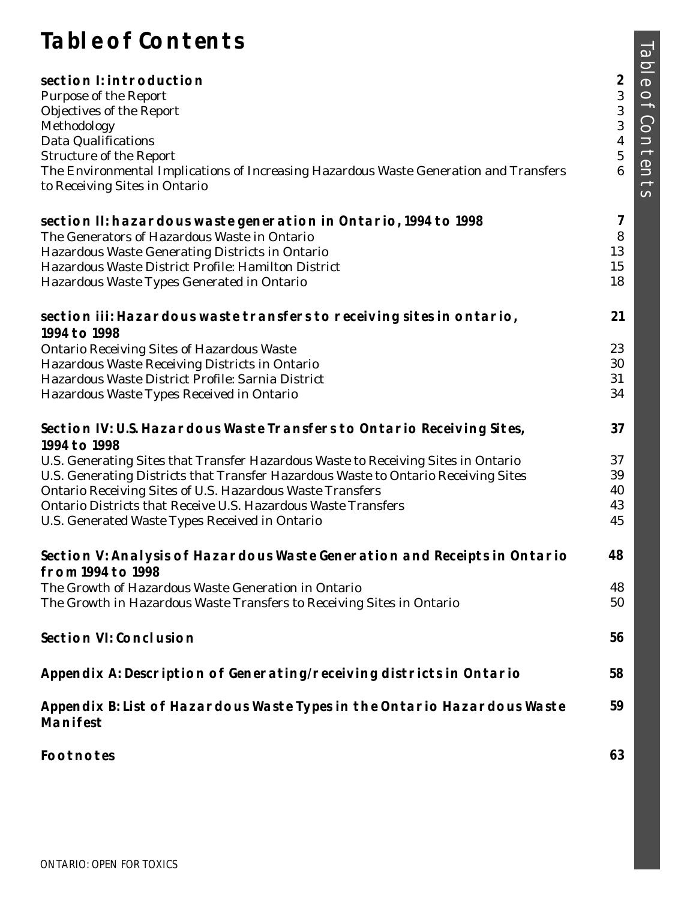# Table of Contents

| | |
|---|---|
| **section I: introduction** | **2** |
| Purpose of the Report | 3 |
| Objectives of the Report | 3 |
| Methodology | 3 |
| Data Qualifications | 4 |
| Structure of the Report | 5 |
| The Environmental Implications of Increasing Hazardous Waste Generation and Transfers to Receiving Sites in Ontario | 6 |
| **section II: hazardous waste generation in Ontario, 1994 to 1998** | **7** |
| The Generators of Hazardous Waste in Ontario | 8 |
| Hazardous Waste Generating Districts in Ontario | 13 |
| Hazardous Waste District Profile: Hamilton District | 15 |
| Hazardous Waste Types Generated in Ontario | 18 |
| **section iii: Hazardous waste transfers to receiving sites in ontario, 1994 to 1998** | **21** |
| Ontario Receiving Sites of Hazardous Waste | 23 |
| Hazardous Waste Receiving Districts in Ontario | 30 |
| Hazardous Waste District Profile: Sarnia District | 31 |
| Hazardous Waste Types Received in Ontario | 34 |
| **Section IV: U.S. Hazardous Waste Transfers to Ontario Receiving Sites, 1994 to 1998** | **37** |
| U.S. Generating Sites that Transfer Hazardous Waste to Receiving Sites in Ontario | 37 |
| U.S. Generating Districts that Transfer Hazardous Waste to Ontario Receiving Sites | 39 |
| Ontario Receiving Sites of U.S. Hazardous Waste Transfers | 40 |
| Ontario Districts that Receive U.S. Hazardous Waste Transfers | 43 |
| U.S. Generated Waste Types Received in Ontario | 45 |
| **Section V: Analysis of Hazardous Waste Generation and Receipts in Ontario from 1994 to 1998** | **48** |
| The Growth of Hazardous Waste Generation in Ontario | 48 |
| The Growth in Hazardous Waste Transfers to Receiving Sites in Ontario | 50 |
| **Section VI: Conclusion** | **56** |
| **Appendix A: Description of Generating/receiving districts in Ontario** | **58** |
| **Appendix B: List of Hazardous Waste Types in the Ontario Hazardous Waste Manifest** | **59** |
| **Footnotes** | **63** |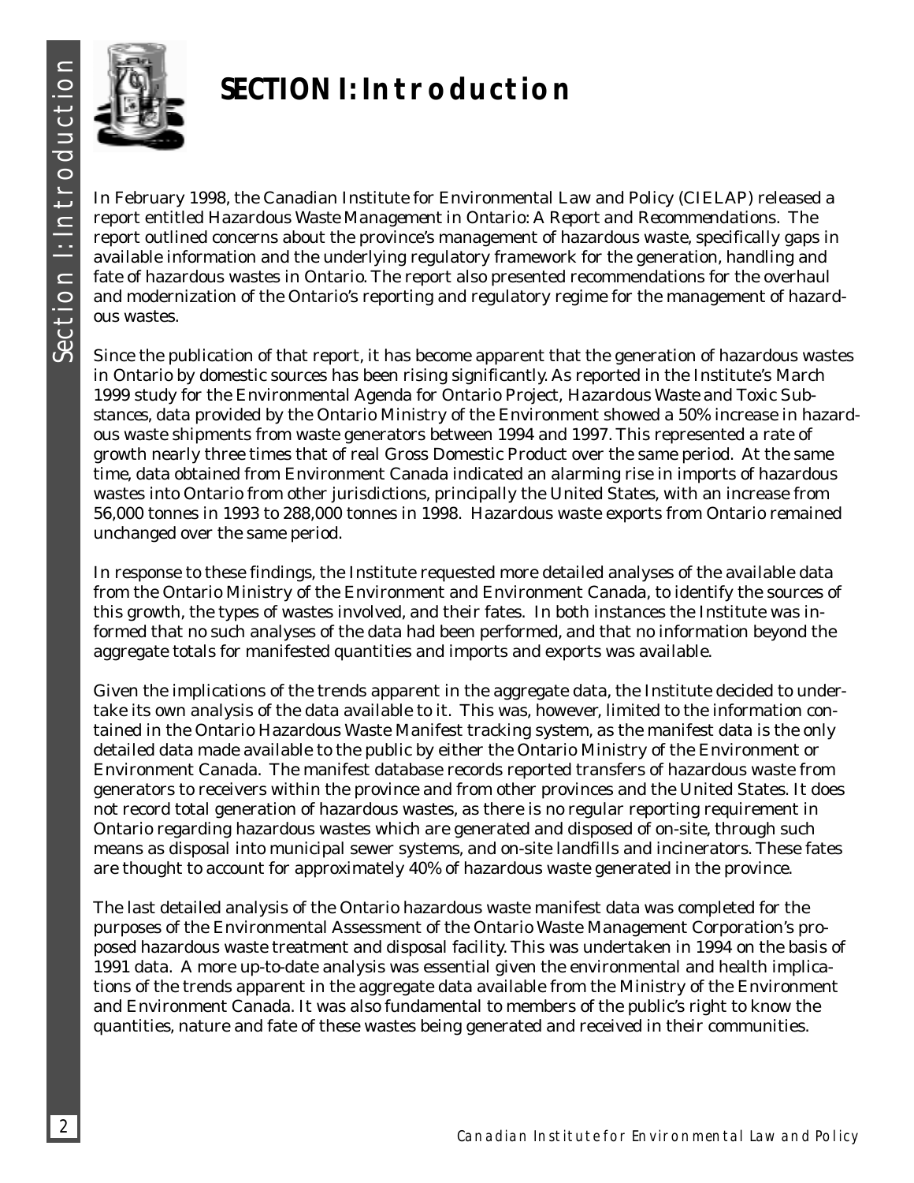# SECTION I: Introduction

In February 1998, the Canadian Institute for Environmental Law and Policy (CIELAP) released a report entitled *Hazardous Waste Management in Ontario: A Report and Recommendations*. The report outlined concerns about the province's management of hazardous waste, specifically gaps in available information and the underlying regulatory framework for the generation, handling and fate of hazardous wastes in Ontario. The report also presented recommendations for the overhaul and modernization of the Ontario's reporting and regulatory regime for the management of hazardous wastes.

Since the publication of that report, it has become apparent that the generation of hazardous wastes in Ontario by domestic sources has been rising significantly. As reported in the Institute's March 1999 study for the Environmental Agenda for Ontario Project, *Hazardous Waste and Toxic Substances*, data provided by the Ontario Ministry of the Environment showed a 50% increase in hazardous waste shipments from waste generators between 1994 and 1997. This represented a rate of growth nearly three times that of real Gross Domestic Product over the same period. At the same time, data obtained from Environment Canada indicated an alarming rise in imports of hazardous wastes into Ontario from other jurisdictions, principally the United States, with an increase from 56,000 tonnes in 1993 to 288,000 tonnes in 1998. Hazardous waste exports from Ontario remained unchanged over the same period.

In response to these findings, the Institute requested more detailed analyses of the available data from the Ontario Ministry of the Environment and Environment Canada, to identify the sources of this growth, the types of wastes involved, and their fates. In both instances the Institute was informed that no such analyses of the data had been performed, and that no information beyond the aggregate totals for manifested quantities and imports and exports was available.

Given the implications of the trends apparent in the aggregate data, the Institute decided to undertake its own analysis of the data available to it. This was, however, limited to the information contained in the Ontario Hazardous Waste Manifest tracking system, as the manifest data is the only detailed data made available to the public by either the Ontario Ministry of the Environment or Environment Canada. The manifest database records reported transfers of hazardous waste from generators to receivers within the province and from other provinces and the United States. It does not record total generation of hazardous wastes, as there is no regular reporting requirement in Ontario regarding hazardous wastes which are generated and disposed of on-site, through such means as disposal into municipal sewer systems, and on-site landfills and incinerators. These fates are thought to account for approximately 40% of hazardous waste generated in the province.

The last detailed analysis of the Ontario hazardous waste manifest data was completed for the purposes of the Environmental Assessment of the Ontario Waste Management Corporation's proposed hazardous waste treatment and disposal facility. This was undertaken in 1994 on the basis of 1991 data. A more up-to-date analysis was essential given the environmental and health implications of the trends apparent in the aggregate data available from the Ministry of the Environment and Environment Canada. It was also fundamental to members of the public's right to know the quantities, nature and fate of these wastes being generated and received in their communities.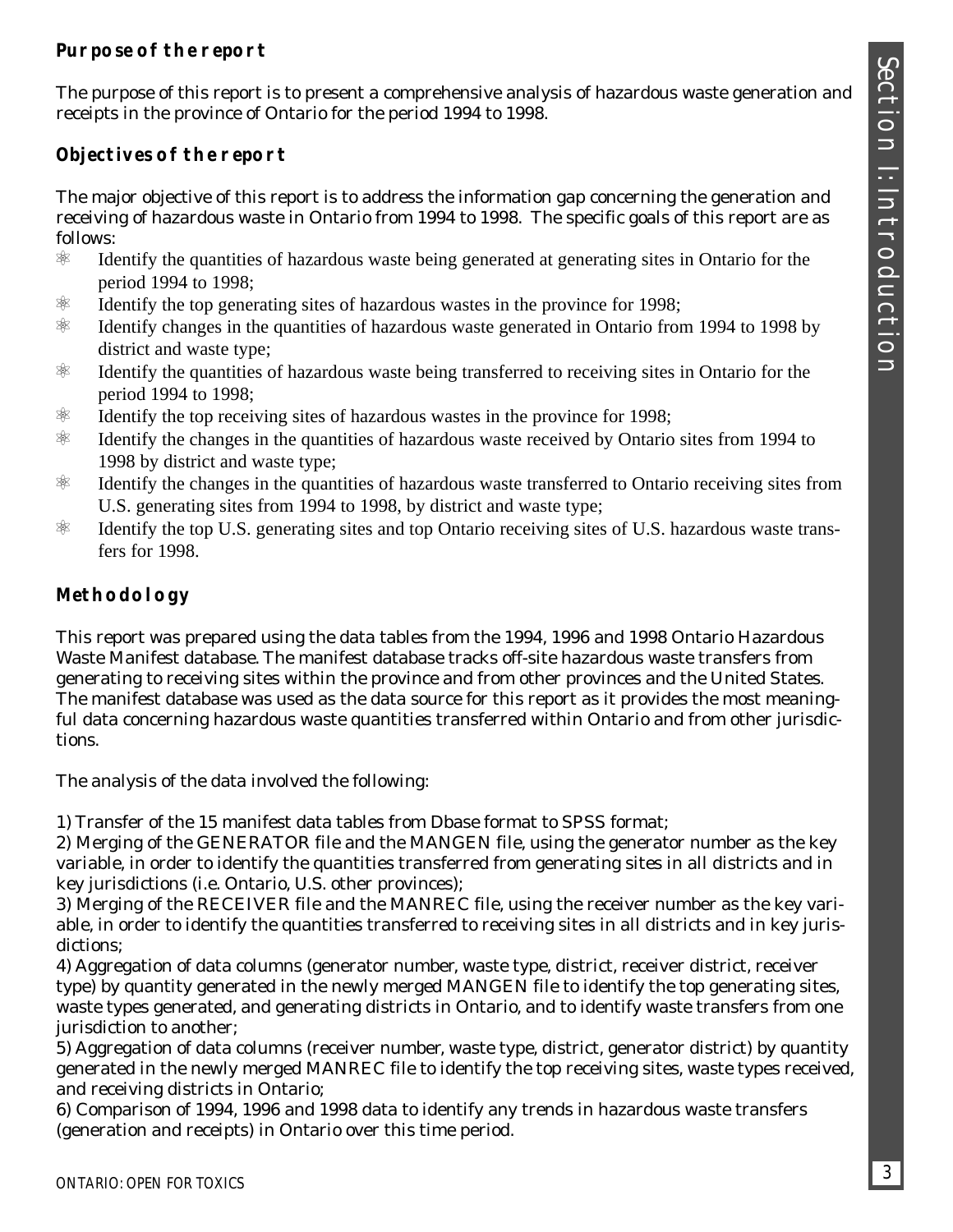## Purpose of the report

The purpose of this report is to present a comprehensive analysis of hazardous waste generation and receipts in the province of Ontario for the period 1994 to 1998.

## Objectives of the report

The major objective of this report is to address the information gap concerning the generation and receiving of hazardous waste in Ontario from 1994 to 1998. The specific goals of this report are as follows:

- Identify the quantities of hazardous waste being generated at generating sites in Ontario for the period 1994 to 1998;
- Identify the top generating sites of hazardous wastes in the province for 1998;
- Identify changes in the quantities of hazardous waste generated in Ontario from 1994 to 1998 by district and waste type;
- Identify the quantities of hazardous waste being transferred to receiving sites in Ontario for the period 1994 to 1998;
- Identify the top receiving sites of hazardous wastes in the province for 1998;
- Identify the changes in the quantities of hazardous waste received by Ontario sites from 1994 to 1998 by district and waste type;
- Identify the changes in the quantities of hazardous waste transferred to Ontario receiving sites from U.S. generating sites from 1994 to 1998, by district and waste type;
- Identify the top U.S. generating sites and top Ontario receiving sites of U.S. hazardous waste transfers for 1998.

## Methodology

This report was prepared using the data tables from the 1994, 1996 and 1998 Ontario Hazardous Waste Manifest database. The manifest database tracks off-site hazardous waste transfers from generating to receiving sites within the province and from other provinces and the United States. The manifest database was used as the data source for this report as it provides the most meaningful data concerning hazardous waste quantities transferred within Ontario and from other jurisdictions.

The analysis of the data involved the following:

1) Transfer of the 15 manifest data tables from Dbase format to SPSS format;
2) Merging of the GENERATOR file and the MANGEN file, using the generator number as the key variable, in order to identify the quantities transferred from generating sites in all districts and in key jurisdictions (i.e. Ontario, U.S. other provinces);
3) Merging of the RECEIVER file and the MANREC file, using the receiver number as the key variable, in order to identify the quantities transferred to receiving sites in all districts and in key jurisdictions;
4) Aggregation of data columns (generator number, waste type, district, receiver district, receiver type) by quantity generated in the newly merged MANGEN file to identify the top generating sites, waste types generated, and generating districts in Ontario, and to identify waste transfers from one jurisdiction to another;
5) Aggregation of data columns (receiver number, waste type, district, generator district) by quantity generated in the newly merged MANREC file to identify the top receiving sites, waste types received, and receiving districts in Ontario;
6) Comparison of 1994, 1996 and 1998 data to identify any trends in hazardous waste transfers (generation and receipts) in Ontario over this time period.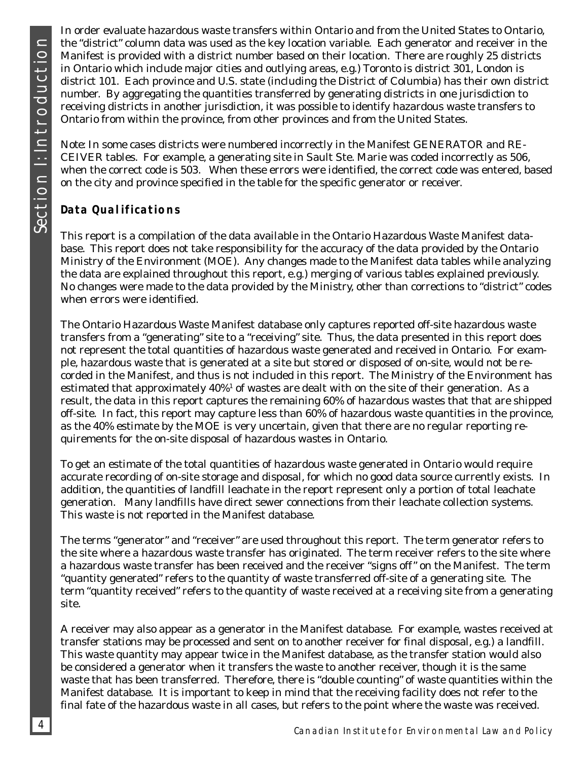In order evaluate hazardous waste transfers within Ontario and from the United States to Ontario, the "district" column data was used as the key location variable. Each generator and receiver in the Manifest is provided with a district number based on their location. There are roughly 25 districts in Ontario which include major cities and outlying areas, e.g.) Toronto is district 301, London is district 101. Each province and U.S. state (including the District of Columbia) has their own district number. By aggregating the quantities transferred by generating districts in one jurisdiction to receiving districts in another jurisdiction, it was possible to identify hazardous waste transfers to Ontario from within the province, from other provinces and from the United States.

Note: In some cases districts were numbered incorrectly in the Manifest GENERATOR and RECEIVER tables. For example, a generating site in Sault Ste. Marie was coded incorrectly as 506, when the correct code is 503. When these errors were identified, the correct code was entered, based on the city and province specified in the table for the specific generator or receiver.

## Data Qualifications

This report is a compilation of the data available in the Ontario Hazardous Waste Manifest database. This report does not take responsibility for the accuracy of the data provided by the Ontario Ministry of the Environment (MOE). Any changes made to the Manifest data tables while analyzing the data are explained throughout this report, e.g.) merging of various tables explained previously. No changes were made to the data provided by the Ministry, other than corrections to "district" codes when errors were identified.

The Ontario Hazardous Waste Manifest database only captures reported off-site hazardous waste transfers from a "generating" site to a "receiving" site. Thus, the data presented in this report does not represent the total quantities of hazardous waste generated and received in Ontario. For example, hazardous waste that is generated at a site but stored or disposed of on-site, would not be recorded in the Manifest, and thus is not included in this report. The Ministry of the Environment has estimated that approximately 40%[1] of wastes are dealt with on the site of their generation. As a result, the data in this report captures the remaining 60% of hazardous wastes that that are shipped off-site. In fact, this report may capture less than 60% of hazardous waste quantities in the province, as the 40% estimate by the MOE is very uncertain, given that there are no regular reporting requirements for the on-site disposal of hazardous wastes in Ontario.

To get an estimate of the total quantities of hazardous waste generated in Ontario would require accurate recording of on-site storage and disposal, for which no good data source currently exists. In addition, the quantities of landfill leachate in the report represent only a portion of total leachate generation. Many landfills have direct sewer connections from their leachate collection systems. This waste is not reported in the Manifest database.

The terms "generator" and "receiver" are used throughout this report. The term generator refers to the site where a hazardous waste transfer has originated. The term receiver refers to the site where a hazardous waste transfer has been received and the receiver "signs off" on the Manifest. The term "quantity generated" refers to the quantity of waste transferred off-site of a generating site. The term "quantity received" refers to the quantity of waste received at a receiving site from a generating site.

A receiver may also appear as a generator in the Manifest database. For example, wastes received at transfer stations may be processed and sent on to another receiver for final disposal, e.g.) a landfill. This waste quantity may appear twice in the Manifest database, as the transfer station would also be considered a generator when it transfers the waste to another receiver, though it is the same waste that has been transferred. Therefore, there is "double counting" of waste quantities within the Manifest database. It is important to keep in mind that the receiving facility does not refer to the final fate of the hazardous waste in all cases, but refers to the point where the waste was received.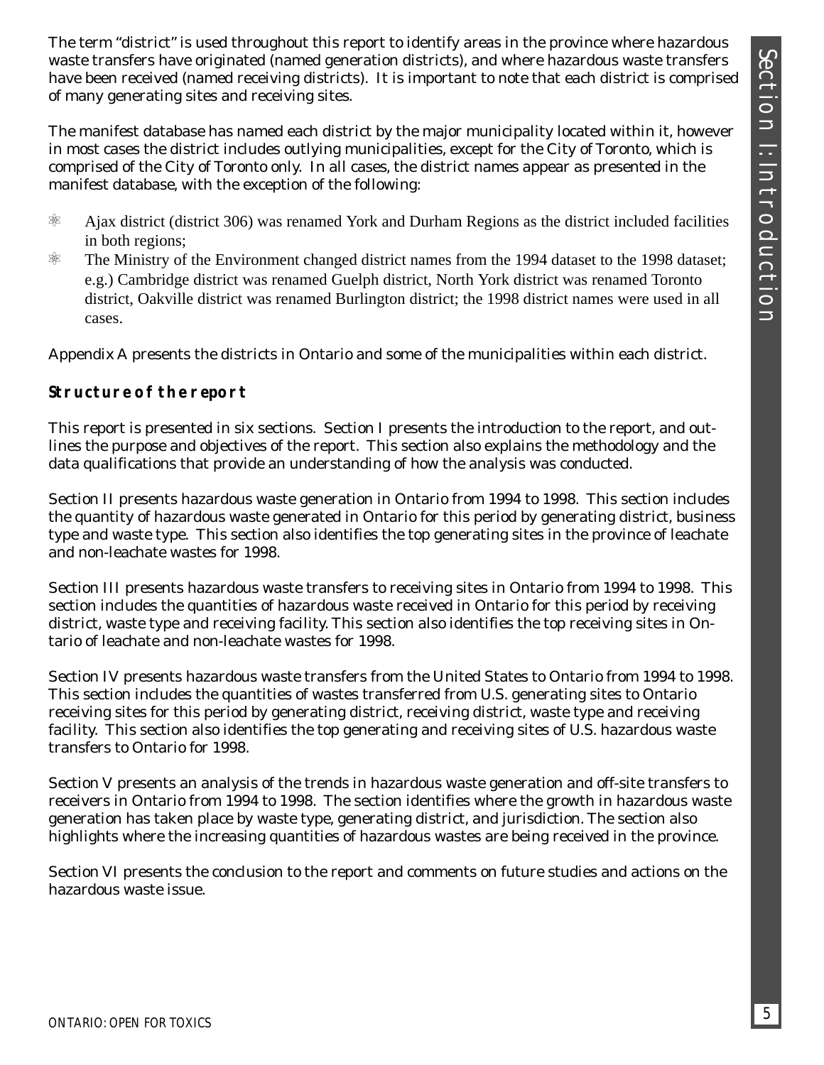The term "district" is used throughout this report to identify areas in the province where hazardous waste transfers have originated (named generation districts), and where hazardous waste transfers have been received (named receiving districts). It is important to note that each district is comprised of many generating sites and receiving sites.

The manifest database has named each district by the major municipality located within it, however in most cases the district includes outlying municipalities, except for the City of Toronto, which is comprised of the City of Toronto only. In all cases, the district names appear as presented in the manifest database, with the exception of the following:

- Ajax district (district 306) was renamed York and Durham Regions as the district included facilities in both regions;
- The Ministry of the Environment changed district names from the 1994 dataset to the 1998 dataset; e.g.) Cambridge district was renamed Guelph district, North York district was renamed Toronto district, Oakville district was renamed Burlington district; the 1998 district names were used in all cases.

Appendix A presents the districts in Ontario and some of the municipalities within each district.

## Structure of the report

This report is presented in six sections. Section I presents the introduction to the report, and outlines the purpose and objectives of the report. This section also explains the methodology and the data qualifications that provide an understanding of how the analysis was conducted.

Section II presents hazardous waste generation in Ontario from 1994 to 1998. This section includes the quantity of hazardous waste generated in Ontario for this period by generating district, business type and waste type. This section also identifies the top generating sites in the province of leachate and non-leachate wastes for 1998.

Section III presents hazardous waste transfers to receiving sites in Ontario from 1994 to 1998. This section includes the quantities of hazardous waste received in Ontario for this period by receiving district, waste type and receiving facility. This section also identifies the top receiving sites in Ontario of leachate and non-leachate wastes for 1998.

Section IV presents hazardous waste transfers from the United States to Ontario from 1994 to 1998. This section includes the quantities of wastes transferred from U.S. generating sites to Ontario receiving sites for this period by generating district, receiving district, waste type and receiving facility. This section also identifies the top generating and receiving sites of U.S. hazardous waste transfers to Ontario for 1998.

Section V presents an analysis of the trends in hazardous waste generation and off-site transfers to receivers in Ontario from 1994 to 1998. The section identifies where the growth in hazardous waste generation has taken place by waste type, generating district, and jurisdiction. The section also highlights where the increasing quantities of hazardous wastes are being received in the province.

Section VI presents the conclusion to the report and comments on future studies and actions on the hazardous waste issue.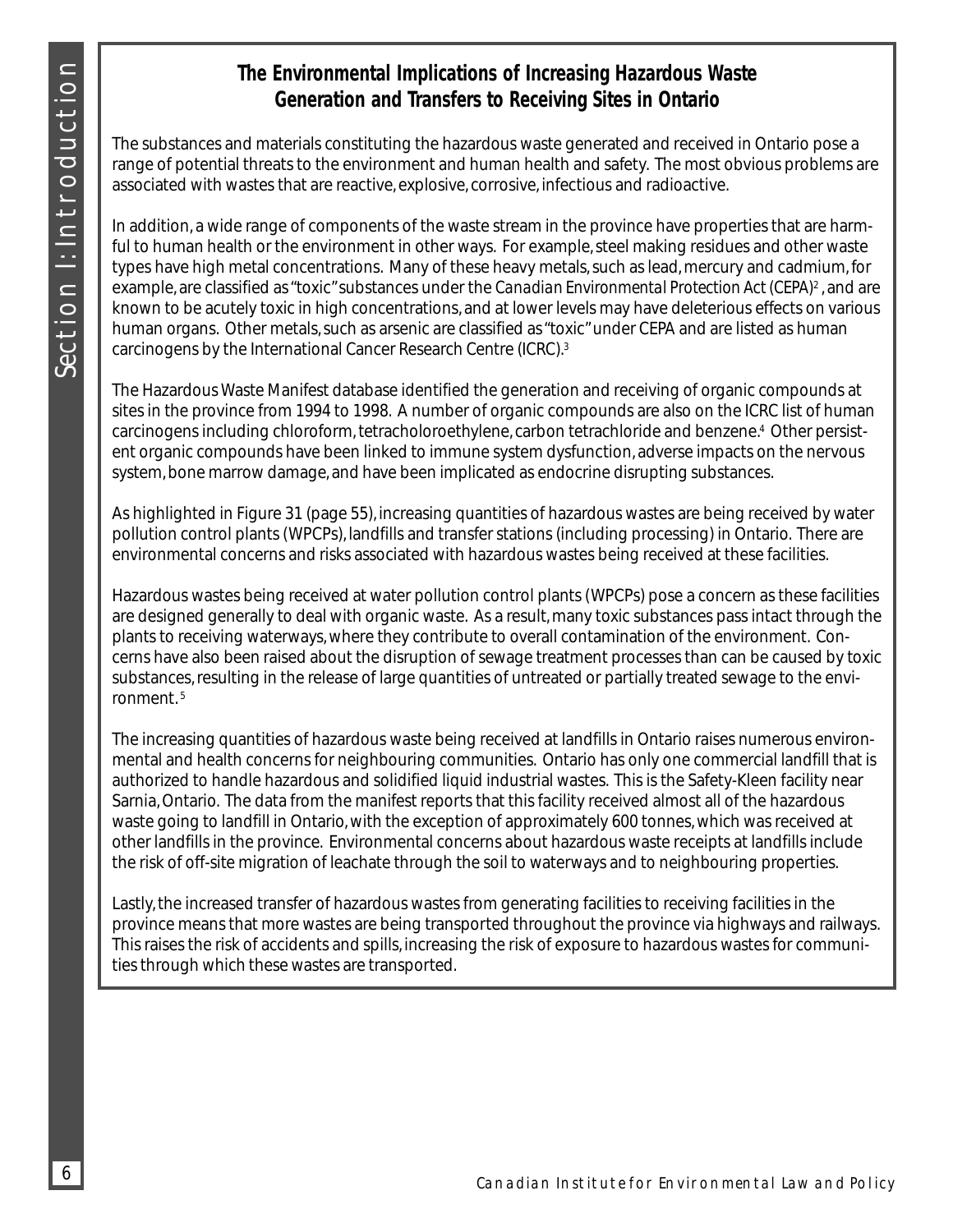## The Environmental Implications of Increasing Hazardous Waste Generation and Transfers to Receiving Sites in Ontario

The substances and materials constituting the hazardous waste generated and received in Ontario pose a range of potential threats to the environment and human health and safety. The most obvious problems are associated with wastes that are reactive, explosive, corrosive, infectious and radioactive.

In addition, a wide range of components of the waste stream in the province have properties that are harmful to human health or the environment in other ways. For example, steel making residues and other waste types have high metal concentrations. Many of these heavy metals, such as lead, mercury and cadmium, for example, are classified as "toxic" substances under the *Canadian Environmental Protection Act* (CEPA)[2], and are known to be acutely toxic in high concentrations, and at lower levels may have deleterious effects on various human organs. Other metals, such as arsenic are classified as "toxic" under CEPA and are listed as human carcinogens by the International Cancer Research Centre (ICRC).[3]

The Hazardous Waste Manifest database identified the generation and receiving of organic compounds at sites in the province from 1994 to 1998. A number of organic compounds are also on the ICRC list of human carcinogens including chloroform, tetracholoroethylene, carbon tetrachloride and benzene.[4] Other persistent organic compounds have been linked to immune system dysfunction, adverse impacts on the nervous system, bone marrow damage, and have been implicated as endocrine disrupting substances.

As highlighted in Figure 31 (page 55), increasing quantities of hazardous wastes are being received by water pollution control plants (WPCPs), landfills and transfer stations (including processing) in Ontario. There are environmental concerns and risks associated with hazardous wastes being received at these facilities.

Hazardous wastes being received at water pollution control plants (WPCPs) pose a concern as these facilities are designed generally to deal with organic waste. As a result, many toxic substances pass intact through the plants to receiving waterways, where they contribute to overall contamination of the environment. Concerns have also been raised about the disruption of sewage treatment processes than can be caused by toxic substances, resulting in the release of large quantities of untreated or partially treated sewage to the environment.[5]

The increasing quantities of hazardous waste being received at landfills in Ontario raises numerous environmental and health concerns for neighbouring communities. Ontario has only one commercial landfill that is authorized to handle hazardous and solidified liquid industrial wastes. This is the Safety-Kleen facility near Sarnia, Ontario. The data from the manifest reports that this facility received almost all of the hazardous waste going to landfill in Ontario, with the exception of approximately 600 tonnes, which was received at other landfills in the province. Environmental concerns about hazardous waste receipts at landfills include the risk of off-site migration of leachate through the soil to waterways and to neighbouring properties.

Lastly, the increased transfer of hazardous wastes from generating facilities to receiving facilities in the province means that more wastes are being transported throughout the province via highways and railways. This raises the risk of accidents and spills, increasing the risk of exposure to hazardous wastes for communities through which these wastes are transported.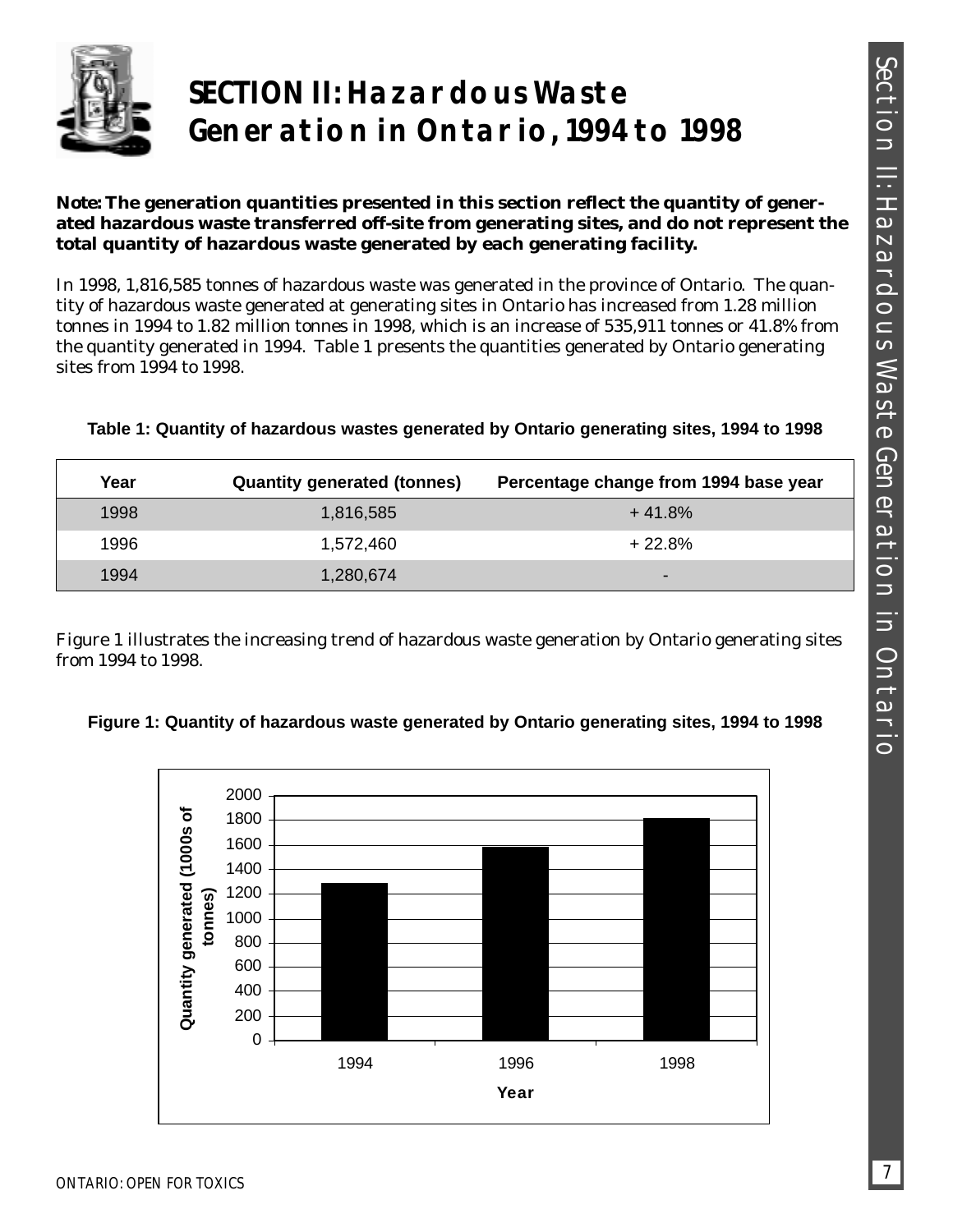# SECTION II: Hazardous Waste Generation in Ontario, 1994 to 1998

**Note: The generation quantities presented in this section reflect the quantity of generated hazardous waste transferred off-site from generating sites, and do not represent the total quantity of hazardous waste generated by each generating facility.**

In 1998, 1,816,585 tonnes of hazardous waste was generated in the province of Ontario. The quantity of hazardous waste generated at generating sites in Ontario has increased from 1.28 million tonnes in 1994 to 1.82 million tonnes in 1998, which is an increase of 535,911 tonnes or 41.8% from the quantity generated in 1994. Table 1 presents the quantities generated by Ontario generating sites from 1994 to 1998.

**Table 1: Quantity of hazardous wastes generated by Ontario generating sites, 1994 to 1998**

| Year | Quantity generated (tonnes) | Percentage change from 1994 base year |
|---|---|---|
| 1998 | 1,816,585 | + 41.8% |
| 1996 | 1,572,460 | + 22.8% |
| 1994 | 1,280,674 | - |

Figure 1 illustrates the increasing trend of hazardous waste generation by Ontario generating sites from 1994 to 1998.

**Figure 1: Quantity of hazardous waste generated by Ontario generating sites, 1994 to 1998**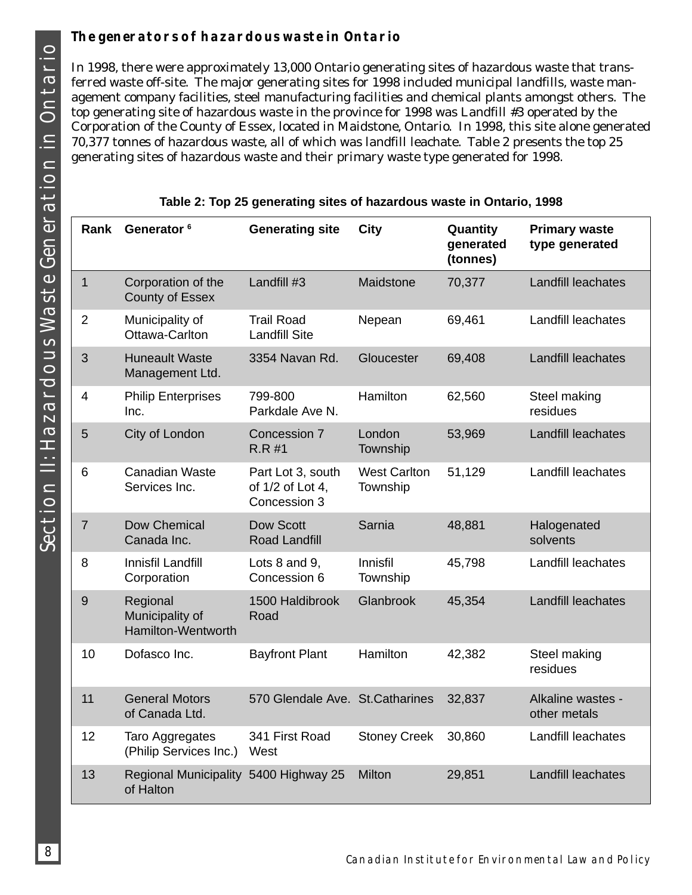### The generators of hazardous waste in Ontario

In 1998, there were approximately 13,000 Ontario generating sites of hazardous waste that transferred waste off-site. The major generating sites for 1998 included municipal landfills, waste management company facilities, steel manufacturing facilities and chemical plants amongst others. The top generating site of hazardous waste in the province for 1998 was Landfill #3 operated by the Corporation of the County of Essex, located in Maidstone, Ontario. In 1998, this site alone generated 70,377 tonnes of hazardous waste, all of which was landfill leachate. Table 2 presents the top 25 generating sites of hazardous waste and their primary waste type generated for 1998.

**Table 2: Top 25 generating sites of hazardous waste in Ontario, 1998**

| Rank | Generator [6] | Generating site | City | Quantity generated (tonnes) | Primary waste type generated |
|---|---|---|---|---|---|
| 1 | Corporation of the County of Essex | Landfill #3 | Maidstone | 70,377 | Landfill leachates |
| 2 | Municipality of Ottawa-Carlton | Trail Road Landfill Site | Nepean | 69,461 | Landfill leachates |
| 3 | Huneault Waste Management Ltd. | 3354 Navan Rd. | Gloucester | 69,408 | Landfill leachates |
| 4 | Philip Enterprises Inc. | 799-800 Parkdale Ave N. | Hamilton | 62,560 | Steel making residues |
| 5 | City of London | Concession 7 R.R #1 | London Township | 53,969 | Landfill leachates |
| 6 | Canadian Waste Services Inc. | Part Lot 3, south of 1/2 of Lot 4, Concession 3 | West Carlton Township | 51,129 | Landfill leachates |
| 7 | Dow Chemical Canada Inc. | Dow Scott Road Landfill | Sarnia | 48,881 | Halogenated solvents |
| 8 | Innisfil Landfill Corporation | Lots 8 and 9, Concession 6 | Innisfil Township | 45,798 | Landfill leachates |
| 9 | Regional Municipality of Hamilton-Wentworth | 1500 Haldibrook Road | Glanbrook | 45,354 | Landfill leachates |
| 10 | Dofasco Inc. | Bayfront Plant | Hamilton | 42,382 | Steel making residues |
| 11 | General Motors of Canada Ltd. | 570 Glendale Ave. | St.Catharines | 32,837 | Alkaline wastes - other metals |
| 12 | Taro Aggregates (Philip Services Inc.) | 341 First Road West | Stoney Creek | 30,860 | Landfill leachates |
| 13 | Regional Municipality of Halton | 5400 Highway 25 | Milton | 29,851 | Landfill leachates |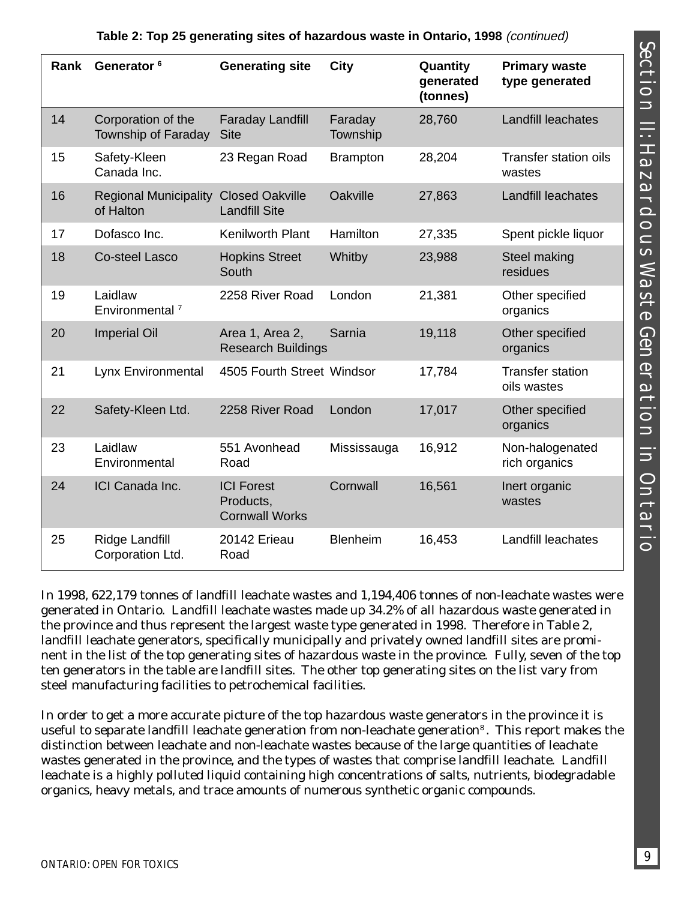**Table 2: Top 25 generating sites of hazardous waste in Ontario, 1998** *(continued)*

| Rank | Generator [6] | Generating site | City | Quantity generated (tonnes) | Primary waste type generated |
|---|---|---|---|---|---|
| 14 | Corporation of the Township of Faraday | Faraday Landfill Site | Faraday Township | 28,760 | Landfill leachates |
| 15 | Safety-Kleen Canada Inc. | 23 Regan Road | Brampton | 28,204 | Transfer station oils wastes |
| 16 | Regional Municipality of Halton | Closed Oakville Landfill Site | Oakville | 27,863 | Landfill leachates |
| 17 | Dofasco Inc. | Kenilworth Plant | Hamilton | 27,335 | Spent pickle liquor |
| 18 | Co-steel Lasco | Hopkins Street South | Whitby | 23,988 | Steel making residues |
| 19 | Laidlaw Environmental [7] | 2258 River Road | London | 21,381 | Other specified organics |
| 20 | Imperial Oil | Area 1, Area 2, Research Buildings | Sarnia | 19,118 | Other specified organics |
| 21 | Lynx Environmental | 4505 Fourth Street | Windsor | 17,784 | Transfer station oils wastes |
| 22 | Safety-Kleen Ltd. | 2258 River Road | London | 17,017 | Other specified organics |
| 23 | Laidlaw Environmental | 551 Avonhead Road | Mississauga | 16,912 | Non-halogenated rich organics |
| 24 | ICI Canada Inc. | ICI Forest Products, Cornwall Works | Cornwall | 16,561 | Inert organic wastes |
| 25 | Ridge Landfill Corporation Ltd. | 20142 Erieau Road | Blenheim | 16,453 | Landfill leachates |

In 1998, 622,179 tonnes of landfill leachate wastes and 1,194,406 tonnes of non-leachate wastes were generated in Ontario. Landfill leachate wastes made up 34.2% of all hazardous waste generated in the province and thus represent the largest waste type generated in 1998. Therefore in Table 2, landfill leachate generators, specifically municipally and privately owned landfill sites are prominent in the list of the top generating sites of hazardous waste in the province. Fully, seven of the top ten generators in the table are landfill sites. The other top generating sites on the list vary from steel manufacturing facilities to petrochemical facilities.

In order to get a more accurate picture of the top hazardous waste generators in the province it is useful to separate landfill leachate generation from non-leachate generation[8]. This report makes the distinction between leachate and non-leachate wastes because of the large quantities of leachate wastes generated in the province, and the types of wastes that comprise landfill leachate. Landfill leachate is a highly polluted liquid containing high concentrations of salts, nutrients, biodegradable organics, heavy metals, and trace amounts of numerous synthetic organic compounds.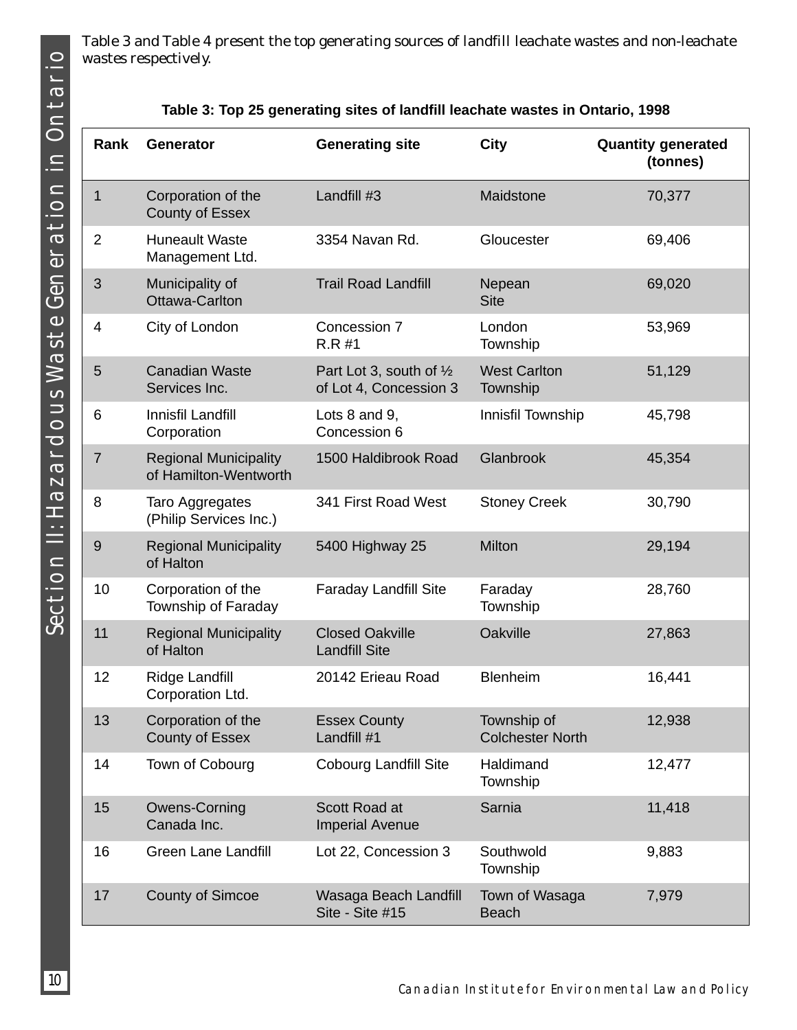Table 3 and Table 4 present the top generating sources of landfill leachate wastes and non-leachate wastes respectively.

**Table 3: Top 25 generating sites of landfill leachate wastes in Ontario, 1998**

| Rank | Generator | Generating site | City | Quantity generated (tonnes) |
|---|---|---|---|---|
| 1 | Corporation of the County of Essex | Landfill #3 | Maidstone | 70,377 |
| 2 | Huneault Waste Management Ltd. | 3354 Navan Rd. | Gloucester | 69,406 |
| 3 | Municipality of Ottawa-Carlton | Trail Road Landfill | Nepean Site | 69,020 |
| 4 | City of London | Concession 7 R.R #1 | London Township | 53,969 |
| 5 | Canadian Waste Services Inc. | Part Lot 3, south of ½ of Lot 4, Concession 3 | West Carlton Township | 51,129 |
| 6 | Innisfil Landfill Corporation | Lots 8 and 9, Concession 6 | Innisfil Township | 45,798 |
| 7 | Regional Municipality of Hamilton-Wentworth | 1500 Haldibrook Road | Glanbrook | 45,354 |
| 8 | Taro Aggregates (Philip Services Inc.) | 341 First Road West | Stoney Creek | 30,790 |
| 9 | Regional Municipality of Halton | 5400 Highway 25 | Milton | 29,194 |
| 10 | Corporation of the Township of Faraday | Faraday Landfill Site | Faraday Township | 28,760 |
| 11 | Regional Municipality of Halton | Closed Oakville Landfill Site | Oakville | 27,863 |
| 12 | Ridge Landfill Corporation Ltd. | 20142 Erieau Road | Blenheim | 16,441 |
| 13 | Corporation of the County of Essex | Essex County Landfill #1 | Township of Colchester North | 12,938 |
| 14 | Town of Cobourg | Cobourg Landfill Site | Haldimand Township | 12,477 |
| 15 | Owens-Corning Canada Inc. | Scott Road at Imperial Avenue | Sarnia | 11,418 |
| 16 | Green Lane Landfill | Lot 22, Concession 3 | Southwold Township | 9,883 |
| 17 | County of Simcoe | Wasaga Beach Landfill Site - Site #15 | Town of Wasaga Beach | 7,979 |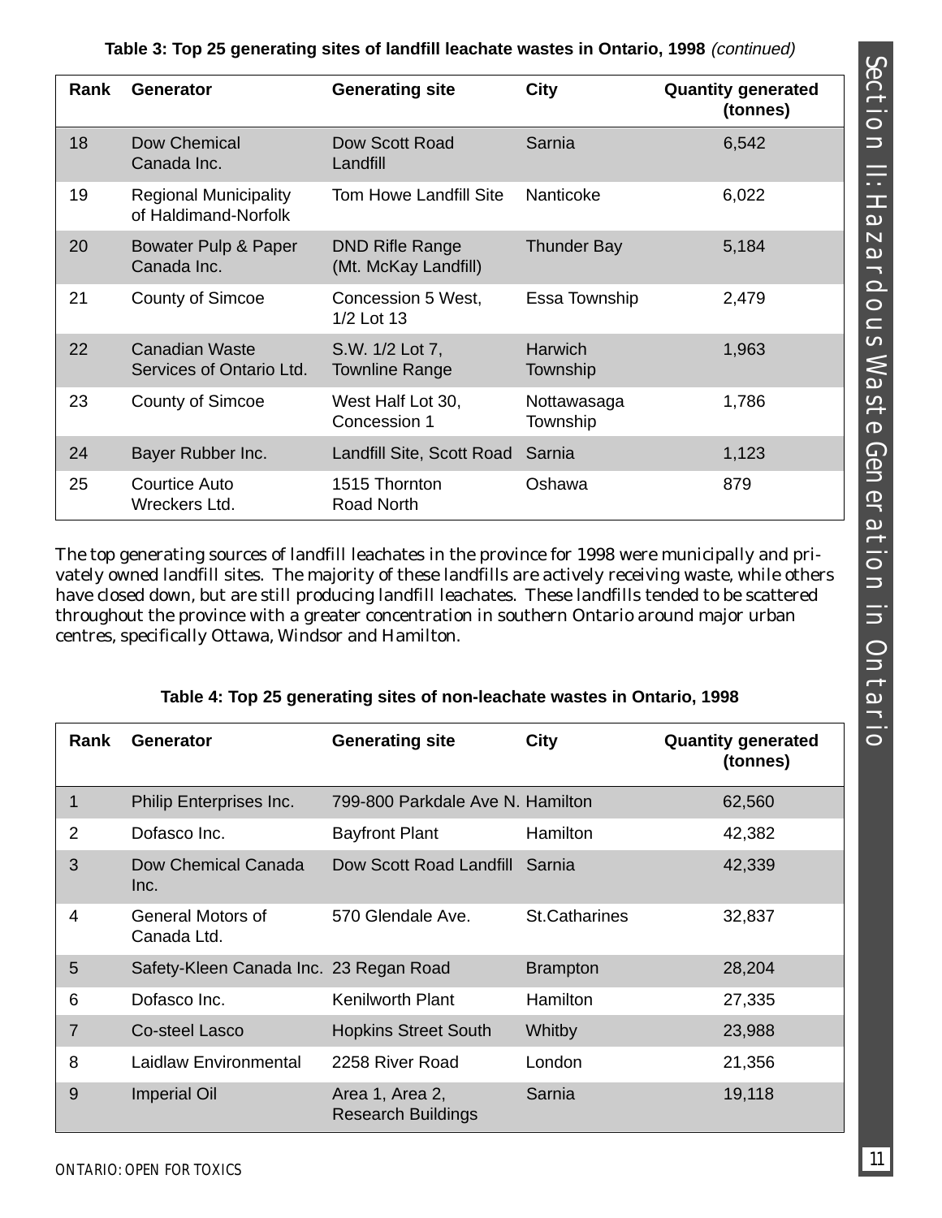**Table 3: Top 25 generating sites of landfill leachate wastes in Ontario, 1998** *(continued)*

| Rank | Generator | Generating site | City | Quantity generated (tonnes) |
|---|---|---|---|---|
| 18 | Dow Chemical Canada Inc. | Dow Scott Road Landfill | Sarnia | 6,542 |
| 19 | Regional Municipality of Haldimand-Norfolk | Tom Howe Landfill Site | Nanticoke | 6,022 |
| 20 | Bowater Pulp & Paper Canada Inc. | DND Rifle Range (Mt. McKay Landfill) | Thunder Bay | 5,184 |
| 21 | County of Simcoe | Concession 5 West, 1/2 Lot 13 | Essa Township | 2,479 |
| 22 | Canadian Waste Services of Ontario Ltd. | S.W. 1/2 Lot 7, Townline Range | Harwich Township | 1,963 |
| 23 | County of Simcoe | West Half Lot 30, Concession 1 | Nottawasaga Township | 1,786 |
| 24 | Bayer Rubber Inc. | Landfill Site, Scott Road | Sarnia | 1,123 |
| 25 | Courtice Auto Wreckers Ltd. | 1515 Thornton Road North | Oshawa | 879 |

The top generating sources of landfill leachates in the province for 1998 were municipally and privately owned landfill sites. The majority of these landfills are actively receiving waste, while others have closed down, but are still producing landfill leachates. These landfills tended to be scattered throughout the province with a greater concentration in southern Ontario around major urban centres, specifically Ottawa, Windsor and Hamilton.

**Table 4: Top 25 generating sites of non-leachate wastes in Ontario, 1998**

| Rank | Generator | Generating site | City | Quantity generated (tonnes) |
|---|---|---|---|---|
| 1 | Philip Enterprises Inc. | 799-800 Parkdale Ave N. | Hamilton | 62,560 |
| 2 | Dofasco Inc. | Bayfront Plant | Hamilton | 42,382 |
| 3 | Dow Chemical Canada Inc. | Dow Scott Road Landfill | Sarnia | 42,339 |
| 4 | General Motors of Canada Ltd. | 570 Glendale Ave. | St.Catharines | 32,837 |
| 5 | Safety-Kleen Canada Inc. | 23 Regan Road | Brampton | 28,204 |
| 6 | Dofasco Inc. | Kenilworth Plant | Hamilton | 27,335 |
| 7 | Co-steel Lasco | Hopkins Street South | Whitby | 23,988 |
| 8 | Laidlaw Environmental | 2258 River Road | London | 21,356 |
| 9 | Imperial Oil | Area 1, Area 2, Research Buildings | Sarnia | 19,118 |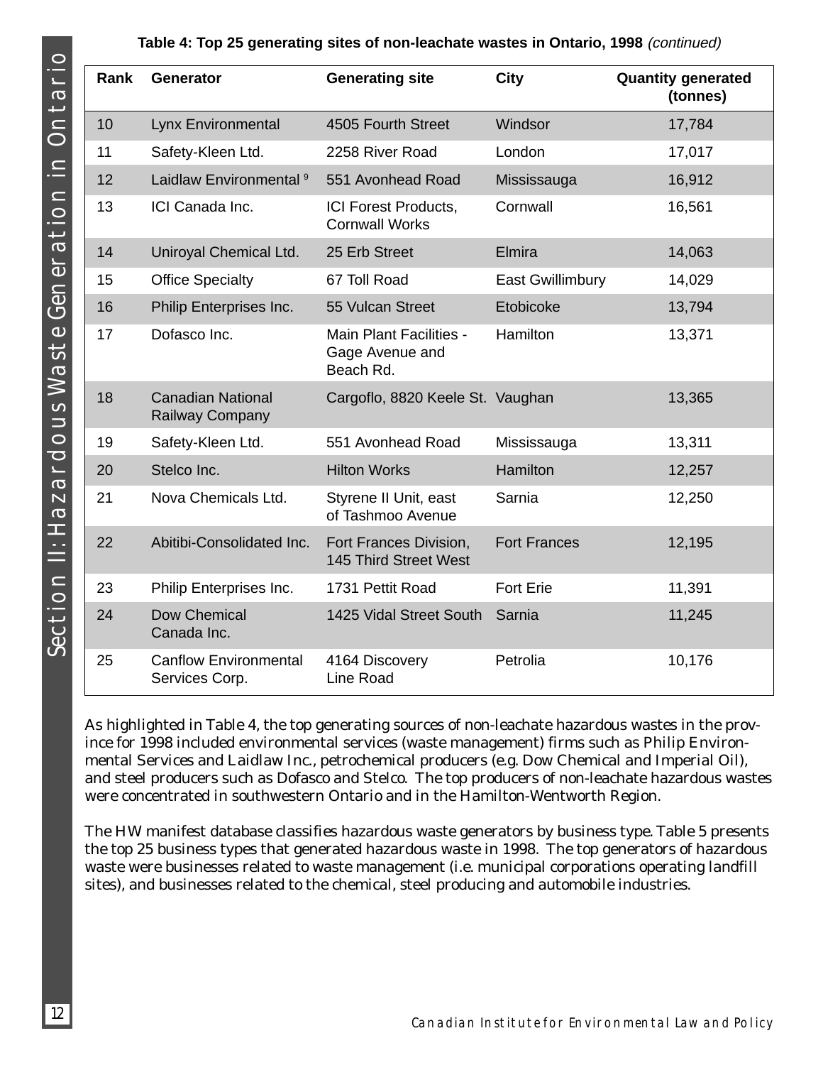**Table 4: Top 25 generating sites of non-leachate wastes in Ontario, 1998** *(continued)*

| Rank | Generator | Generating site | City | Quantity generated (tonnes) |
|---|---|---|---|---|
| 10 | Lynx Environmental | 4505 Fourth Street | Windsor | 17,784 |
| 11 | Safety-Kleen Ltd. | 2258 River Road | London | 17,017 |
| 12 | Laidlaw Environmental [9] | 551 Avonhead Road | Mississauga | 16,912 |
| 13 | ICI Canada Inc. | ICI Forest Products, Cornwall Works | Cornwall | 16,561 |
| 14 | Uniroyal Chemical Ltd. | 25 Erb Street | Elmira | 14,063 |
| 15 | Office Specialty | 67 Toll Road | East Gwillimbury | 14,029 |
| 16 | Philip Enterprises Inc. | 55 Vulcan Street | Etobicoke | 13,794 |
| 17 | Dofasco Inc. | Main Plant Facilities - Gage Avenue and Beach Rd. | Hamilton | 13,371 |
| 18 | Canadian National Railway Company | Cargoflo, 8820 Keele St. | Vaughan | 13,365 |
| 19 | Safety-Kleen Ltd. | 551 Avonhead Road | Mississauga | 13,311 |
| 20 | Stelco Inc. | Hilton Works | Hamilton | 12,257 |
| 21 | Nova Chemicals Ltd. | Styrene II Unit, east of Tashmoo Avenue | Sarnia | 12,250 |
| 22 | Abitibi-Consolidated Inc. | Fort Frances Division, 145 Third Street West | Fort Frances | 12,195 |
| 23 | Philip Enterprises Inc. | 1731 Pettit Road | Fort Erie | 11,391 |
| 24 | Dow Chemical Canada Inc. | 1425 Vidal Street South | Sarnia | 11,245 |
| 25 | Canflow Environmental Services Corp. | 4164 Discovery Line Road | Petrolia | 10,176 |

As highlighted in Table 4, the top generating sources of non-leachate hazardous wastes in the province for 1998 included environmental services (waste management) firms such as Philip Environmental Services and Laidlaw Inc., petrochemical producers (e.g. Dow Chemical and Imperial Oil), and steel producers such as Dofasco and Stelco. The top producers of non-leachate hazardous wastes were concentrated in southwestern Ontario and in the Hamilton-Wentworth Region.

The HW manifest database classifies hazardous waste generators by business type. Table 5 presents the top 25 business types that generated hazardous waste in 1998. The top generators of hazardous waste were businesses related to waste management (i.e. municipal corporations operating landfill sites), and businesses related to the chemical, steel producing and automobile industries.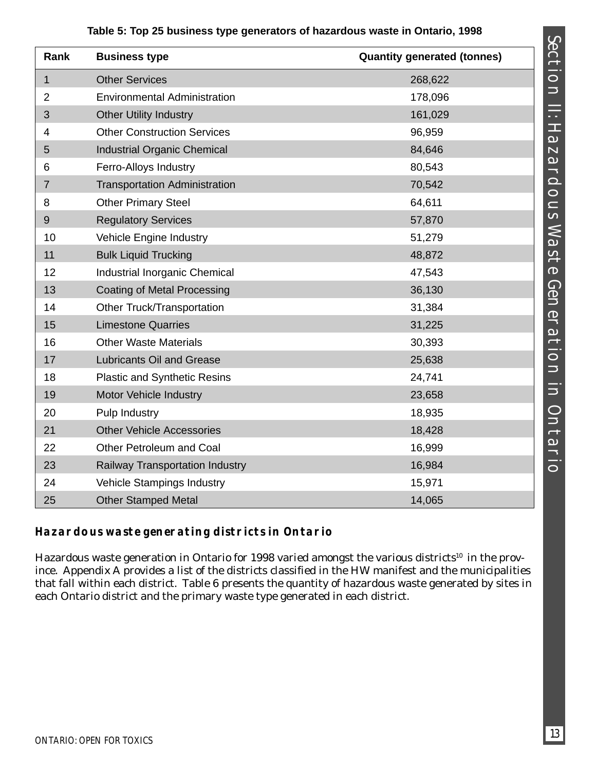**Table 5: Top 25 business type generators of hazardous waste in Ontario, 1998**

| Rank | Business type | Quantity generated (tonnes) |
|---|---|---|
| 1 | Other Services | 268,622 |
| 2 | Environmental Administration | 178,096 |
| 3 | Other Utility Industry | 161,029 |
| 4 | Other Construction Services | 96,959 |
| 5 | Industrial Organic Chemical | 84,646 |
| 6 | Ferro-Alloys Industry | 80,543 |
| 7 | Transportation Administration | 70,542 |
| 8 | Other Primary Steel | 64,611 |
| 9 | Regulatory Services | 57,870 |
| 10 | Vehicle Engine Industry | 51,279 |
| 11 | Bulk Liquid Trucking | 48,872 |
| 12 | Industrial Inorganic Chemical | 47,543 |
| 13 | Coating of Metal Processing | 36,130 |
| 14 | Other Truck/Transportation | 31,384 |
| 15 | Limestone Quarries | 31,225 |
| 16 | Other Waste Materials | 30,393 |
| 17 | Lubricants Oil and Grease | 25,638 |
| 18 | Plastic and Synthetic Resins | 24,741 |
| 19 | Motor Vehicle Industry | 23,658 |
| 20 | Pulp Industry | 18,935 |
| 21 | Other Vehicle Accessories | 18,428 |
| 22 | Other Petroleum and Coal | 16,999 |
| 23 | Railway Transportation Industry | 16,984 |
| 24 | Vehicle Stampings Industry | 15,971 |
| 25 | Other Stamped Metal | 14,065 |

### Hazardous waste generating districts in Ontario

Hazardous waste generation in Ontario for 1998 varied amongst the various districts[10] in the province. Appendix A provides a list of the districts classified in the HW manifest and the municipalities that fall within each district. Table 6 presents the quantity of hazardous waste generated by sites in each Ontario district and the primary waste type generated in each district.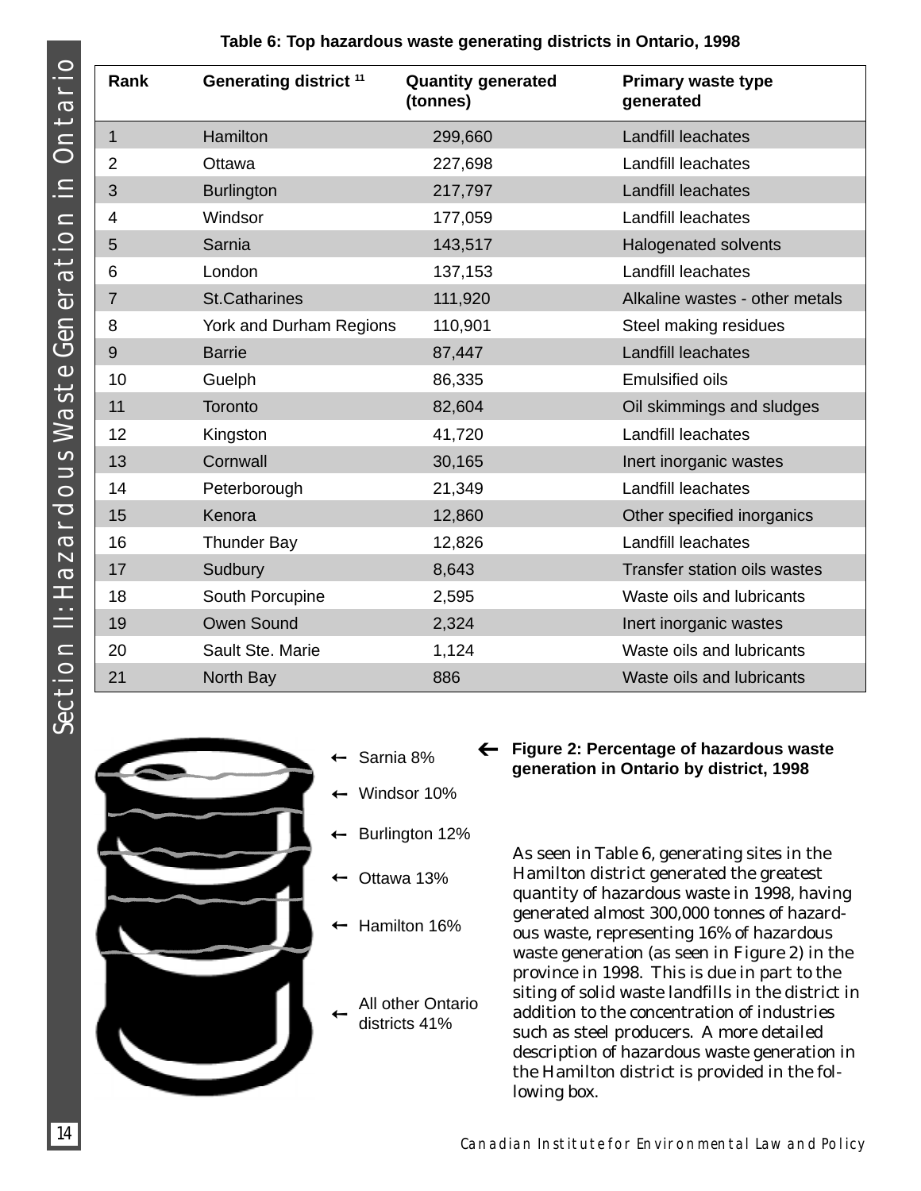**Table 6: Top hazardous waste generating districts in Ontario, 1998**

| Rank | Generating district [11] | Quantity generated (tonnes) | Primary waste type generated |
|---|---|---|---|
| 1 | Hamilton | 299,660 | Landfill leachates |
| 2 | Ottawa | 227,698 | Landfill leachates |
| 3 | Burlington | 217,797 | Landfill leachates |
| 4 | Windsor | 177,059 | Landfill leachates |
| 5 | Sarnia | 143,517 | Halogenated solvents |
| 6 | London | 137,153 | Landfill leachates |
| 7 | St.Catharines | 111,920 | Alkaline wastes - other metals |
| 8 | York and Durham Regions | 110,901 | Steel making residues |
| 9 | Barrie | 87,447 | Landfill leachates |
| 10 | Guelph | 86,335 | Emulsified oils |
| 11 | Toronto | 82,604 | Oil skimmings and sludges |
| 12 | Kingston | 41,720 | Landfill leachates |
| 13 | Cornwall | 30,165 | Inert inorganic wastes |
| 14 | Peterborough | 21,349 | Landfill leachates |
| 15 | Kenora | 12,860 | Other specified inorganics |
| 16 | Thunder Bay | 12,826 | Landfill leachates |
| 17 | Sudbury | 8,643 | Transfer station oils wastes |
| 18 | South Porcupine | 2,595 | Waste oils and lubricants |
| 19 | Owen Sound | 2,324 | Inert inorganic wastes |
| 20 | Sault Ste. Marie | 1,124 | Waste oils and lubricants |
| 21 | North Bay | 886 | Waste oils and lubricants |

- Sarnia 8%
- Windsor 10%
- Burlington 12%
- Ottawa 13%
- Hamilton 16%
- All other Ontario districts 41%

**Figure 2: Percentage of hazardous waste generation in Ontario by district, 1998**

As seen in Table 6, generating sites in the Hamilton district generated the greatest quantity of hazardous waste in 1998, having generated almost 300,000 tonnes of hazardous waste, representing 16% of hazardous waste generation (as seen in Figure 2) in the province in 1998. This is due in part to the siting of solid waste landfills in the district in addition to the concentration of industries such as steel producers. A more detailed description of hazardous waste generation in the Hamilton district is provided in the following box.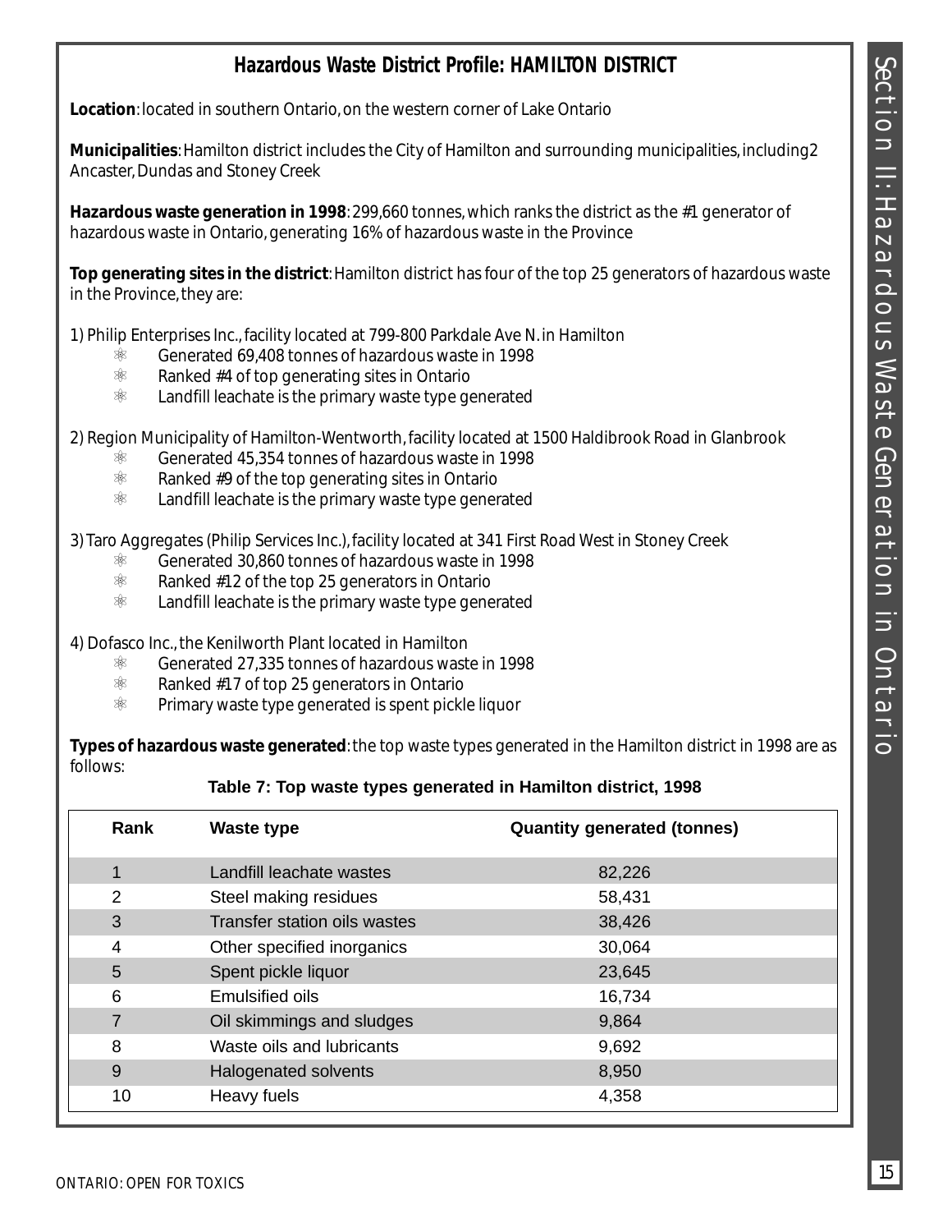## Hazardous Waste District Profile: HAMILTON DISTRICT

**Location**: located in southern Ontario, on the western corner of Lake Ontario

**Municipalities**: Hamilton district includes the City of Hamilton and surrounding municipalities, including2 Ancaster, Dundas and Stoney Creek

**Hazardous waste generation in 1998**: 299,660 tonnes, which ranks the district as the #1 generator of hazardous waste in Ontario, generating 16% of hazardous waste in the Province

**Top generating sites in the district**: Hamilton district has four of the top 25 generators of hazardous waste in the Province, they are:

1) Philip Enterprises Inc., facility located at 799-800 Parkdale Ave N. in Hamilton
   - Generated 69,408 tonnes of hazardous waste in 1998
   - Ranked #4 of top generating sites in Ontario
   - Landfill leachate is the primary waste type generated

2) Region Municipality of Hamilton-Wentworth, facility located at 1500 Haldibrook Road in Glanbrook
   - Generated 45,354 tonnes of hazardous waste in 1998
   - Ranked #9 of the top generating sites in Ontario
   - Landfill leachate is the primary waste type generated

3) Taro Aggregates (Philip Services Inc.), facility located at 341 First Road West in Stoney Creek
   - Generated 30,860 tonnes of hazardous waste in 1998
   - Ranked #12 of the top 25 generators in Ontario
   - Landfill leachate is the primary waste type generated

4) Dofasco Inc., the Kenilworth Plant located in Hamilton
   - Generated 27,335 tonnes of hazardous waste in 1998
   - Ranked #17 of top 25 generators in Ontario
   - Primary waste type generated is spent pickle liquor

**Types of hazardous waste generated**: the top waste types generated in the Hamilton district in 1998 are as follows:

**Table 7: Top waste types generated in Hamilton district, 1998**

| Rank | Waste type | Quantity generated (tonnes) |
|---|---|---|
| 1 | Landfill leachate wastes | 82,226 |
| 2 | Steel making residues | 58,431 |
| 3 | Transfer station oils wastes | 38,426 |
| 4 | Other specified inorganics | 30,064 |
| 5 | Spent pickle liquor | 23,645 |
| 6 | Emulsified oils | 16,734 |
| 7 | Oil skimmings and sludges | 9,864 |
| 8 | Waste oils and lubricants | 9,692 |
| 9 | Halogenated solvents | 8,950 |
| 10 | Heavy fuels | 4,358 |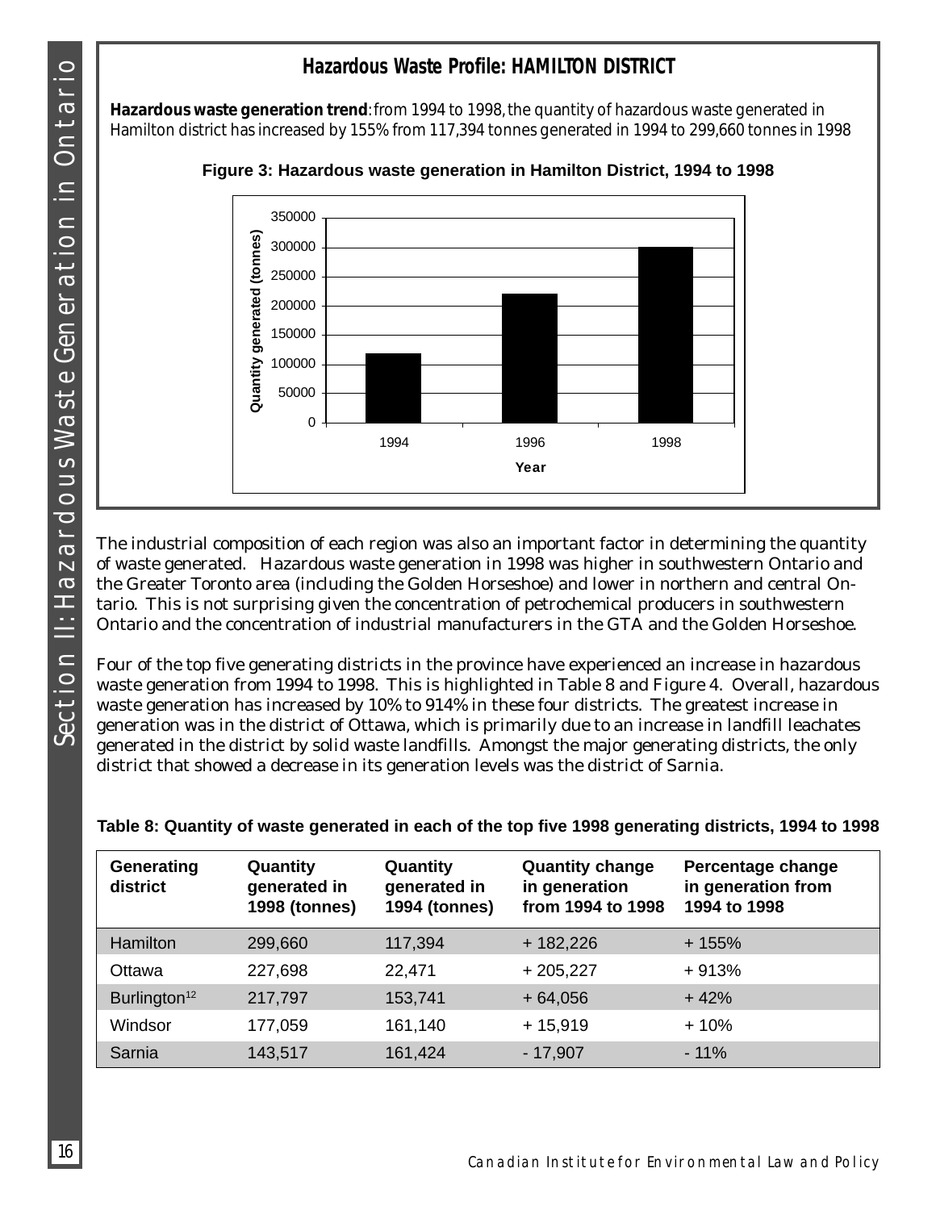### Hazardous Waste Profile: HAMILTON DISTRICT

**Hazardous waste generation trend**: from 1994 to 1998, the quantity of hazardous waste generated in Hamilton district has increased by 155% from 117,394 tonnes generated in 1994 to 299,660 tonnes in 1998

**Figure 3: Hazardous waste generation in Hamilton District, 1994 to 1998**

The industrial composition of each region was also an important factor in determining the quantity of waste generated. Hazardous waste generation in 1998 was higher in southwestern Ontario and the Greater Toronto area (including the Golden Horseshoe) and lower in northern and central Ontario. This is not surprising given the concentration of petrochemical producers in southwestern Ontario and the concentration of industrial manufacturers in the GTA and the Golden Horseshoe.

Four of the top five generating districts in the province have experienced an increase in hazardous waste generation from 1994 to 1998. This is highlighted in Table 8 and Figure 4. Overall, hazardous waste generation has increased by 10% to 914% in these four districts. The greatest increase in generation was in the district of Ottawa, which is primarily due to an increase in landfill leachates generated in the district by solid waste landfills. Amongst the major generating districts, the only district that showed a decrease in its generation levels was the district of Sarnia.

**Table 8: Quantity of waste generated in each of the top five 1998 generating districts, 1994 to 1998**

| Generating district | Quantity generated in 1998 (tonnes) | Quantity generated in 1994 (tonnes) | Quantity change in generation from 1994 to 1998 | Percentage change in generation from 1994 to 1998 |
|---|---|---|---|---|
| Hamilton | 299,660 | 117,394 | + 182,226 | + 155% |
| Ottawa | 227,698 | 22,471 | + 205,227 | + 913% |
| Burlington[12] | 217,797 | 153,741 | + 64,056 | + 42% |
| Windsor | 177,059 | 161,140 | + 15,919 | + 10% |
| Sarnia | 143,517 | 161,424 | - 17,907 | - 11% |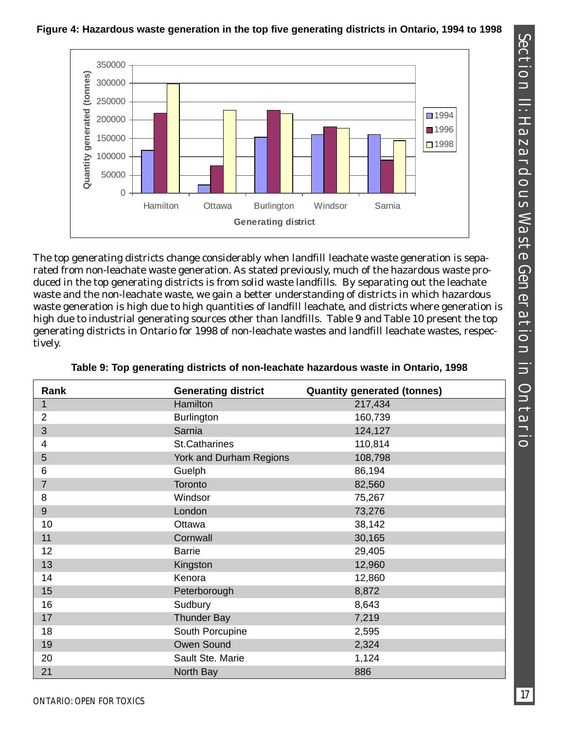**Figure 4: Hazardous waste generation in the top five generating districts in Ontario, 1994 to 1998**

The top generating districts change considerably when landfill leachate waste generation is separated from non-leachate waste generation. As stated previously, much of the hazardous waste produced in the top generating districts is from solid waste landfills. By separating out the leachate waste and the non-leachate waste, we gain a better understanding of districts in which hazardous waste generation is high due to high quantities of landfill leachate, and districts where generation is high due to industrial generating sources other than landfills. Table 9 and Table 10 present the top generating districts in Ontario for 1998 of non-leachate wastes and landfill leachate wastes, respectively.

**Table 9: Top generating districts of non-leachate hazardous waste in Ontario, 1998**

| Rank | Generating district | Quantity generated (tonnes) |
|---|---|---|
| 1 | Hamilton | 217,434 |
| 2 | Burlington | 160,739 |
| 3 | Sarnia | 124,127 |
| 4 | St.Catharines | 110,814 |
| 5 | York and Durham Regions | 108,798 |
| 6 | Guelph | 86,194 |
| 7 | Toronto | 82,560 |
| 8 | Windsor | 75,267 |
| 9 | London | 73,276 |
| 10 | Ottawa | 38,142 |
| 11 | Cornwall | 30,165 |
| 12 | Barrie | 29,405 |
| 13 | Kingston | 12,960 |
| 14 | Kenora | 12,860 |
| 15 | Peterborough | 8,872 |
| 16 | Sudbury | 8,643 |
| 17 | Thunder Bay | 7,219 |
| 18 | South Porcupine | 2,595 |
| 19 | Owen Sound | 2,324 |
| 20 | Sault Ste. Marie | 1,124 |
| 21 | North Bay | 886 |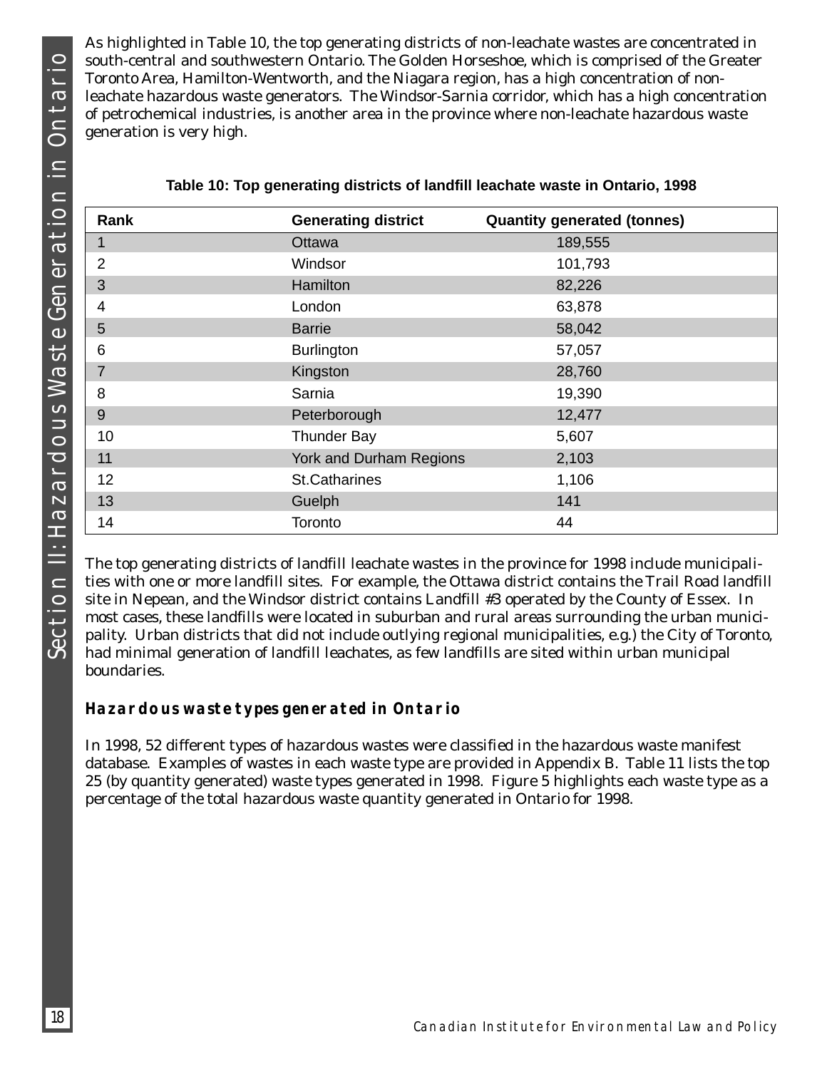As highlighted in Table 10, the top generating districts of non-leachate wastes are concentrated in south-central and southwestern Ontario. The Golden Horseshoe, which is comprised of the Greater Toronto Area, Hamilton-Wentworth, and the Niagara region, has a high concentration of non-leachate hazardous waste generators. The Windsor-Sarnia corridor, which has a high concentration of petrochemical industries, is another area in the province where non-leachate hazardous waste generation is very high.

**Table 10: Top generating districts of landfill leachate waste in Ontario, 1998**

| Rank | Generating district | Quantity generated (tonnes) |
|---|---|---|
| 1 | Ottawa | 189,555 |
| 2 | Windsor | 101,793 |
| 3 | Hamilton | 82,226 |
| 4 | London | 63,878 |
| 5 | Barrie | 58,042 |
| 6 | Burlington | 57,057 |
| 7 | Kingston | 28,760 |
| 8 | Sarnia | 19,390 |
| 9 | Peterborough | 12,477 |
| 10 | Thunder Bay | 5,607 |
| 11 | York and Durham Regions | 2,103 |
| 12 | St.Catharines | 1,106 |
| 13 | Guelph | 141 |
| 14 | Toronto | 44 |

The top generating districts of landfill leachate wastes in the province for 1998 include municipalities with one or more landfill sites. For example, the Ottawa district contains the Trail Road landfill site in Nepean, and the Windsor district contains Landfill #3 operated by the County of Essex. In most cases, these landfills were located in suburban and rural areas surrounding the urban municipality. Urban districts that did not include outlying regional municipalities, e.g.) the City of Toronto, had minimal generation of landfill leachates, as few landfills are sited within urban municipal boundaries.

### *Hazardous waste types generated in Ontario*

In 1998, 52 different types of hazardous wastes were classified in the hazardous waste manifest database. Examples of wastes in each waste type are provided in Appendix B. Table 11 lists the top 25 (by quantity generated) waste types generated in 1998. Figure 5 highlights each waste type as a percentage of the total hazardous waste quantity generated in Ontario for 1998.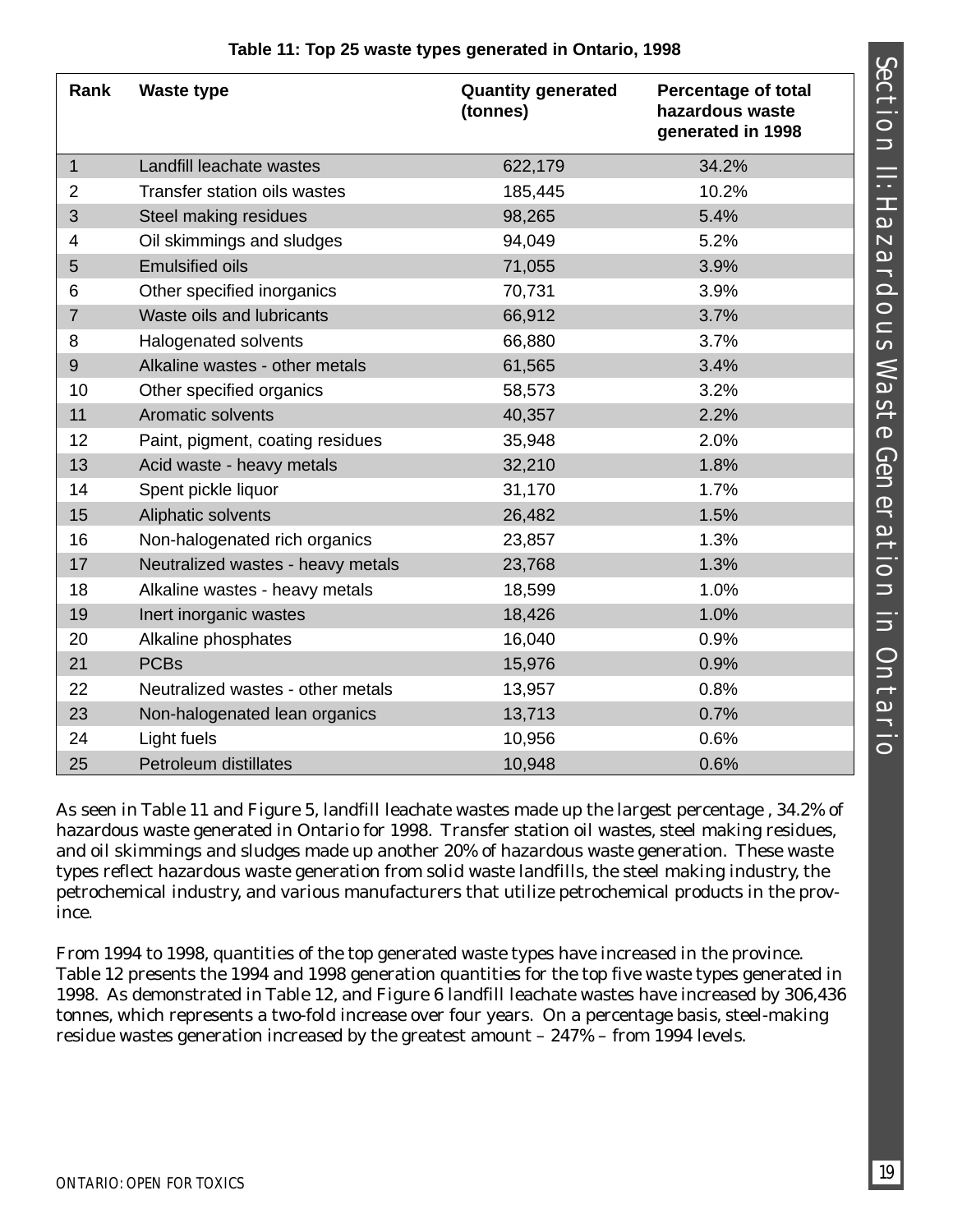**Table 11: Top 25 waste types generated in Ontario, 1998**

| Rank | Waste type | Quantity generated (tonnes) | Percentage of total hazardous waste generated in 1998 |
|---|---|---|---|
| 1 | Landfill leachate wastes | 622,179 | 34.2% |
| 2 | Transfer station oils wastes | 185,445 | 10.2% |
| 3 | Steel making residues | 98,265 | 5.4% |
| 4 | Oil skimmings and sludges | 94,049 | 5.2% |
| 5 | Emulsified oils | 71,055 | 3.9% |
| 6 | Other specified inorganics | 70,731 | 3.9% |
| 7 | Waste oils and lubricants | 66,912 | 3.7% |
| 8 | Halogenated solvents | 66,880 | 3.7% |
| 9 | Alkaline wastes - other metals | 61,565 | 3.4% |
| 10 | Other specified organics | 58,573 | 3.2% |
| 11 | Aromatic solvents | 40,357 | 2.2% |
| 12 | Paint, pigment, coating residues | 35,948 | 2.0% |
| 13 | Acid waste - heavy metals | 32,210 | 1.8% |
| 14 | Spent pickle liquor | 31,170 | 1.7% |
| 15 | Aliphatic solvents | 26,482 | 1.5% |
| 16 | Non-halogenated rich organics | 23,857 | 1.3% |
| 17 | Neutralized wastes - heavy metals | 23,768 | 1.3% |
| 18 | Alkaline wastes - heavy metals | 18,599 | 1.0% |
| 19 | Inert inorganic wastes | 18,426 | 1.0% |
| 20 | Alkaline phosphates | 16,040 | 0.9% |
| 21 | PCBs | 15,976 | 0.9% |
| 22 | Neutralized wastes - other metals | 13,957 | 0.8% |
| 23 | Non-halogenated lean organics | 13,713 | 0.7% |
| 24 | Light fuels | 10,956 | 0.6% |
| 25 | Petroleum distillates | 10,948 | 0.6% |

As seen in Table 11 and Figure 5, landfill leachate wastes made up the largest percentage , 34.2% of hazardous waste generated in Ontario for 1998. Transfer station oil wastes, steel making residues, and oil skimmings and sludges made up another 20% of hazardous waste generation. These waste types reflect hazardous waste generation from solid waste landfills, the steel making industry, the petrochemical industry, and various manufacturers that utilize petrochemical products in the province.

From 1994 to 1998, quantities of the top generated waste types have increased in the province. Table 12 presents the 1994 and 1998 generation quantities for the top five waste types generated in 1998. As demonstrated in Table 12, and Figure 6 landfill leachate wastes have increased by 306,436 tonnes, which represents a two-fold increase over four years. On a percentage basis, steel-making residue wastes generation increased by the greatest amount – 247% – from 1994 levels.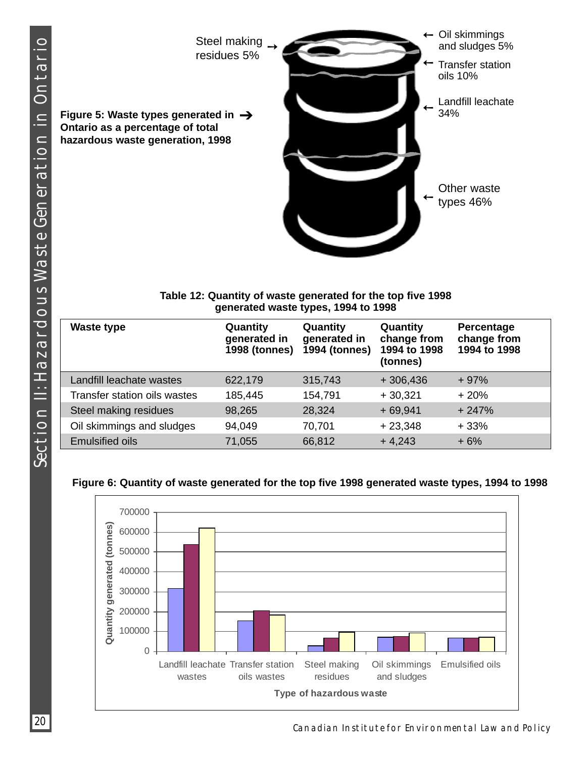**Figure 5: Waste types generated in Ontario as a percentage of total hazardous waste generation, 1998**

Steel making residues 5%

Oil skimmings and sludges 5%

Transfer station oils 10%

Landfill leachate 34%

Other waste types 46%

**Table 12: Quantity of waste generated for the top five 1998 generated waste types, 1994 to 1998**

| Waste type | Quantity generated in 1998 (tonnes) | Quantity generated in 1994 (tonnes) | Quantity change from 1994 to 1998 (tonnes) | Percentage change from 1994 to 1998 |
|---|---|---|---|---|
| Landfill leachate wastes | 622,179 | 315,743 | + 306,436 | + 97% |
| Transfer station oils wastes | 185,445 | 154,791 | + 30,321 | + 20% |
| Steel making residues | 98,265 | 28,324 | + 69,941 | + 247% |
| Oil skimmings and sludges | 94,049 | 70,701 | + 23,348 | + 33% |
| Emulsified oils | 71,055 | 66,812 | + 4,243 | + 6% |

**Figure 6: Quantity of waste generated for the top five 1998 generated waste types, 1994 to 1998**

Quantity generated (tonnes): 0, 100000, 200000, 300000, 400000, 500000, 600000, 700000

Type of hazardous waste: Landfill leachate wastes, Transfer station oils wastes, Steel making residues, Oil skimmings and sludges, Emulsified oils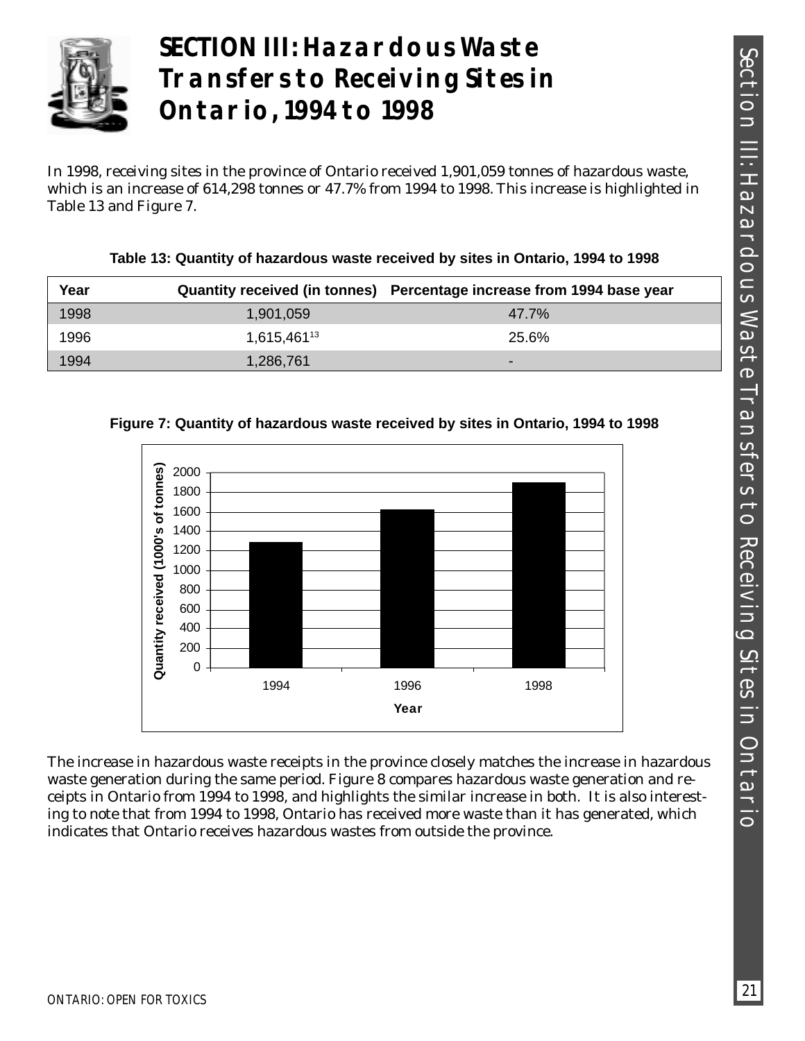# SECTION III: Hazardous Waste Transfers to Receiving Sites in Ontario, 1994 to 1998

In 1998, receiving sites in the province of Ontario received 1,901,059 tonnes of hazardous waste, which is an increase of 614,298 tonnes or 47.7% from 1994 to 1998. This increase is highlighted in Table 13 and Figure 7.

**Table 13: Quantity of hazardous waste received by sites in Ontario, 1994 to 1998**

| Year | Quantity received (in tonnes) | Percentage increase from 1994 base year |
|---|---|---|
| 1998 | 1,901,059 | 47.7% |
| 1996 | 1,615,461[13] | 25.6% |
| 1994 | 1,286,761 | - |

**Figure 7: Quantity of hazardous waste received by sites in Ontario, 1994 to 1998**

The increase in hazardous waste receipts in the province closely matches the increase in hazardous waste generation during the same period. Figure 8 compares hazardous waste generation and receipts in Ontario from 1994 to 1998, and highlights the similar increase in both. It is also interesting to note that from 1994 to 1998, Ontario has received more waste than it has generated, which indicates that Ontario receives hazardous wastes from outside the province.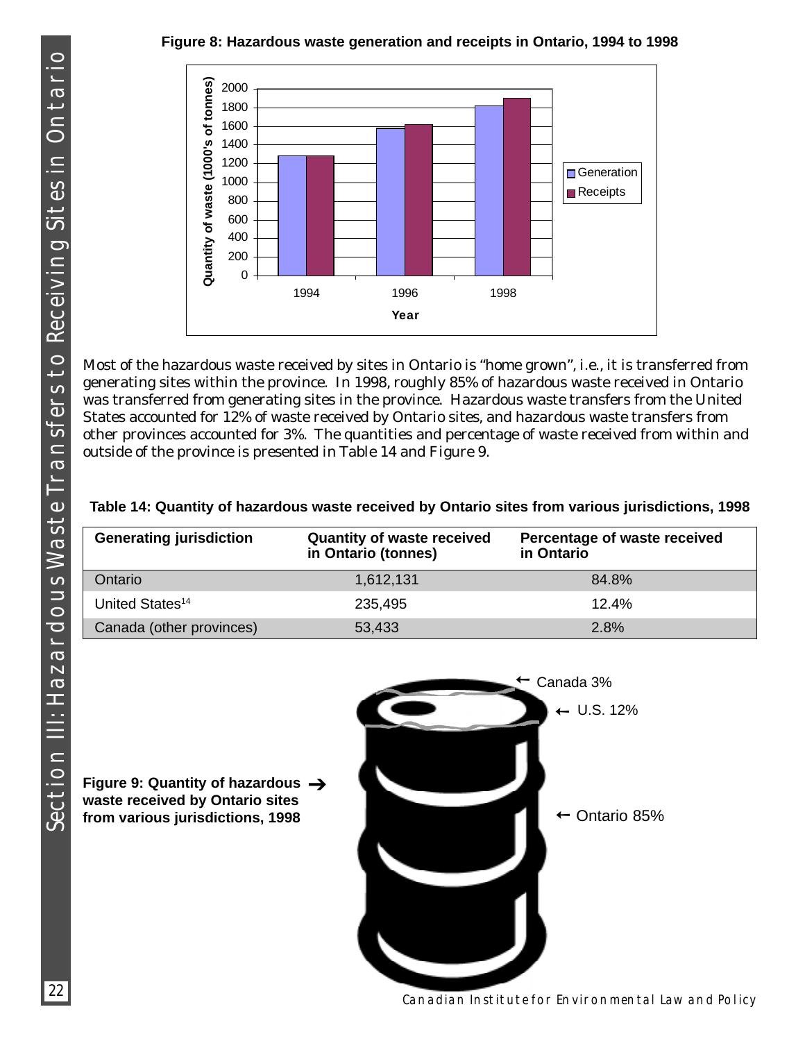**Figure 8: Hazardous waste generation and receipts in Ontario, 1994 to 1998**

Most of the hazardous waste received by sites in Ontario is "home grown", i.e., it is transferred from generating sites within the province. In 1998, roughly 85% of hazardous waste received in Ontario was transferred from generating sites in the province. Hazardous waste transfers from the United States accounted for 12% of waste received by Ontario sites, and hazardous waste transfers from other provinces accounted for 3%. The quantities and percentage of waste received from within and outside of the province is presented in Table 14 and Figure 9.

**Table 14: Quantity of hazardous waste received by Ontario sites from various jurisdictions, 1998**

| Generating jurisdiction | Quantity of waste received in Ontario (tonnes) | Percentage of waste received in Ontario |
|---|---|---|
| Ontario | 1,612,131 | 84.8% |
| United States[14] | 235,495 | 12.4% |
| Canada (other provinces) | 53,433 | 2.8% |

**Figure 9: Quantity of hazardous waste received by Ontario sites from various jurisdictions, 1998**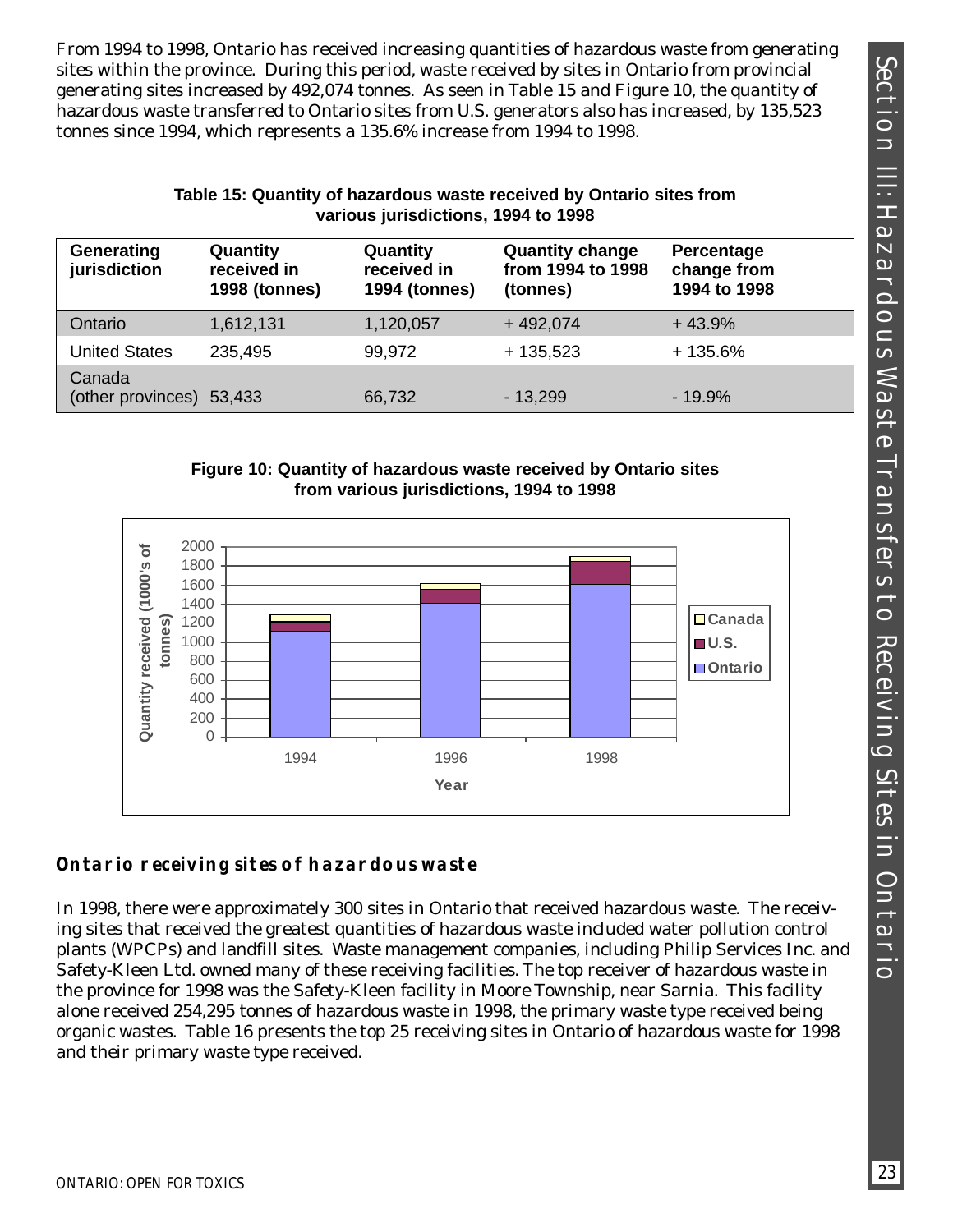From 1994 to 1998, Ontario has received increasing quantities of hazardous waste from generating sites within the province. During this period, waste received by sites in Ontario from provincial generating sites increased by 492,074 tonnes. As seen in Table 15 and Figure 10, the quantity of hazardous waste transferred to Ontario sites from U.S. generators also has increased, by 135,523 tonnes since 1994, which represents a 135.6% increase from 1994 to 1998.

**Table 15: Quantity of hazardous waste received by Ontario sites from various jurisdictions, 1994 to 1998**

| Generating jurisdiction | Quantity received in 1998 (tonnes) | Quantity received in 1994 (tonnes) | Quantity change from 1994 to 1998 (tonnes) | Percentage change from 1994 to 1998 |
|---|---|---|---|---|
| Ontario | 1,612,131 | 1,120,057 | + 492,074 | + 43.9% |
| United States | 235,495 | 99,972 | + 135,523 | + 135.6% |
| Canada (other provinces) | 53,433 | 66,732 | - 13,299 | - 19.9% |

**Figure 10: Quantity of hazardous waste received by Ontario sites from various jurisdictions, 1994 to 1998**

## Ontario receiving sites of hazardous waste

In 1998, there were approximately 300 sites in Ontario that received hazardous waste. The receiving sites that received the greatest quantities of hazardous waste included water pollution control plants (WPCPs) and landfill sites. Waste management companies, including Philip Services Inc. and Safety-Kleen Ltd. owned many of these receiving facilities. The top receiver of hazardous waste in the province for 1998 was the Safety-Kleen facility in Moore Township, near Sarnia. This facility alone received 254,295 tonnes of hazardous waste in 1998, the primary waste type received being organic wastes. Table 16 presents the top 25 receiving sites in Ontario of hazardous waste for 1998 and their primary waste type received.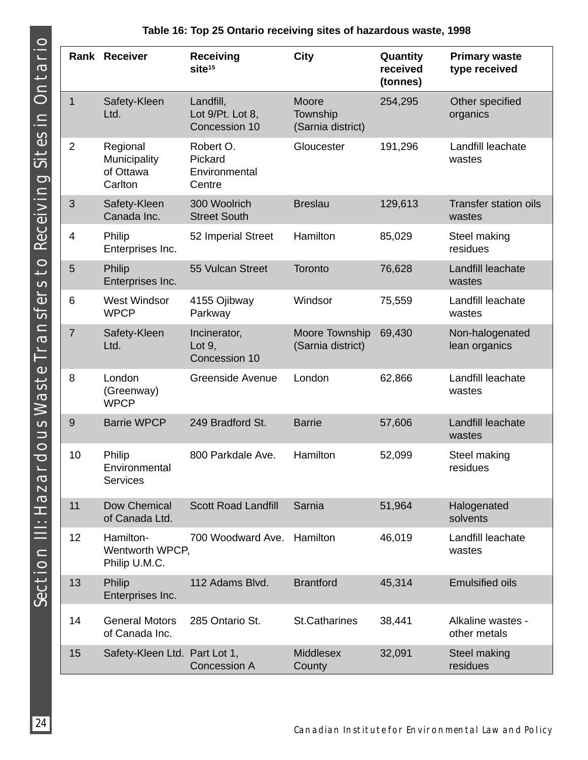**Table 16: Top 25 Ontario receiving sites of hazardous waste, 1998**

| Rank | Receiver | Receiving site[15] | City | Quantity received (tonnes) | Primary waste type received |
|---|---|---|---|---|---|
| 1 | Safety-Kleen Ltd. | Landfill, Lot 9/Pt. Lot 8, Concession 10 | Moore Township (Sarnia district) | 254,295 | Other specified organics |
| 2 | Regional Municipality of Ottawa Carlton | Robert O. Pickard Environmental Centre | Gloucester | 191,296 | Landfill leachate wastes |
| 3 | Safety-Kleen Canada Inc. | 300 Woolrich Street South | Breslau | 129,613 | Transfer station oils wastes |
| 4 | Philip Enterprises Inc. | 52 Imperial Street | Hamilton | 85,029 | Steel making residues |
| 5 | Philip Enterprises Inc. | 55 Vulcan Street | Toronto | 76,628 | Landfill leachate wastes |
| 6 | West Windsor WPCP | 4155 Ojibway Parkway | Windsor | 75,559 | Landfill leachate wastes |
| 7 | Safety-Kleen Ltd. | Incinerator, Lot 9, Concession 10 | Moore Township (Sarnia district) | 69,430 | Non-halogenated lean organics |
| 8 | London (Greenway) WPCP | Greenside Avenue | London | 62,866 | Landfill leachate wastes |
| 9 | Barrie WPCP | 249 Bradford St. | Barrie | 57,606 | Landfill leachate wastes |
| 10 | Philip Environmental Services | 800 Parkdale Ave. | Hamilton | 52,099 | Steel making residues |
| 11 | Dow Chemical of Canada Ltd. | Scott Road Landfill | Sarnia | 51,964 | Halogenated solvents |
| 12 | Hamilton-Wentworth WPCP, Philip U.M.C. | 700 Woodward Ave. | Hamilton | 46,019 | Landfill leachate wastes |
| 13 | Philip Enterprises Inc. | 112 Adams Blvd. | Brantford | 45,314 | Emulsified oils |
| 14 | General Motors of Canada Inc. | 285 Ontario St. | St.Catharines | 38,441 | Alkaline wastes - other metals |
| 15 | Safety-Kleen Ltd. | Part Lot 1, Concession A | Middlesex County | 32,091 | Steel making residues |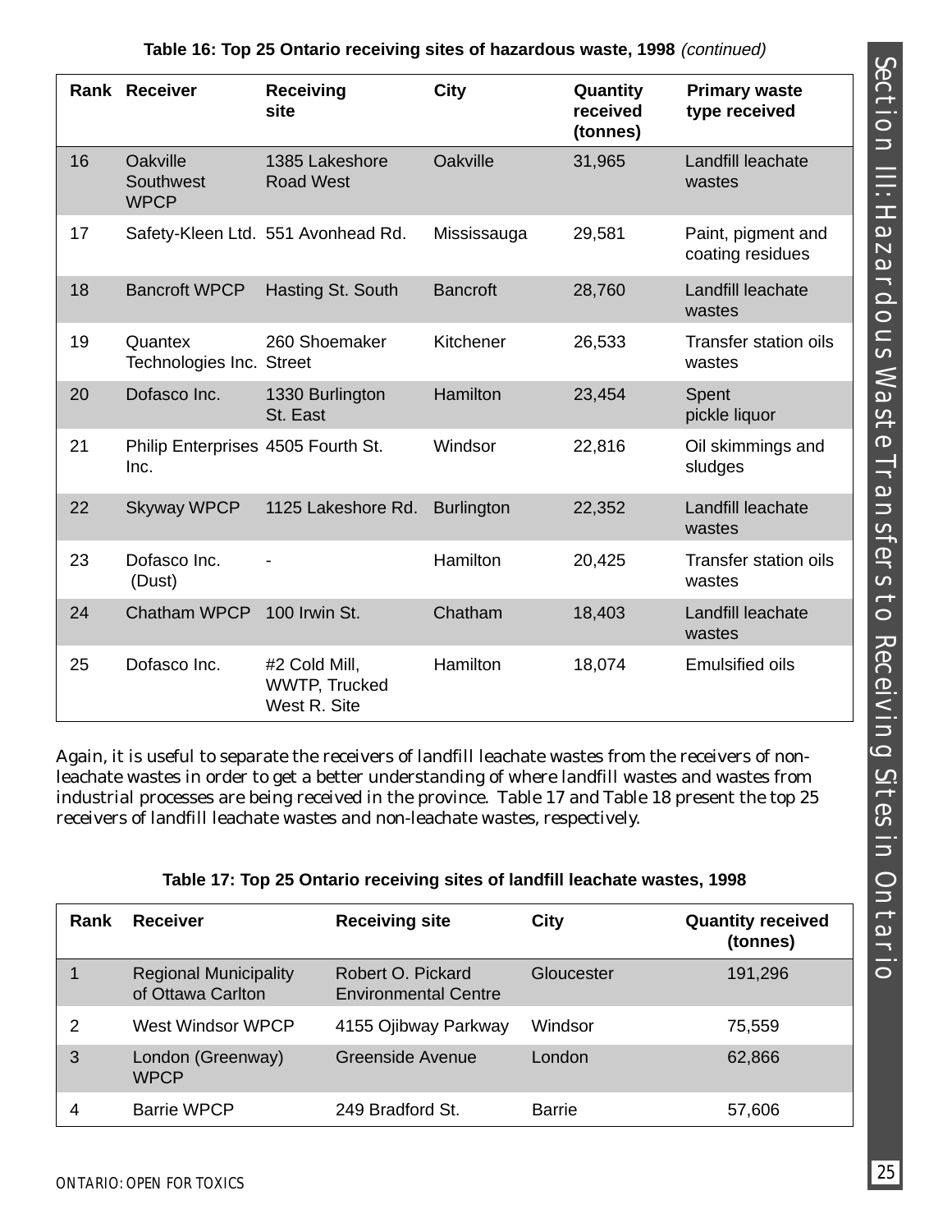**Table 16: Top 25 Ontario receiving sites of hazardous waste, 1998** *(continued)*

| Rank | Receiver | Receiving site | City | Quantity received (tonnes) | Primary waste type received |
|---|---|---|---|---|---|
| 16 | Oakville Southwest WPCP | 1385 Lakeshore Road West | Oakville | 31,965 | Landfill leachate wastes |
| 17 | Safety-Kleen Ltd. | 551 Avonhead Rd. | Mississauga | 29,581 | Paint, pigment and coating residues |
| 18 | Bancroft WPCP | Hasting St. South | Bancroft | 28,760 | Landfill leachate wastes |
| 19 | Quantex Technologies Inc. | 260 Shoemaker Street | Kitchener | 26,533 | Transfer station oils wastes |
| 20 | Dofasco Inc. | 1330 Burlington St. East | Hamilton | 23,454 | Spent pickle liquor |
| 21 | Philip Enterprises Inc. | 4505 Fourth St. | Windsor | 22,816 | Oil skimmings and sludges |
| 22 | Skyway WPCP | 1125 Lakeshore Rd. | Burlington | 22,352 | Landfill leachate wastes |
| 23 | Dofasco Inc. (Dust) | - | Hamilton | 20,425 | Transfer station oils wastes |
| 24 | Chatham WPCP | 100 Irwin St. | Chatham | 18,403 | Landfill leachate wastes |
| 25 | Dofasco Inc. | #2 Cold Mill, WWTP, Trucked West R. Site | Hamilton | 18,074 | Emulsified oils |

Again, it is useful to separate the receivers of landfill leachate wastes from the receivers of non-leachate wastes in order to get a better understanding of where landfill wastes and wastes from industrial processes are being received in the province. Table 17 and Table 18 present the top 25 receivers of landfill leachate wastes and non-leachate wastes, respectively.

**Table 17: Top 25 Ontario receiving sites of landfill leachate wastes, 1998**

| Rank | Receiver | Receiving site | City | Quantity received (tonnes) |
|---|---|---|---|---|
| 1 | Regional Municipality of Ottawa Carlton | Robert O. Pickard Environmental Centre | Gloucester | 191,296 |
| 2 | West Windsor WPCP | 4155 Ojibway Parkway | Windsor | 75,559 |
| 3 | London (Greenway) WPCP | Greenside Avenue | London | 62,866 |
| 4 | Barrie WPCP | 249 Bradford St. | Barrie | 57,606 |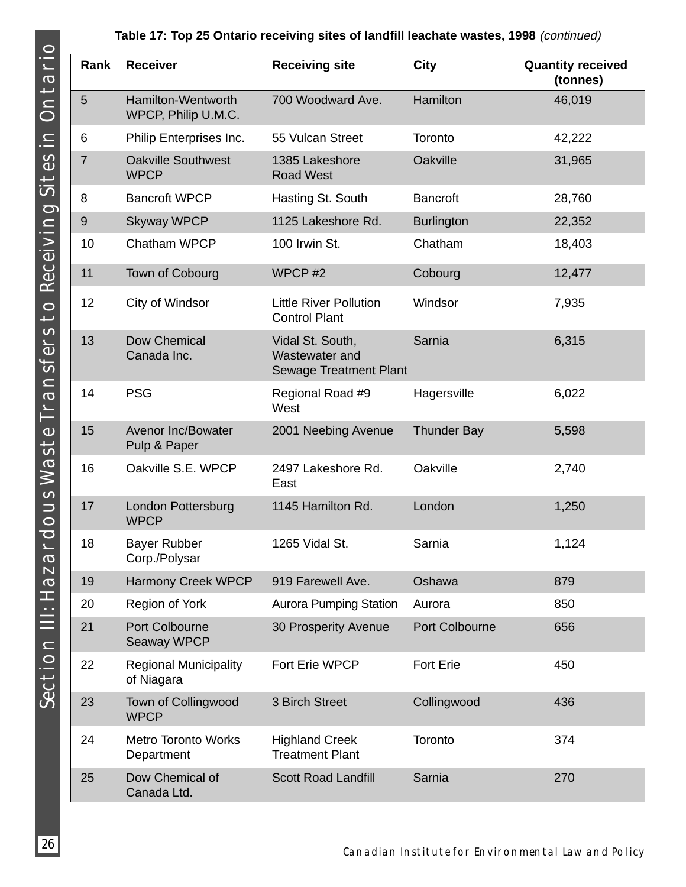**Table 17: Top 25 Ontario receiving sites of landfill leachate wastes, 1998** *(continued)*

| Rank | Receiver | Receiving site | City | Quantity received (tonnes) |
|---|---|---|---|---|
| 5 | Hamilton-Wentworth WPCP, Philip U.M.C. | 700 Woodward Ave. | Hamilton | 46,019 |
| 6 | Philip Enterprises Inc. | 55 Vulcan Street | Toronto | 42,222 |
| 7 | Oakville Southwest WPCP | 1385 Lakeshore Road West | Oakville | 31,965 |
| 8 | Bancroft WPCP | Hasting St. South | Bancroft | 28,760 |
| 9 | Skyway WPCP | 1125 Lakeshore Rd. | Burlington | 22,352 |
| 10 | Chatham WPCP | 100 Irwin St. | Chatham | 18,403 |
| 11 | Town of Cobourg | WPCP #2 | Cobourg | 12,477 |
| 12 | City of Windsor | Little River Pollution Control Plant | Windsor | 7,935 |
| 13 | Dow Chemical Canada Inc. | Vidal St. South, Wastewater and Sewage Treatment Plant | Sarnia | 6,315 |
| 14 | PSG | Regional Road #9 West | Hagersville | 6,022 |
| 15 | Avenor Inc/Bowater Pulp & Paper | 2001 Neebing Avenue | Thunder Bay | 5,598 |
| 16 | Oakville S.E. WPCP | 2497 Lakeshore Rd. East | Oakville | 2,740 |
| 17 | London Pottersburg WPCP | 1145 Hamilton Rd. | London | 1,250 |
| 18 | Bayer Rubber Corp./Polysar | 1265 Vidal St. | Sarnia | 1,124 |
| 19 | Harmony Creek WPCP | 919 Farewell Ave. | Oshawa | 879 |
| 20 | Region of York | Aurora Pumping Station | Aurora | 850 |
| 21 | Port Colbourne Seaway WPCP | 30 Prosperity Avenue | Port Colbourne | 656 |
| 22 | Regional Municipality of Niagara | Fort Erie WPCP | Fort Erie | 450 |
| 23 | Town of Collingwood WPCP | 3 Birch Street | Collingwood | 436 |
| 24 | Metro Toronto Works Department | Highland Creek Treatment Plant | Toronto | 374 |
| 25 | Dow Chemical of Canada Ltd. | Scott Road Landfill | Sarnia | 270 |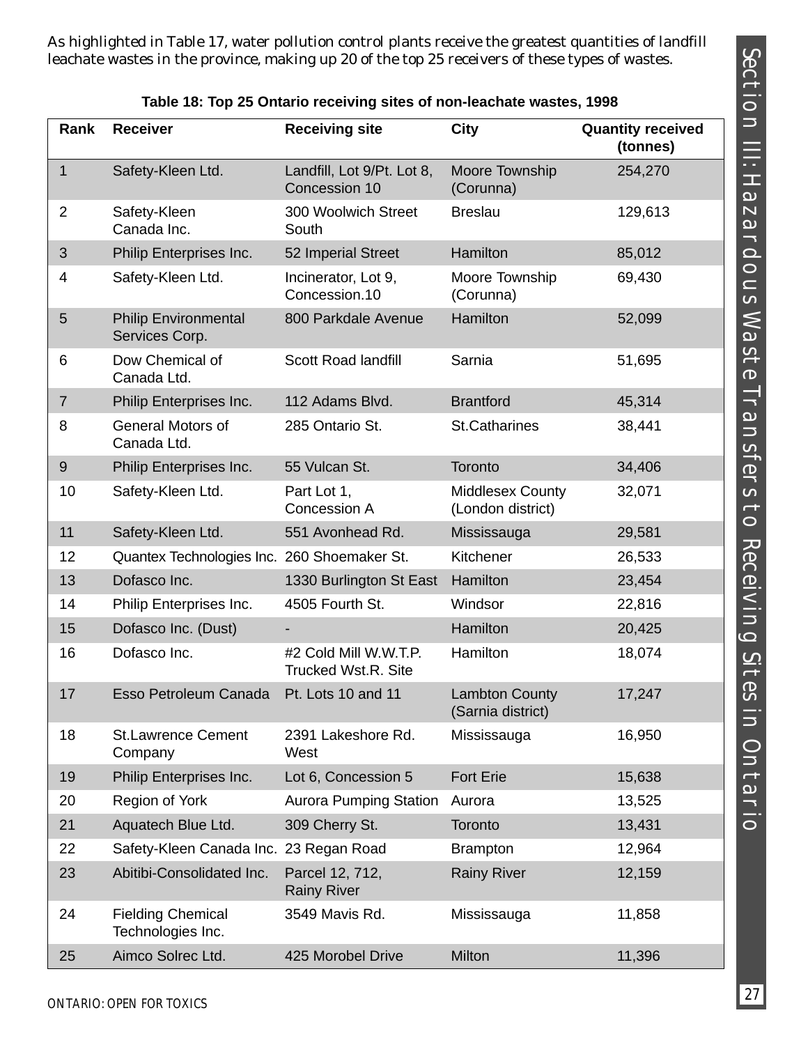As highlighted in Table 17, water pollution control plants receive the greatest quantities of landfill leachate wastes in the province, making up 20 of the top 25 receivers of these types of wastes.

**Table 18: Top 25 Ontario receiving sites of non-leachate wastes, 1998**

| Rank | Receiver | Receiving site | City | Quantity received (tonnes) |
|---|---|---|---|---|
| 1 | Safety-Kleen Ltd. | Landfill, Lot 9/Pt. Lot 8, Concession 10 | Moore Township (Corunna) | 254,270 |
| 2 | Safety-Kleen Canada Inc. | 300 Woolwich Street South | Breslau | 129,613 |
| 3 | Philip Enterprises Inc. | 52 Imperial Street | Hamilton | 85,012 |
| 4 | Safety-Kleen Ltd. | Incinerator, Lot 9, Concession.10 | Moore Township (Corunna) | 69,430 |
| 5 | Philip Environmental Services Corp. | 800 Parkdale Avenue | Hamilton | 52,099 |
| 6 | Dow Chemical of Canada Ltd. | Scott Road landfill | Sarnia | 51,695 |
| 7 | Philip Enterprises Inc. | 112 Adams Blvd. | Brantford | 45,314 |
| 8 | General Motors of Canada Ltd. | 285 Ontario St. | St.Catharines | 38,441 |
| 9 | Philip Enterprises Inc. | 55 Vulcan St. | Toronto | 34,406 |
| 10 | Safety-Kleen Ltd. | Part Lot 1, Concession A | Middlesex County (London district) | 32,071 |
| 11 | Safety-Kleen Ltd. | 551 Avonhead Rd. | Mississauga | 29,581 |
| 12 | Quantex Technologies Inc. | 260 Shoemaker St. | Kitchener | 26,533 |
| 13 | Dofasco Inc. | 1330 Burlington St East | Hamilton | 23,454 |
| 14 | Philip Enterprises Inc. | 4505 Fourth St. | Windsor | 22,816 |
| 15 | Dofasco Inc. (Dust) | - | Hamilton | 20,425 |
| 16 | Dofasco Inc. | #2 Cold Mill W.W.T.P. Trucked Wst.R. Site | Hamilton | 18,074 |
| 17 | Esso Petroleum Canada | Pt. Lots 10 and 11 | Lambton County (Sarnia district) | 17,247 |
| 18 | St.Lawrence Cement Company | 2391 Lakeshore Rd. West | Mississauga | 16,950 |
| 19 | Philip Enterprises Inc. | Lot 6, Concession 5 | Fort Erie | 15,638 |
| 20 | Region of York | Aurora Pumping Station | Aurora | 13,525 |
| 21 | Aquatech Blue Ltd. | 309 Cherry St. | Toronto | 13,431 |
| 22 | Safety-Kleen Canada Inc. | 23 Regan Road | Brampton | 12,964 |
| 23 | Abitibi-Consolidated Inc. | Parcel 12, 712, Rainy River | Rainy River | 12,159 |
| 24 | Fielding Chemical Technologies Inc. | 3549 Mavis Rd. | Mississauga | 11,858 |
| 25 | Aimco Solrec Ltd. | 425 Morobel Drive | Milton | 11,396 |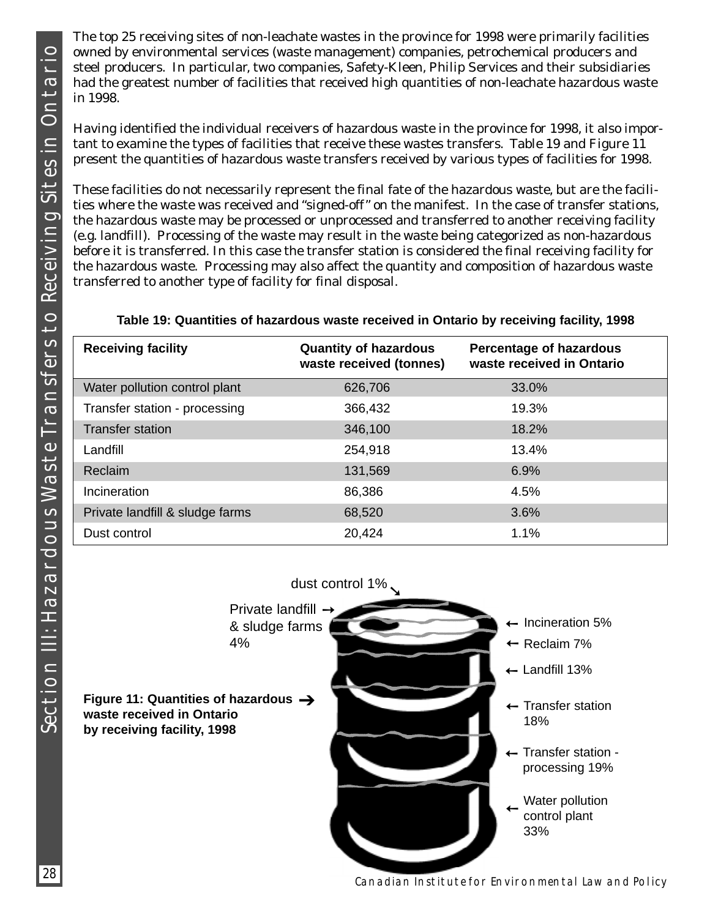The top 25 receiving sites of non-leachate wastes in the province for 1998 were primarily facilities owned by environmental services (waste management) companies, petrochemical producers and steel producers. In particular, two companies, Safety-Kleen, Philip Services and their subsidiaries had the greatest number of facilities that received high quantities of non-leachate hazardous waste in 1998.

Having identified the individual receivers of hazardous waste in the province for 1998, it also important to examine the types of facilities that receive these wastes transfers. Table 19 and Figure 11 present the quantities of hazardous waste transfers received by various types of facilities for 1998.

These facilities do not necessarily represent the final fate of the hazardous waste, but are the facilities where the waste was received and "signed-off" on the manifest. In the case of transfer stations, the hazardous waste may be processed or unprocessed and transferred to another receiving facility (e.g. landfill). Processing of the waste may result in the waste being categorized as non-hazardous before it is transferred. In this case the transfer station is considered the final receiving facility for the hazardous waste. Processing may also affect the quantity and composition of hazardous waste transferred to another type of facility for final disposal.

**Table 19: Quantities of hazardous waste received in Ontario by receiving facility, 1998**

| Receiving facility | Quantity of hazardous waste received (tonnes) | Percentage of hazardous waste received in Ontario |
|---|---|---|
| Water pollution control plant | 626,706 | 33.0% |
| Transfer station - processing | 366,432 | 19.3% |
| Transfer station | 346,100 | 18.2% |
| Landfill | 254,918 | 13.4% |
| Reclaim | 131,569 | 6.9% |
| Incineration | 86,386 | 4.5% |
| Private landfill & sludge farms | 68,520 | 3.6% |
| Dust control | 20,424 | 1.1% |

dust control 1%

Private landfill & sludge farms 4%

Incineration 5%

Reclaim 7%

Landfill 13%

Transfer station 18%

Transfer station - processing 19%

Water pollution control plant 33%

**Figure 11: Quantities of hazardous waste received in Ontario by receiving facility, 1998**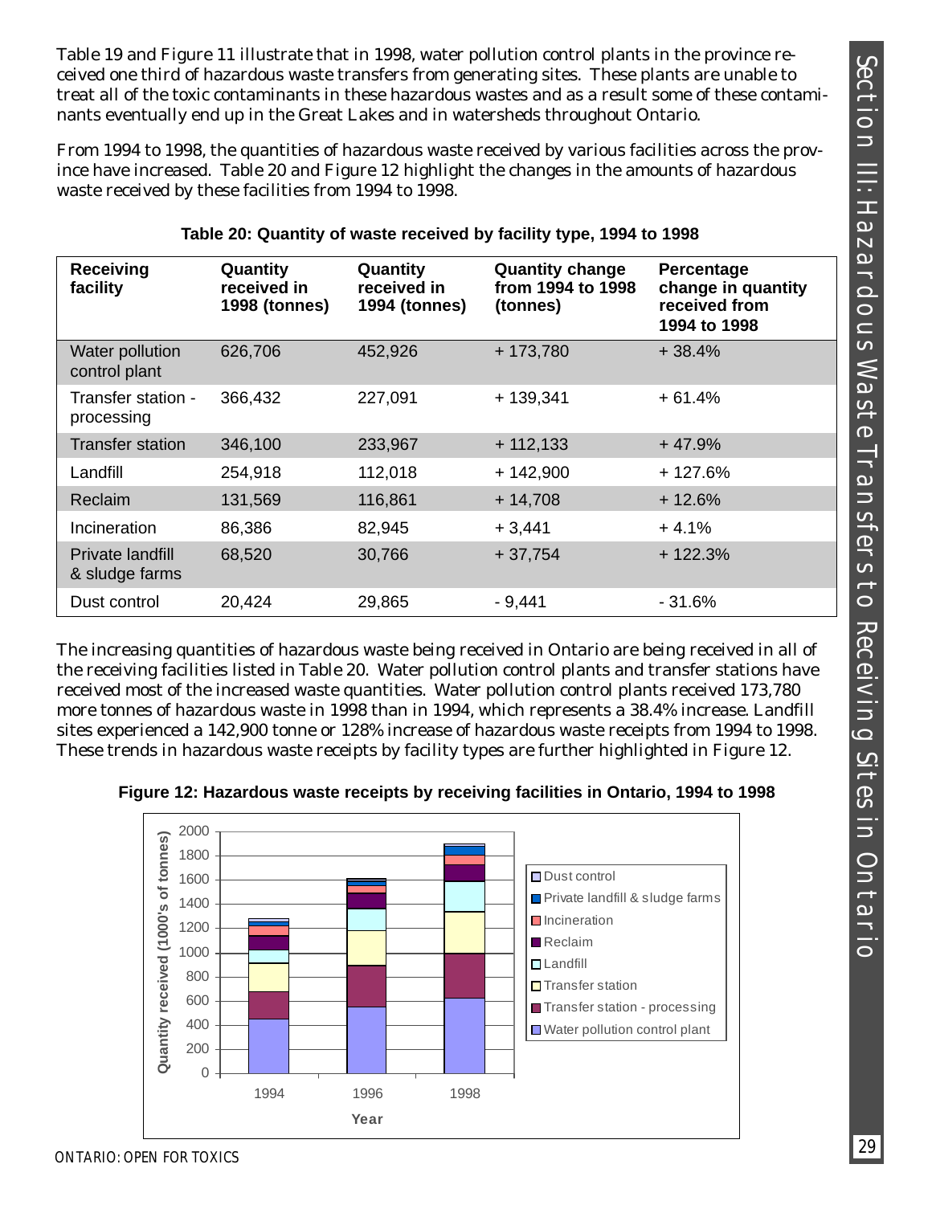Table 19 and Figure 11 illustrate that in 1998, water pollution control plants in the province received one third of hazardous waste transfers from generating sites. These plants are unable to treat all of the toxic contaminants in these hazardous wastes and as a result some of these contaminants eventually end up in the Great Lakes and in watersheds throughout Ontario.

From 1994 to 1998, the quantities of hazardous waste received by various facilities across the province have increased. Table 20 and Figure 12 highlight the changes in the amounts of hazardous waste received by these facilities from 1994 to 1998.

**Table 20: Quantity of waste received by facility type, 1994 to 1998**

| Receiving facility | Quantity received in 1998 (tonnes) | Quantity received in 1994 (tonnes) | Quantity change from 1994 to 1998 (tonnes) | Percentage change in quantity received from 1994 to 1998 |
|---|---|---|---|---|
| Water pollution control plant | 626,706 | 452,926 | + 173,780 | + 38.4% |
| Transfer station - processing | 366,432 | 227,091 | + 139,341 | + 61.4% |
| Transfer station | 346,100 | 233,967 | + 112,133 | + 47.9% |
| Landfill | 254,918 | 112,018 | + 142,900 | + 127.6% |
| Reclaim | 131,569 | 116,861 | + 14,708 | + 12.6% |
| Incineration | 86,386 | 82,945 | + 3,441 | + 4.1% |
| Private landfill & sludge farms | 68,520 | 30,766 | + 37,754 | + 122.3% |
| Dust control | 20,424 | 29,865 | - 9,441 | - 31.6% |

The increasing quantities of hazardous waste being received in Ontario are being received in all of the receiving facilities listed in Table 20. Water pollution control plants and transfer stations have received most of the increased waste quantities. Water pollution control plants received 173,780 more tonnes of hazardous waste in 1998 than in 1994, which represents a 38.4% increase. Landfill sites experienced a 142,900 tonne or 128% increase of hazardous waste receipts from 1994 to 1998. These trends in hazardous waste receipts by facility types are further highlighted in Figure 12.

**Figure 12: Hazardous waste receipts by receiving facilities in Ontario, 1994 to 1998**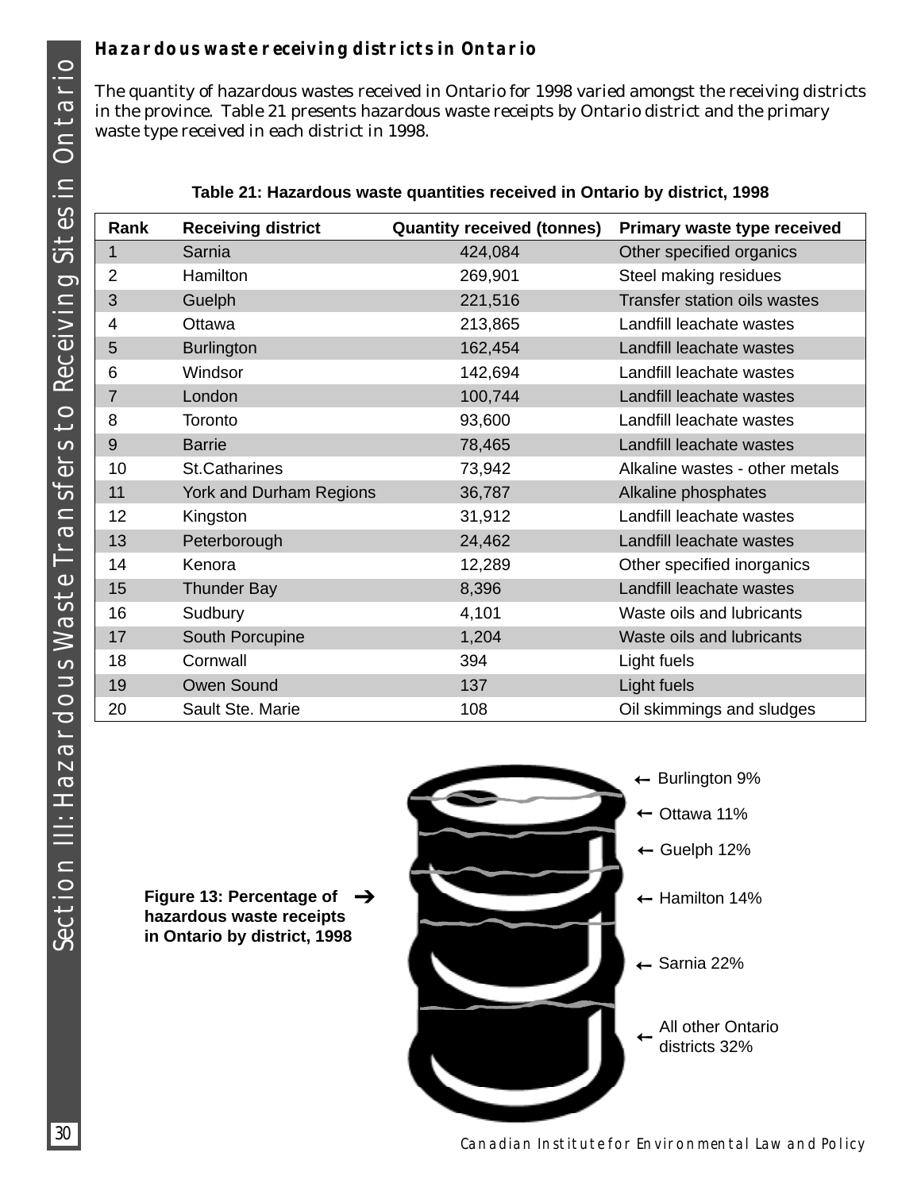### Hazardous waste receiving districts in Ontario

The quantity of hazardous wastes received in Ontario for 1998 varied amongst the receiving districts in the province. Table 21 presents hazardous waste receipts by Ontario district and the primary waste type received in each district in 1998.

**Table 21: Hazardous waste quantities received in Ontario by district, 1998**

| Rank | Receiving district | Quantity received (tonnes) | Primary waste type received |
|---|---|---|---|
| 1 | Sarnia | 424,084 | Other specified organics |
| 2 | Hamilton | 269,901 | Steel making residues |
| 3 | Guelph | 221,516 | Transfer station oils wastes |
| 4 | Ottawa | 213,865 | Landfill leachate wastes |
| 5 | Burlington | 162,454 | Landfill leachate wastes |
| 6 | Windsor | 142,694 | Landfill leachate wastes |
| 7 | London | 100,744 | Landfill leachate wastes |
| 8 | Toronto | 93,600 | Landfill leachate wastes |
| 9 | Barrie | 78,465 | Landfill leachate wastes |
| 10 | St.Catharines | 73,942 | Alkaline wastes - other metals |
| 11 | York and Durham Regions | 36,787 | Alkaline phosphates |
| 12 | Kingston | 31,912 | Landfill leachate wastes |
| 13 | Peterborough | 24,462 | Landfill leachate wastes |
| 14 | Kenora | 12,289 | Other specified inorganics |
| 15 | Thunder Bay | 8,396 | Landfill leachate wastes |
| 16 | Sudbury | 4,101 | Waste oils and lubricants |
| 17 | South Porcupine | 1,204 | Waste oils and lubricants |
| 18 | Cornwall | 394 | Light fuels |
| 19 | Owen Sound | 137 | Light fuels |
| 20 | Sault Ste. Marie | 108 | Oil skimmings and sludges |

**Figure 13: Percentage of hazardous waste receipts in Ontario by district, 1998**

- Burlington 9%
- Ottawa 11%
- Guelph 12%
- Hamilton 14%
- Sarnia 22%
- All other Ontario districts 32%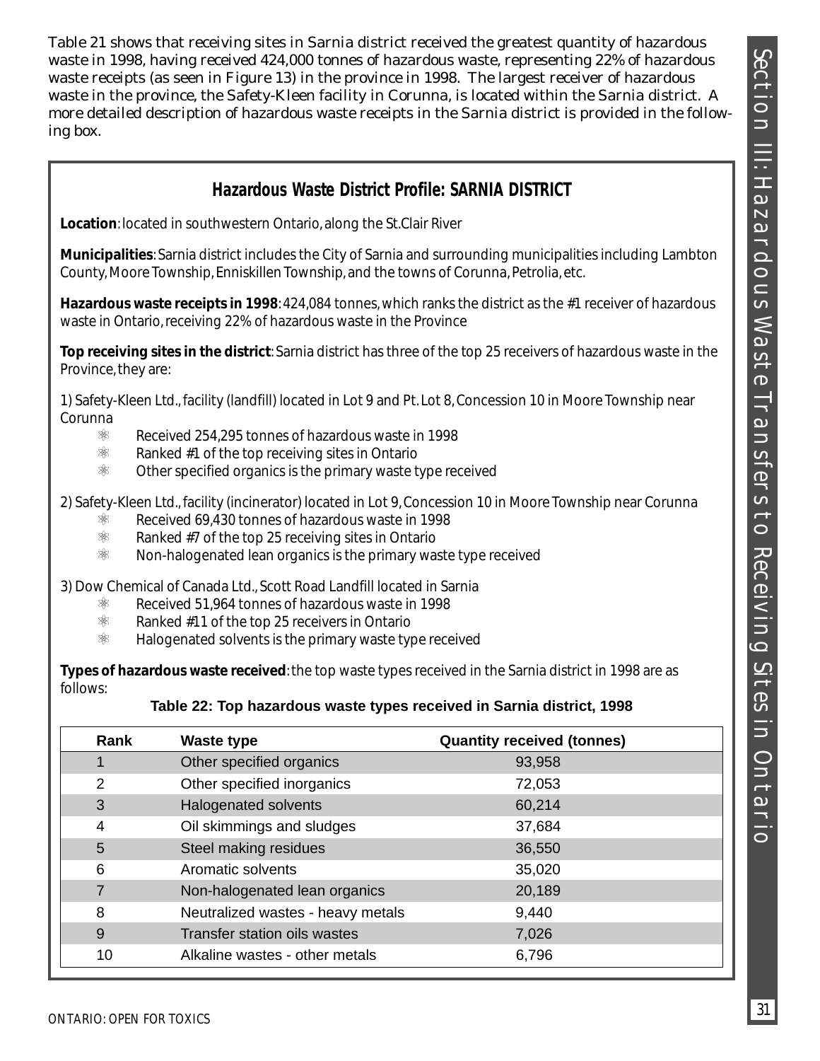Table 21 shows that receiving sites in Sarnia district received the greatest quantity of hazardous waste in 1998, having received 424,000 tonnes of hazardous waste, representing 22% of hazardous waste receipts (as seen in Figure 13) in the province in 1998. The largest receiver of hazardous waste in the province, the Safety-Kleen facility in Corunna, is located within the Sarnia district. A more detailed description of hazardous waste receipts in the Sarnia district is provided in the following box.

## Hazardous Waste District Profile: SARNIA DISTRICT

**Location**: located in southwestern Ontario, along the St.Clair River

**Municipalities**: Sarnia district includes the City of Sarnia and surrounding municipalities including Lambton County, Moore Township, Enniskillen Township, and the towns of Corunna, Petrolia, etc.

**Hazardous waste receipts in 1998**: 424,084 tonnes, which ranks the district as the #1 receiver of hazardous waste in Ontario, receiving 22% of hazardous waste in the Province

**Top receiving sites in the district**: Sarnia district has three of the top 25 receivers of hazardous waste in the Province, they are:

1) Safety-Kleen Ltd., facility (landfill) located in Lot 9 and Pt. Lot 8, Concession 10 in Moore Township near Corunna
- Received 254,295 tonnes of hazardous waste in 1998
- Ranked #1 of the top receiving sites in Ontario
- Other specified organics is the primary waste type received

2) Safety-Kleen Ltd., facility (incinerator) located in Lot 9, Concession 10 in Moore Township near Corunna
- Received 69,430 tonnes of hazardous waste in 1998
- Ranked #7 of the top 25 receiving sites in Ontario
- Non-halogenated lean organics is the primary waste type received

3) Dow Chemical of Canada Ltd., Scott Road Landfill located in Sarnia
- Received 51,964 tonnes of hazardous waste in 1998
- Ranked #11 of the top 25 receivers in Ontario
- Halogenated solvents is the primary waste type received

**Types of hazardous waste received**: the top waste types received in the Sarnia district in 1998 are as follows:

**Table 22: Top hazardous waste types received in Sarnia district, 1998**

| Rank | Waste type | Quantity received (tonnes) |
|---|---|---|
| 1 | Other specified organics | 93,958 |
| 2 | Other specified inorganics | 72,053 |
| 3 | Halogenated solvents | 60,214 |
| 4 | Oil skimmings and sludges | 37,684 |
| 5 | Steel making residues | 36,550 |
| 6 | Aromatic solvents | 35,020 |
| 7 | Non-halogenated lean organics | 20,189 |
| 8 | Neutralized wastes - heavy metals | 9,440 |
| 9 | Transfer station oils wastes | 7,026 |
| 10 | Alkaline wastes - other metals | 6,796 |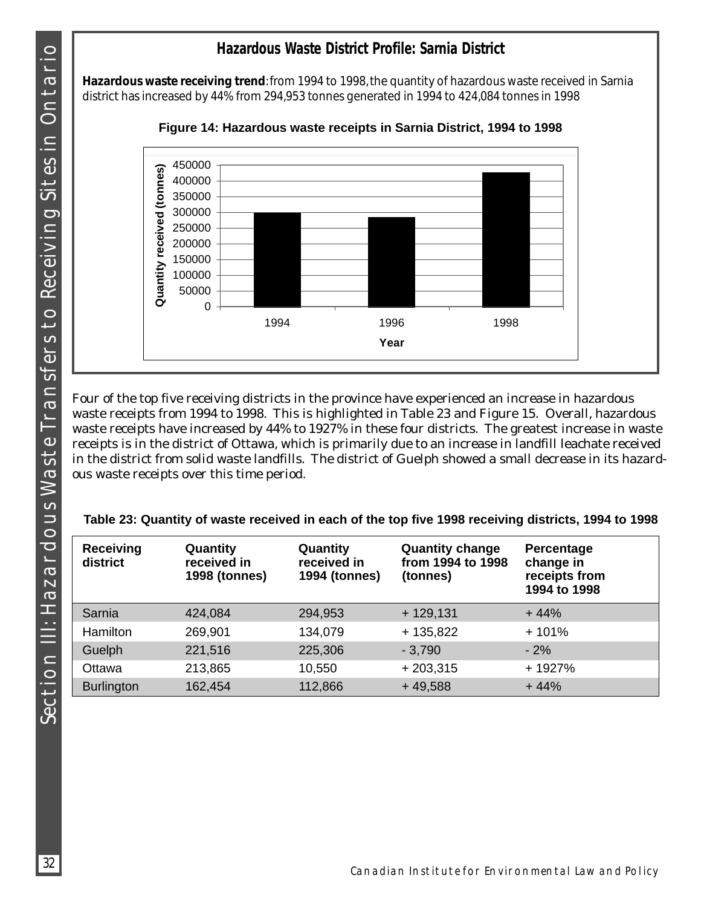## Hazardous Waste District Profile: Sarnia District

**Hazardous waste receiving trend**: from 1994 to 1998, the quantity of hazardous waste received in Sarnia district has increased by 44% from 294,953 tonnes generated in 1994 to 424,084 tonnes in 1998

**Figure 14: Hazardous waste receipts in Sarnia District, 1994 to 1998**

Four of the top five receiving districts in the province have experienced an increase in hazardous waste receipts from 1994 to 1998. This is highlighted in Table 23 and Figure 15. Overall, hazardous waste receipts have increased by 44% to 1927% in these four districts. The greatest increase in waste receipts is in the district of Ottawa, which is primarily due to an increase in landfill leachate received in the district from solid waste landfills. The district of Guelph showed a small decrease in its hazardous waste receipts over this time period.

**Table 23: Quantity of waste received in each of the top five 1998 receiving districts, 1994 to 1998**

| Receiving district | Quantity received in 1998 (tonnes) | Quantity received in 1994 (tonnes) | Quantity change from 1994 to 1998 (tonnes) | Percentage change in receipts from 1994 to 1998 |
|---|---|---|---|---|
| Sarnia | 424,084 | 294,953 | + 129,131 | + 44% |
| Hamilton | 269,901 | 134,079 | + 135,822 | + 101% |
| Guelph | 221,516 | 225,306 | - 3,790 | - 2% |
| Ottawa | 213,865 | 10,550 | + 203,315 | + 1927% |
| Burlington | 162,454 | 112,866 | + 49,588 | + 44% |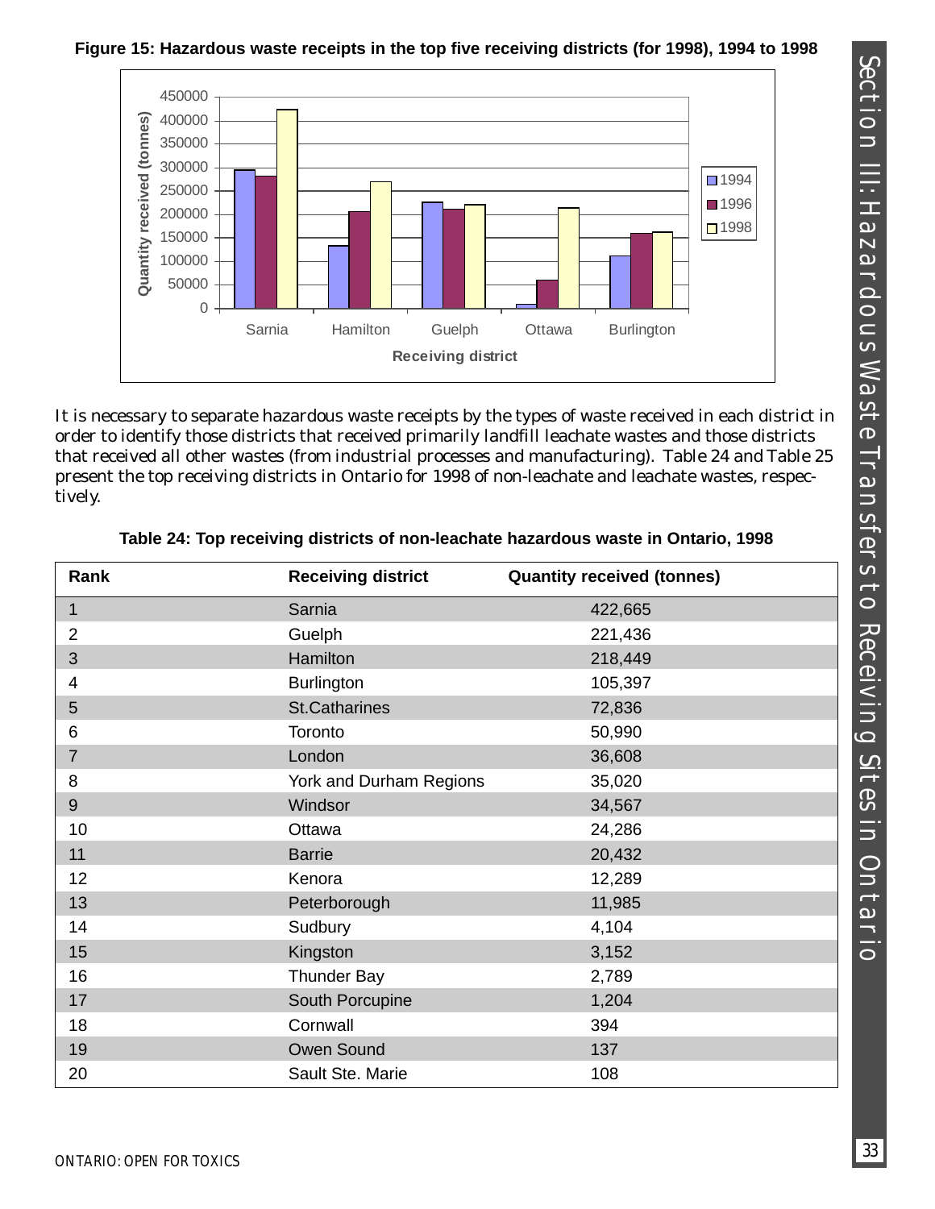**Figure 15: Hazardous waste receipts in the top five receiving districts (for 1998), 1994 to 1998**

It is necessary to separate hazardous waste receipts by the types of waste received in each district in order to identify those districts that received primarily landfill leachate wastes and those districts that received all other wastes (from industrial processes and manufacturing). Table 24 and Table 25 present the top receiving districts in Ontario for 1998 of non-leachate and leachate wastes, respectively.

**Table 24: Top receiving districts of non-leachate hazardous waste in Ontario, 1998**

| Rank | Receiving district | Quantity received (tonnes) |
|---|---|---|
| 1 | Sarnia | 422,665 |
| 2 | Guelph | 221,436 |
| 3 | Hamilton | 218,449 |
| 4 | Burlington | 105,397 |
| 5 | St.Catharines | 72,836 |
| 6 | Toronto | 50,990 |
| 7 | London | 36,608 |
| 8 | York and Durham Regions | 35,020 |
| 9 | Windsor | 34,567 |
| 10 | Ottawa | 24,286 |
| 11 | Barrie | 20,432 |
| 12 | Kenora | 12,289 |
| 13 | Peterborough | 11,985 |
| 14 | Sudbury | 4,104 |
| 15 | Kingston | 3,152 |
| 16 | Thunder Bay | 2,789 |
| 17 | South Porcupine | 1,204 |
| 18 | Cornwall | 394 |
| 19 | Owen Sound | 137 |
| 20 | Sault Ste. Marie | 108 |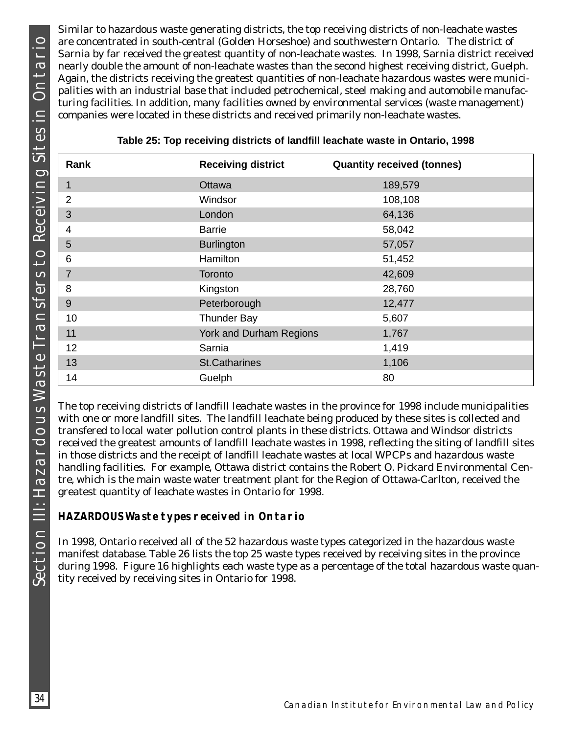Similar to hazardous waste generating districts, the top receiving districts of non-leachate wastes are concentrated in south-central (Golden Horseshoe) and southwestern Ontario. The district of Sarnia by far received the greatest quantity of non-leachate wastes. In 1998, Sarnia district received nearly double the amount of non-leachate wastes than the second highest receiving district, Guelph. Again, the districts receiving the greatest quantities of non-leachate hazardous wastes were municipalities with an industrial base that included petrochemical, steel making and automobile manufacturing facilities. In addition, many facilities owned by environmental services (waste management) companies were located in these districts and received primarily non-leachate wastes.

**Table 25: Top receiving districts of landfill leachate waste in Ontario, 1998**

| Rank | Receiving district | Quantity received (tonnes) |
|---|---|---|
| 1 | Ottawa | 189,579 |
| 2 | Windsor | 108,108 |
| 3 | London | 64,136 |
| 4 | Barrie | 58,042 |
| 5 | Burlington | 57,057 |
| 6 | Hamilton | 51,452 |
| 7 | Toronto | 42,609 |
| 8 | Kingston | 28,760 |
| 9 | Peterborough | 12,477 |
| 10 | Thunder Bay | 5,607 |
| 11 | York and Durham Regions | 1,767 |
| 12 | Sarnia | 1,419 |
| 13 | St.Catharines | 1,106 |
| 14 | Guelph | 80 |

The top receiving districts of landfill leachate wastes in the province for 1998 include municipalities with one or more landfill sites. The landfill leachate being produced by these sites is collected and transfered to local water pollution control plants in these districts. Ottawa and Windsor districts received the greatest amounts of landfill leachate wastes in 1998, reflecting the siting of landfill sites in those districts and the receipt of landfill leachate wastes at local WPCPs and hazardous waste handling facilities. For example, Ottawa district contains the Robert O. Pickard Environmental Centre, which is the main waste water treatment plant for the Region of Ottawa-Carlton, received the greatest quantity of leachate wastes in Ontario for 1998.

## HAZARDOUS Waste types received in Ontario

In 1998, Ontario received all of the 52 hazardous waste types categorized in the hazardous waste manifest database. Table 26 lists the top 25 waste types received by receiving sites in the province during 1998. Figure 16 highlights each waste type as a percentage of the total hazardous waste quantity received by receiving sites in Ontario for 1998.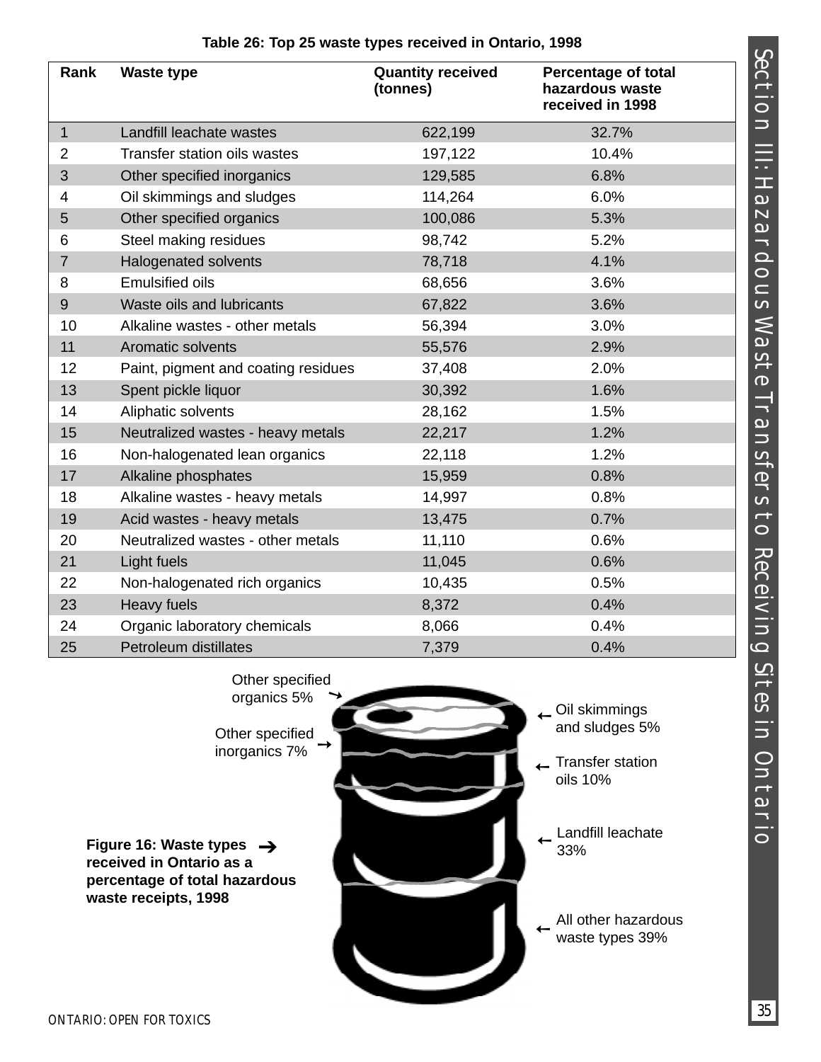**Table 26: Top 25 waste types received in Ontario, 1998**

| Rank | Waste type | Quantity received (tonnes) | Percentage of total hazardous waste received in 1998 |
|---|---|---|---|
| 1 | Landfill leachate wastes | 622,199 | 32.7% |
| 2 | Transfer station oils wastes | 197,122 | 10.4% |
| 3 | Other specified inorganics | 129,585 | 6.8% |
| 4 | Oil skimmings and sludges | 114,264 | 6.0% |
| 5 | Other specified organics | 100,086 | 5.3% |
| 6 | Steel making residues | 98,742 | 5.2% |
| 7 | Halogenated solvents | 78,718 | 4.1% |
| 8 | Emulsified oils | 68,656 | 3.6% |
| 9 | Waste oils and lubricants | 67,822 | 3.6% |
| 10 | Alkaline wastes - other metals | 56,394 | 3.0% |
| 11 | Aromatic solvents | 55,576 | 2.9% |
| 12 | Paint, pigment and coating residues | 37,408 | 2.0% |
| 13 | Spent pickle liquor | 30,392 | 1.6% |
| 14 | Aliphatic solvents | 28,162 | 1.5% |
| 15 | Neutralized wastes - heavy metals | 22,217 | 1.2% |
| 16 | Non-halogenated lean organics | 22,118 | 1.2% |
| 17 | Alkaline phosphates | 15,959 | 0.8% |
| 18 | Alkaline wastes - heavy metals | 14,997 | 0.8% |
| 19 | Acid wastes - heavy metals | 13,475 | 0.7% |
| 20 | Neutralized wastes - other metals | 11,110 | 0.6% |
| 21 | Light fuels | 11,045 | 0.6% |
| 22 | Non-halogenated rich organics | 10,435 | 0.5% |
| 23 | Heavy fuels | 8,372 | 0.4% |
| 24 | Organic laboratory chemicals | 8,066 | 0.4% |
| 25 | Petroleum distillates | 7,379 | 0.4% |

Other specified organics 5%

Other specified inorganics 7%

Oil skimmings and sludges 5%

Transfer station oils 10%

Landfill leachate 33%

All other hazardous waste types 39%

**Figure 16: Waste types received in Ontario as a percentage of total hazardous waste receipts, 1998**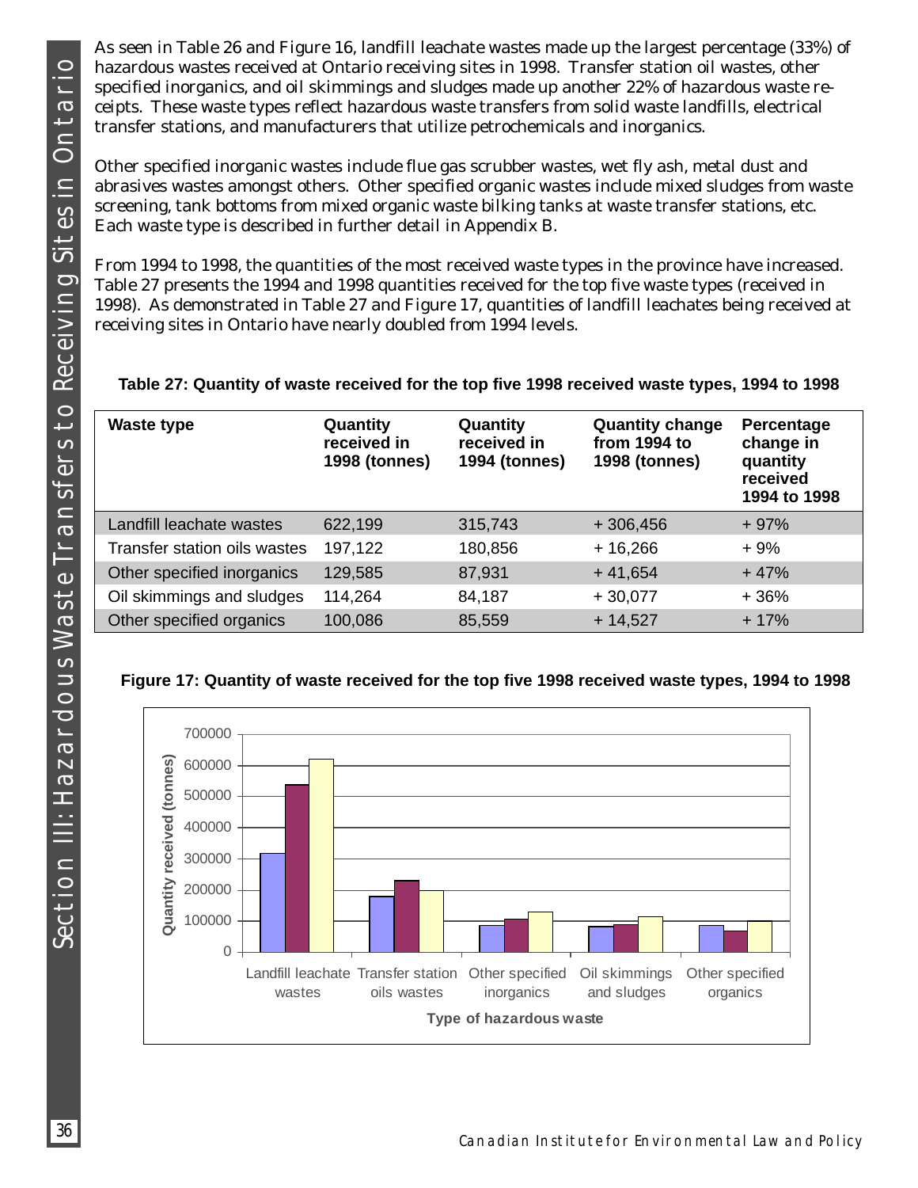As seen in Table 26 and Figure 16, landfill leachate wastes made up the largest percentage (33%) of hazardous wastes received at Ontario receiving sites in 1998. Transfer station oil wastes, other specified inorganics, and oil skimmings and sludges made up another 22% of hazardous waste receipts. These waste types reflect hazardous waste transfers from solid waste landfills, electrical transfer stations, and manufacturers that utilize petrochemicals and inorganics.

Other specified inorganic wastes include flue gas scrubber wastes, wet fly ash, metal dust and abrasives wastes amongst others. Other specified organic wastes include mixed sludges from waste screening, tank bottoms from mixed organic waste bilking tanks at waste transfer stations, etc. Each waste type is described in further detail in Appendix B.

From 1994 to 1998, the quantities of the most received waste types in the province have increased. Table 27 presents the 1994 and 1998 quantities received for the top five waste types (received in 1998). As demonstrated in Table 27 and Figure 17, quantities of landfill leachates being received at receiving sites in Ontario have nearly doubled from 1994 levels.

**Table 27: Quantity of waste received for the top five 1998 received waste types, 1994 to 1998**

| Waste type | Quantity received in 1998 (tonnes) | Quantity received in 1994 (tonnes) | Quantity change from 1994 to 1998 (tonnes) | Percentage change in quantity received 1994 to 1998 |
|---|---|---|---|---|
| Landfill leachate wastes | 622,199 | 315,743 | + 306,456 | + 97% |
| Transfer station oils wastes | 197,122 | 180,856 | + 16,266 | + 9% |
| Other specified inorganics | 129,585 | 87,931 | + 41,654 | + 47% |
| Oil skimmings and sludges | 114,264 | 84,187 | + 30,077 | + 36% |
| Other specified organics | 100,086 | 85,559 | + 14,527 | + 17% |

**Figure 17: Quantity of waste received for the top five 1998 received waste types, 1994 to 1998**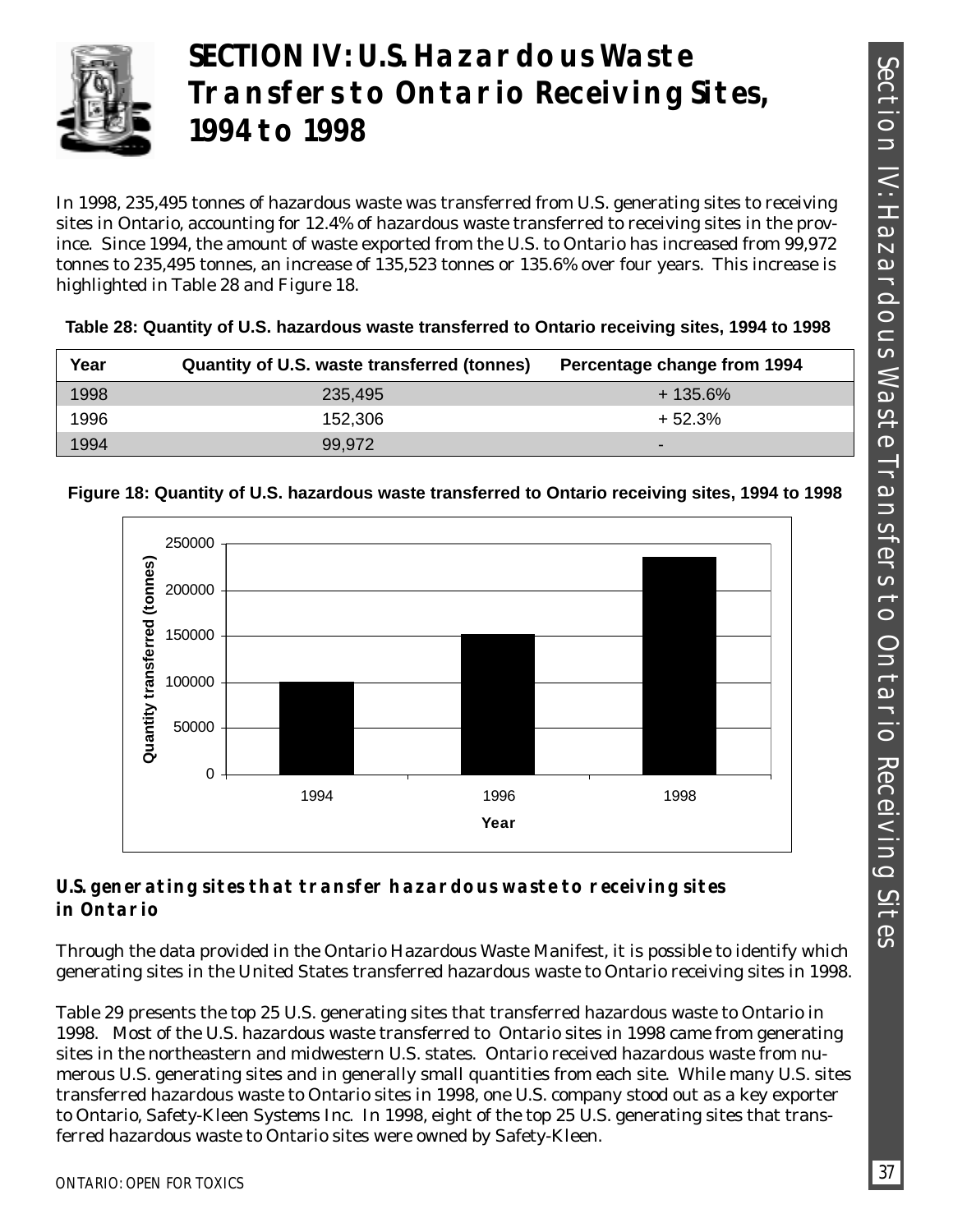# SECTION IV: U.S. Hazardous Waste Transfers to Ontario Receiving Sites, 1994 to 1998

In 1998, 235,495 tonnes of hazardous waste was transferred from U.S. generating sites to receiving sites in Ontario, accounting for 12.4% of hazardous waste transferred to receiving sites in the province. Since 1994, the amount of waste exported from the U.S. to Ontario has increased from 99,972 tonnes to 235,495 tonnes, an increase of 135,523 tonnes or 135.6% over four years. This increase is highlighted in Table 28 and Figure 18.

**Table 28: Quantity of U.S. hazardous waste transferred to Ontario receiving sites, 1994 to 1998**

| Year | Quantity of U.S. waste transferred (tonnes) | Percentage change from 1994 |
|---|---|---|
| 1998 | 235,495 | + 135.6% |
| 1996 | 152,306 | + 52.3% |
| 1994 | 99,972 | - |

**Figure 18: Quantity of U.S. hazardous waste transferred to Ontario receiving sites, 1994 to 1998**

## U.S. generating sites that transfer hazardous waste to receiving sites in Ontario

Through the data provided in the Ontario Hazardous Waste Manifest, it is possible to identify which generating sites in the United States transferred hazardous waste to Ontario receiving sites in 1998.

Table 29 presents the top 25 U.S. generating sites that transferred hazardous waste to Ontario in 1998. Most of the U.S. hazardous waste transferred to Ontario sites in 1998 came from generating sites in the northeastern and midwestern U.S. states. Ontario received hazardous waste from numerous U.S. generating sites and in generally small quantities from each site. While many U.S. sites transferred hazardous waste to Ontario sites in 1998, one U.S. company stood out as a key exporter to Ontario, Safety-Kleen Systems Inc. In 1998, eight of the top 25 U.S. generating sites that transferred hazardous waste to Ontario sites were owned by Safety-Kleen.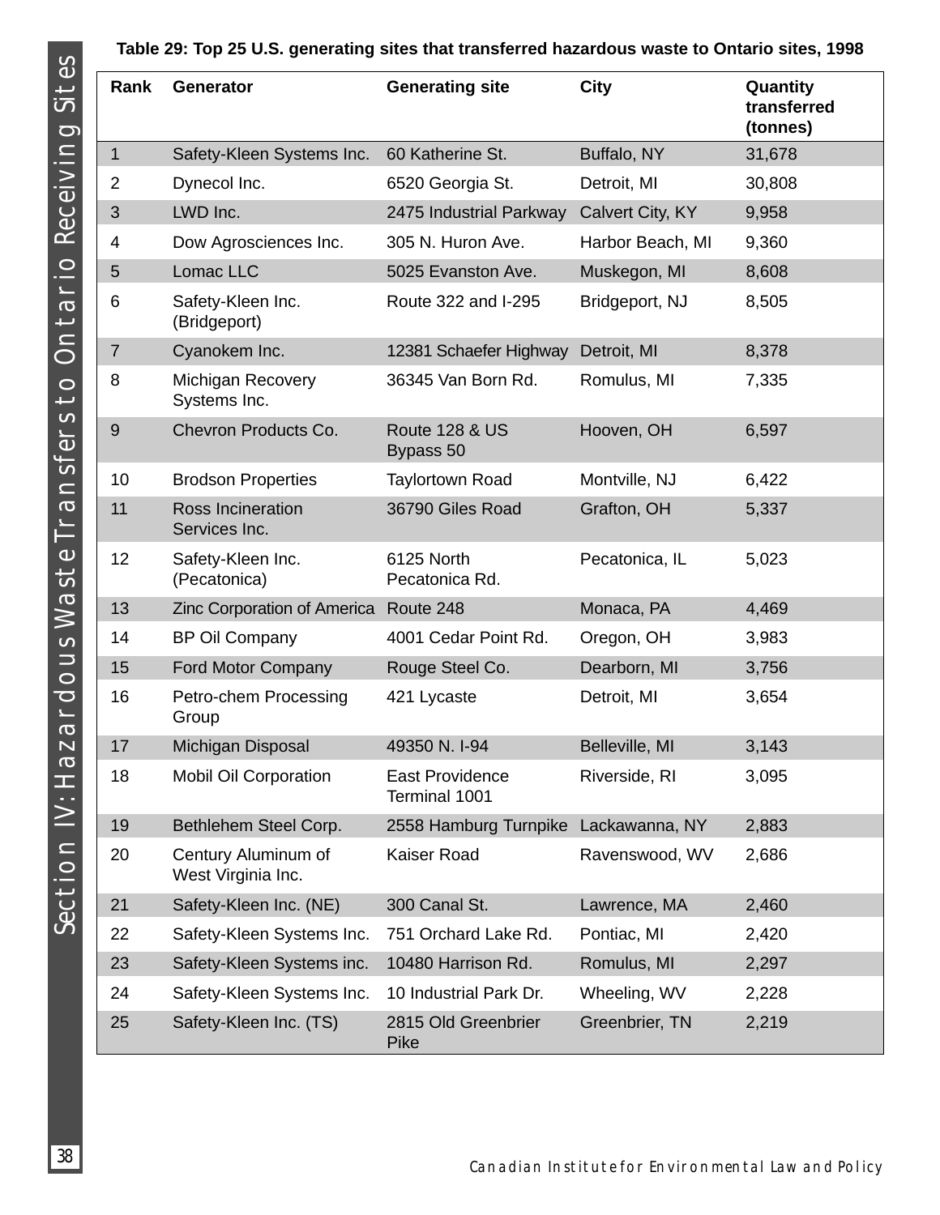**Table 29: Top 25 U.S. generating sites that transferred hazardous waste to Ontario sites, 1998**

| Rank | Generator | Generating site | City | Quantity transferred (tonnes) |
|---|---|---|---|---|
| 1 | Safety-Kleen Systems Inc. | 60 Katherine St. | Buffalo, NY | 31,678 |
| 2 | Dynecol Inc. | 6520 Georgia St. | Detroit, MI | 30,808 |
| 3 | LWD Inc. | 2475 Industrial Parkway | Calvert City, KY | 9,958 |
| 4 | Dow Agrosciences Inc. | 305 N. Huron Ave. | Harbor Beach, MI | 9,360 |
| 5 | Lomac LLC | 5025 Evanston Ave. | Muskegon, MI | 8,608 |
| 6 | Safety-Kleen Inc. (Bridgeport) | Route 322 and I-295 | Bridgeport, NJ | 8,505 |
| 7 | Cyanokem Inc. | 12381 Schaefer Highway | Detroit, MI | 8,378 |
| 8 | Michigan Recovery Systems Inc. | 36345 Van Born Rd. | Romulus, MI | 7,335 |
| 9 | Chevron Products Co. | Route 128 & US Bypass 50 | Hooven, OH | 6,597 |
| 10 | Brodson Properties | Taylortown Road | Montville, NJ | 6,422 |
| 11 | Ross Incineration Services Inc. | 36790 Giles Road | Grafton, OH | 5,337 |
| 12 | Safety-Kleen Inc. (Pecatonica) | 6125 North Pecatonica Rd. | Pecatonica, IL | 5,023 |
| 13 | Zinc Corporation of America | Route 248 | Monaca, PA | 4,469 |
| 14 | BP Oil Company | 4001 Cedar Point Rd. | Oregon, OH | 3,983 |
| 15 | Ford Motor Company | Rouge Steel Co. | Dearborn, MI | 3,756 |
| 16 | Petro-chem Processing Group | 421 Lycaste | Detroit, MI | 3,654 |
| 17 | Michigan Disposal | 49350 N. I-94 | Belleville, MI | 3,143 |
| 18 | Mobil Oil Corporation | East Providence Terminal 1001 | Riverside, RI | 3,095 |
| 19 | Bethlehem Steel Corp. | 2558 Hamburg Turnpike | Lackawanna, NY | 2,883 |
| 20 | Century Aluminum of West Virginia Inc. | Kaiser Road | Ravenswood, WV | 2,686 |
| 21 | Safety-Kleen Inc. (NE) | 300 Canal St. | Lawrence, MA | 2,460 |
| 22 | Safety-Kleen Systems Inc. | 751 Orchard Lake Rd. | Pontiac, MI | 2,420 |
| 23 | Safety-Kleen Systems inc. | 10480 Harrison Rd. | Romulus, MI | 2,297 |
| 24 | Safety-Kleen Systems Inc. | 10 Industrial Park Dr. | Wheeling, WV | 2,228 |
| 25 | Safety-Kleen Inc. (TS) | 2815 Old Greenbrier Pike | Greenbrier, TN | 2,219 |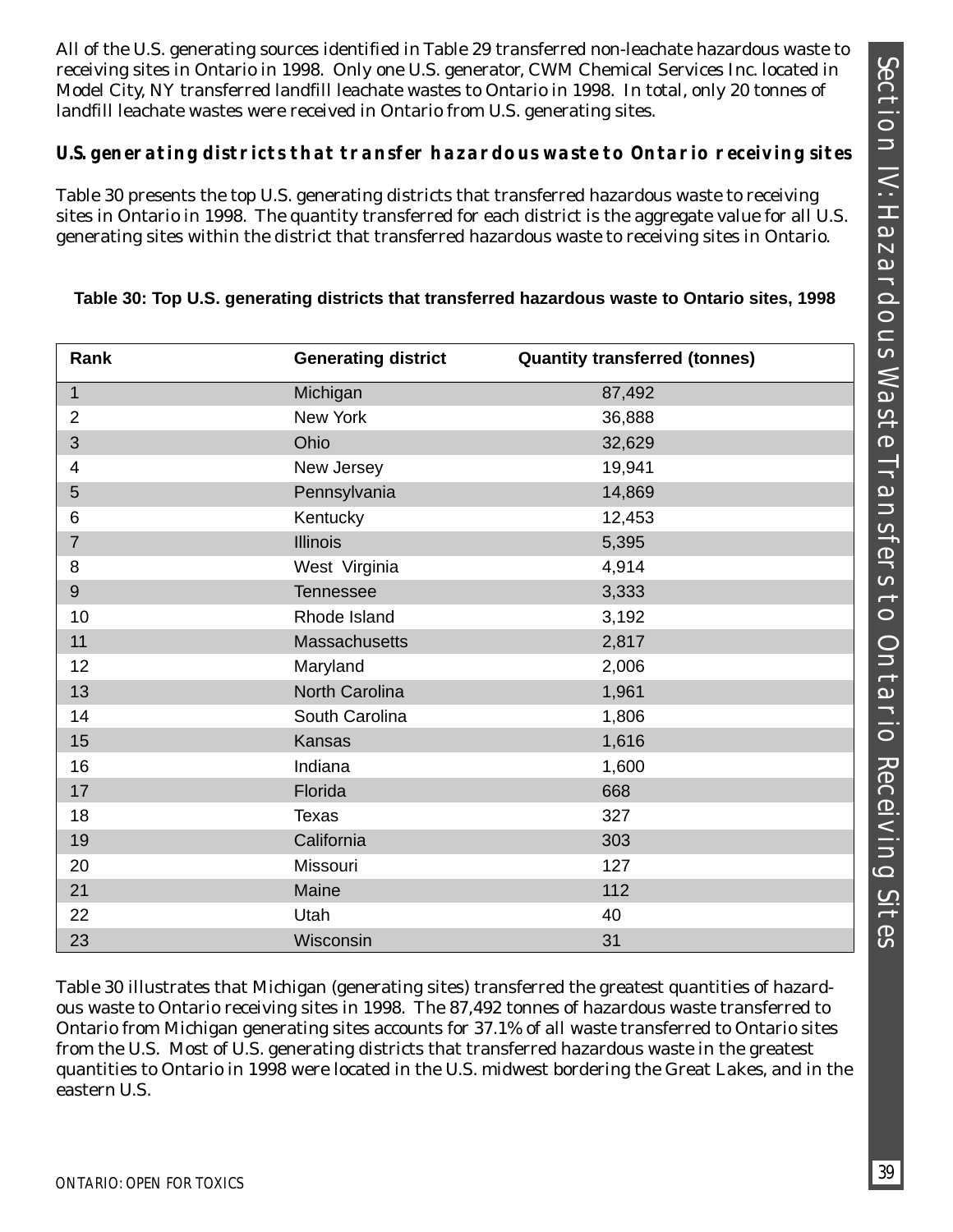All of the U.S. generating sources identified in Table 29 transferred non-leachate hazardous waste to receiving sites in Ontario in 1998. Only one U.S. generator, CWM Chemical Services Inc. located in Model City, NY transferred landfill leachate wastes to Ontario in 1998. In total, only 20 tonnes of landfill leachate wastes were received in Ontario from U.S. generating sites.

### *U.S. generating districts that transfer hazardous waste to Ontario receiving sites*

Table 30 presents the top U.S. generating districts that transferred hazardous waste to receiving sites in Ontario in 1998. The quantity transferred for each district is the aggregate value for all U.S. generating sites within the district that transferred hazardous waste to receiving sites in Ontario.

**Table 30: Top U.S. generating districts that transferred hazardous waste to Ontario sites, 1998**

| Rank | Generating district | Quantity transferred (tonnes) |
|---|---|---|
| 1 | Michigan | 87,492 |
| 2 | New York | 36,888 |
| 3 | Ohio | 32,629 |
| 4 | New Jersey | 19,941 |
| 5 | Pennsylvania | 14,869 |
| 6 | Kentucky | 12,453 |
| 7 | Illinois | 5,395 |
| 8 | West Virginia | 4,914 |
| 9 | Tennessee | 3,333 |
| 10 | Rhode Island | 3,192 |
| 11 | Massachusetts | 2,817 |
| 12 | Maryland | 2,006 |
| 13 | North Carolina | 1,961 |
| 14 | South Carolina | 1,806 |
| 15 | Kansas | 1,616 |
| 16 | Indiana | 1,600 |
| 17 | Florida | 668 |
| 18 | Texas | 327 |
| 19 | California | 303 |
| 20 | Missouri | 127 |
| 21 | Maine | 112 |
| 22 | Utah | 40 |
| 23 | Wisconsin | 31 |

Table 30 illustrates that Michigan (generating sites) transferred the greatest quantities of hazardous waste to Ontario receiving sites in 1998. The 87,492 tonnes of hazardous waste transferred to Ontario from Michigan generating sites accounts for 37.1% of all waste transferred to Ontario sites from the U.S. Most of U.S. generating districts that transferred hazardous waste in the greatest quantities to Ontario in 1998 were located in the U.S. midwest bordering the Great Lakes, and in the eastern U.S.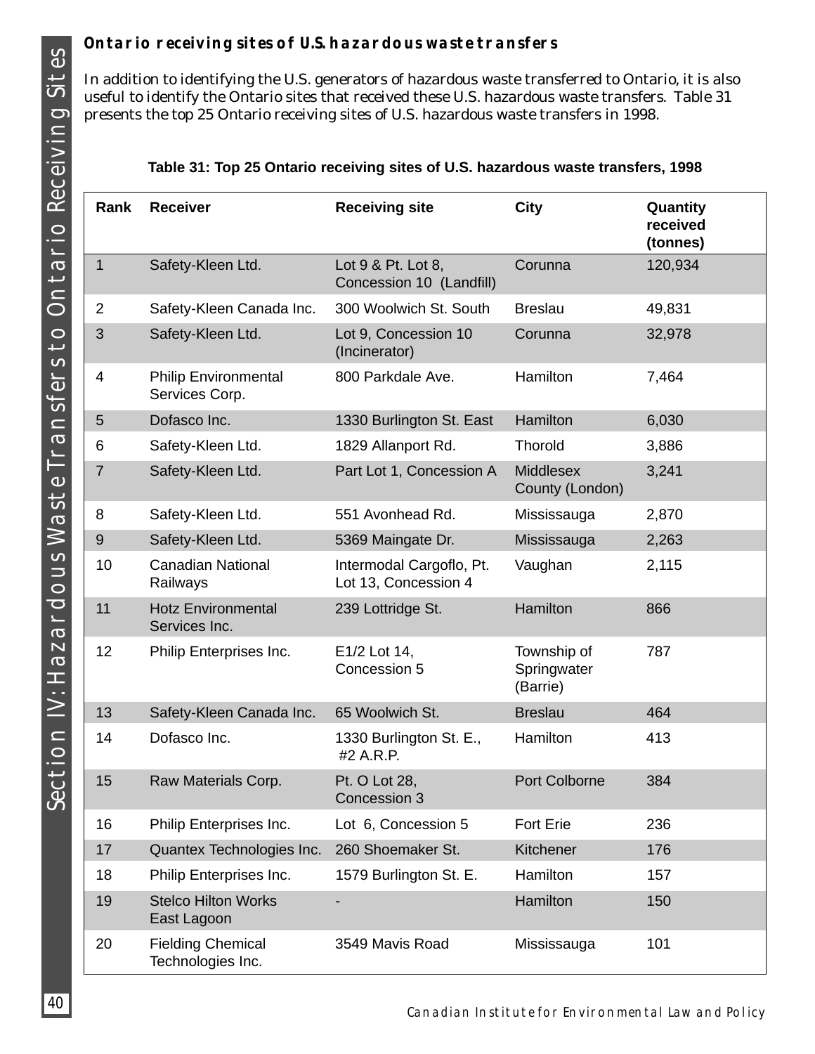## Ontario receiving sites of U.S. hazardous waste transfers

In addition to identifying the U.S. generators of hazardous waste transferred to Ontario, it is also useful to identify the Ontario sites that received these U.S. hazardous waste transfers. Table 31 presents the top 25 Ontario receiving sites of U.S. hazardous waste transfers in 1998.

**Table 31: Top 25 Ontario receiving sites of U.S. hazardous waste transfers, 1998**

| Rank | Receiver | Receiving site | City | Quantity received (tonnes) |
|---|---|---|---|---|
| 1 | Safety-Kleen Ltd. | Lot 9 & Pt. Lot 8, Concession 10 (Landfill) | Corunna | 120,934 |
| 2 | Safety-Kleen Canada Inc. | 300 Woolwich St. South | Breslau | 49,831 |
| 3 | Safety-Kleen Ltd. | Lot 9, Concession 10 (Incinerator) | Corunna | 32,978 |
| 4 | Philip Environmental Services Corp. | 800 Parkdale Ave. | Hamilton | 7,464 |
| 5 | Dofasco Inc. | 1330 Burlington St. East | Hamilton | 6,030 |
| 6 | Safety-Kleen Ltd. | 1829 Allanport Rd. | Thorold | 3,886 |
| 7 | Safety-Kleen Ltd. | Part Lot 1, Concession A | Middlesex County (London) | 3,241 |
| 8 | Safety-Kleen Ltd. | 551 Avonhead Rd. | Mississauga | 2,870 |
| 9 | Safety-Kleen Ltd. | 5369 Maingate Dr. | Mississauga | 2,263 |
| 10 | Canadian National Railways | Intermodal Cargoflo, Pt. Lot 13, Concession 4 | Vaughan | 2,115 |
| 11 | Hotz Environmental Services Inc. | 239 Lottridge St. | Hamilton | 866 |
| 12 | Philip Enterprises Inc. | E1/2 Lot 14, Concession 5 | Township of Springwater (Barrie) | 787 |
| 13 | Safety-Kleen Canada Inc. | 65 Woolwich St. | Breslau | 464 |
| 14 | Dofasco Inc. | 1330 Burlington St. E., #2 A.R.P. | Hamilton | 413 |
| 15 | Raw Materials Corp. | Pt. O Lot 28, Concession 3 | Port Colborne | 384 |
| 16 | Philip Enterprises Inc. | Lot 6, Concession 5 | Fort Erie | 236 |
| 17 | Quantex Technologies Inc. | 260 Shoemaker St. | Kitchener | 176 |
| 18 | Philip Enterprises Inc. | 1579 Burlington St. E. | Hamilton | 157 |
| 19 | Stelco Hilton Works East Lagoon | - | Hamilton | 150 |
| 20 | Fielding Chemical Technologies Inc. | 3549 Mavis Road | Mississauga | 101 |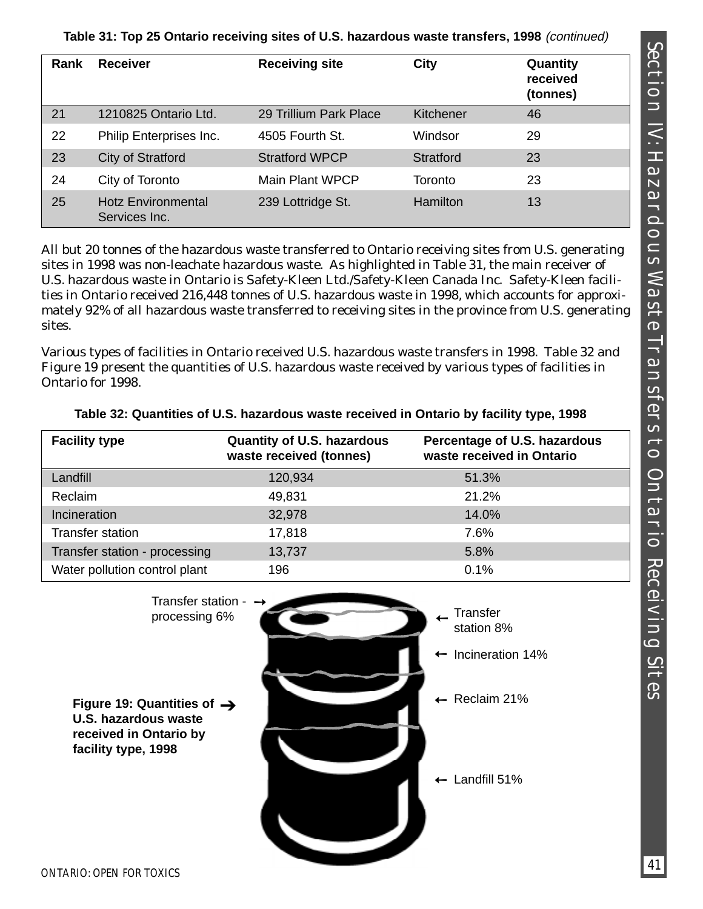**Table 31: Top 25 Ontario receiving sites of U.S. hazardous waste transfers, 1998** *(continued)*

| Rank | Receiver | Receiving site | City | Quantity received (tonnes) |
|---|---|---|---|---|
| 21 | 1210825 Ontario Ltd. | 29 Trillium Park Place | Kitchener | 46 |
| 22 | Philip Enterprises Inc. | 4505 Fourth St. | Windsor | 29 |
| 23 | City of Stratford | Stratford WPCP | Stratford | 23 |
| 24 | City of Toronto | Main Plant WPCP | Toronto | 23 |
| 25 | Hotz Environmental Services Inc. | 239 Lottridge St. | Hamilton | 13 |

All but 20 tonnes of the hazardous waste transferred to Ontario receiving sites from U.S. generating sites in 1998 was non-leachate hazardous waste. As highlighted in Table 31, the main receiver of U.S. hazardous waste in Ontario is Safety-Kleen Ltd./Safety-Kleen Canada Inc. Safety-Kleen facilities in Ontario received 216,448 tonnes of U.S. hazardous waste in 1998, which accounts for approximately 92% of all hazardous waste transferred to receiving sites in the province from U.S. generating sites.

Various types of facilities in Ontario received U.S. hazardous waste transfers in 1998. Table 32 and Figure 19 present the quantities of U.S. hazardous waste received by various types of facilities in Ontario for 1998.

**Table 32: Quantities of U.S. hazardous waste received in Ontario by facility type, 1998**

| Facility type | Quantity of U.S. hazardous waste received (tonnes) | Percentage of U.S. hazardous waste received in Ontario |
|---|---|---|
| Landfill | 120,934 | 51.3% |
| Reclaim | 49,831 | 21.2% |
| Incineration | 32,978 | 14.0% |
| Transfer station | 17,818 | 7.6% |
| Transfer station - processing | 13,737 | 5.8% |
| Water pollution control plant | 196 | 0.1% |

Transfer station - processing 6%

Transfer station 8%

Incineration 14%

Reclaim 21%

Landfill 51%

**Figure 19: Quantities of U.S. hazardous waste received in Ontario by facility type, 1998**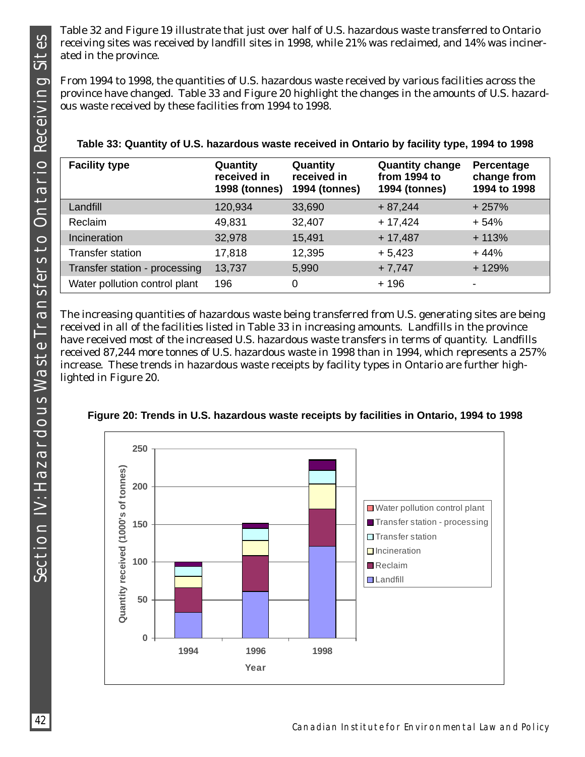Table 32 and Figure 19 illustrate that just over half of U.S. hazardous waste transferred to Ontario receiving sites was received by landfill sites in 1998, while 21% was reclaimed, and 14% was incinerated in the province.

From 1994 to 1998, the quantities of U.S. hazardous waste received by various facilities across the province have changed. Table 33 and Figure 20 highlight the changes in the amounts of U.S. hazardous waste received by these facilities from 1994 to 1998.

**Table 33: Quantity of U.S. hazardous waste received in Ontario by facility type, 1994 to 1998**

| Facility type | Quantity received in 1998 (tonnes) | Quantity received in 1994 (tonnes) | Quantity change from 1994 to 1994 (tonnes) | Percentage change from 1994 to 1998 |
|---|---|---|---|---|
| Landfill | 120,934 | 33,690 | + 87,244 | + 257% |
| Reclaim | 49,831 | 32,407 | + 17,424 | + 54% |
| Incineration | 32,978 | 15,491 | + 17,487 | + 113% |
| Transfer station | 17,818 | 12,395 | + 5,423 | + 44% |
| Transfer station - processing | 13,737 | 5,990 | + 7,747 | + 129% |
| Water pollution control plant | 196 | 0 | + 196 | - |

The increasing quantities of hazardous waste being transferred from U.S. generating sites are being received in all of the facilities listed in Table 33 in increasing amounts. Landfills in the province have received most of the increased U.S. hazardous waste transfers in terms of quantity. Landfills received 87,244 more tonnes of U.S. hazardous waste in 1998 than in 1994, which represents a 257% increase. These trends in hazardous waste receipts by facility types in Ontario are further highlighted in Figure 20.

**Figure 20: Trends in U.S. hazardous waste receipts by facilities in Ontario, 1994 to 1998**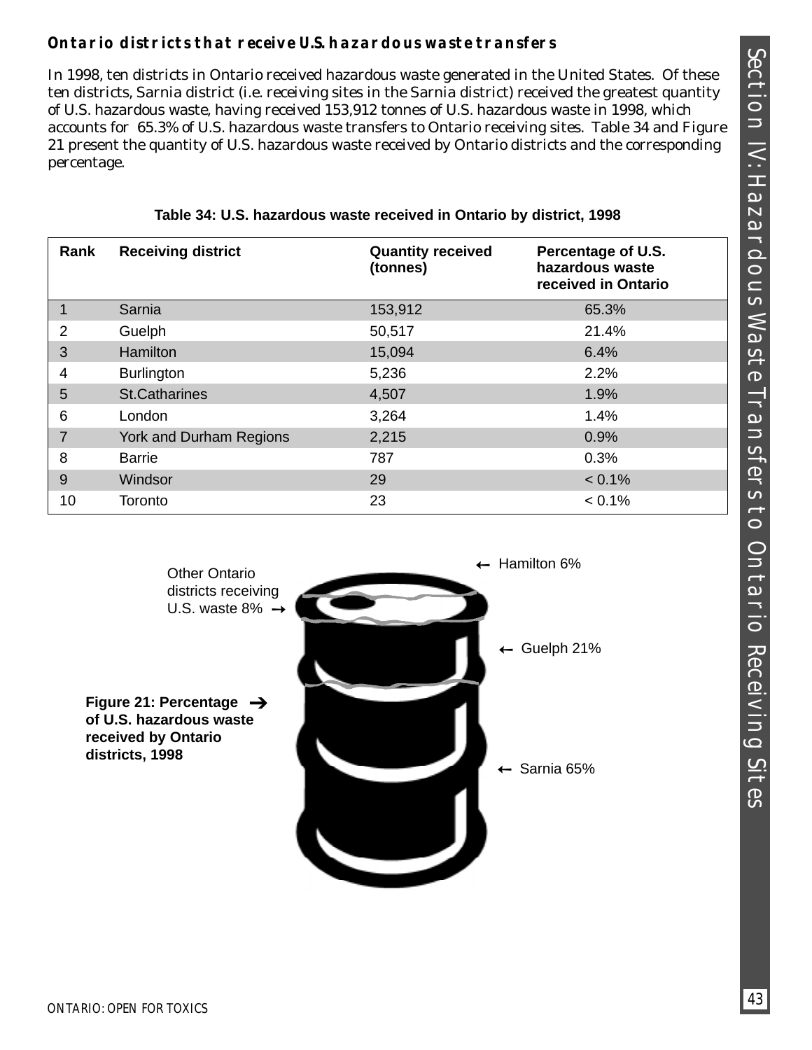### Ontario districts that receive U.S. hazardous waste transfers

In 1998, ten districts in Ontario received hazardous waste generated in the United States. Of these ten districts, Sarnia district (i.e. receiving sites in the Sarnia district) received the greatest quantity of U.S. hazardous waste, having received 153,912 tonnes of U.S. hazardous waste in 1998, which accounts for 65.3% of U.S. hazardous waste transfers to Ontario receiving sites. Table 34 and Figure 21 present the quantity of U.S. hazardous waste received by Ontario districts and the corresponding percentage.

**Table 34: U.S. hazardous waste received in Ontario by district, 1998**

| Rank | Receiving district | Quantity received (tonnes) | Percentage of U.S. hazardous waste received in Ontario |
|---|---|---|---|
| 1 | Sarnia | 153,912 | 65.3% |
| 2 | Guelph | 50,517 | 21.4% |
| 3 | Hamilton | 15,094 | 6.4% |
| 4 | Burlington | 5,236 | 2.2% |
| 5 | St.Catharines | 4,507 | 1.9% |
| 6 | London | 3,264 | 1.4% |
| 7 | York and Durham Regions | 2,215 | 0.9% |
| 8 | Barrie | 787 | 0.3% |
| 9 | Windsor | 29 | < 0.1% |
| 10 | Toronto | 23 | < 0.1% |

Other Ontario districts receiving U.S. waste 8%

Hamilton 6%

Guelph 21%

Sarnia 65%

**Figure 21: Percentage of U.S. hazardous waste received by Ontario districts, 1998**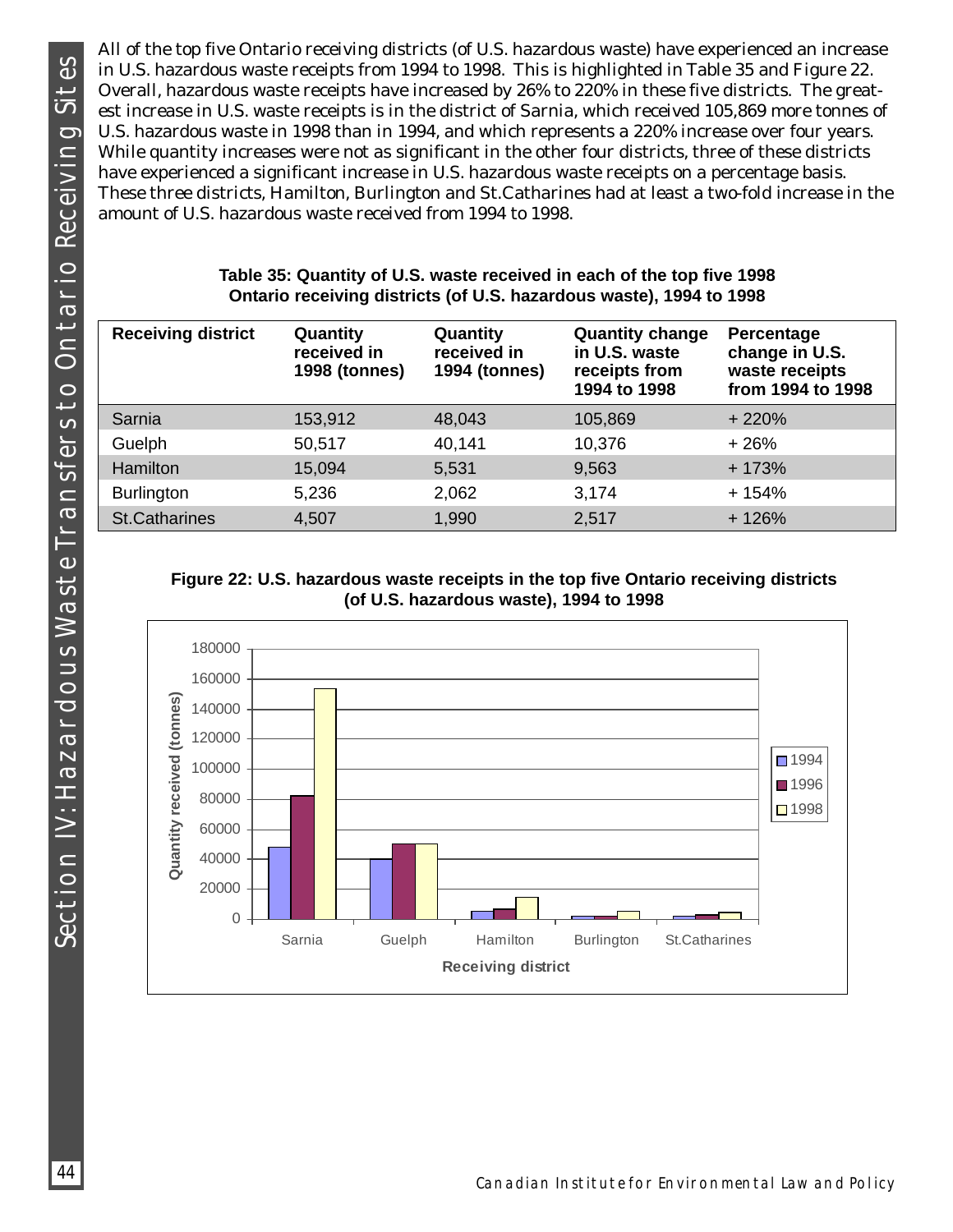All of the top five Ontario receiving districts (of U.S. hazardous waste) have experienced an increase in U.S. hazardous waste receipts from 1994 to 1998. This is highlighted in Table 35 and Figure 22. Overall, hazardous waste receipts have increased by 26% to 220% in these five districts. The greatest increase in U.S. waste receipts is in the district of Sarnia, which received 105,869 more tonnes of U.S. hazardous waste in 1998 than in 1994, and which represents a 220% increase over four years. While quantity increases were not as significant in the other four districts, three of these districts have experienced a significant increase in U.S. hazardous waste receipts on a percentage basis. These three districts, Hamilton, Burlington and St.Catharines had at least a two-fold increase in the amount of U.S. hazardous waste received from 1994 to 1998.

**Table 35: Quantity of U.S. waste received in each of the top five 1998 Ontario receiving districts (of U.S. hazardous waste), 1994 to 1998**

| Receiving district | Quantity received in 1998 (tonnes) | Quantity received in 1994 (tonnes) | Quantity change in U.S. waste receipts from 1994 to 1998 | Percentage change in U.S. waste receipts from 1994 to 1998 |
|---|---|---|---|---|
| Sarnia | 153,912 | 48,043 | 105,869 | + 220% |
| Guelph | 50,517 | 40,141 | 10,376 | + 26% |
| Hamilton | 15,094 | 5,531 | 9,563 | + 173% |
| Burlington | 5,236 | 2,062 | 3,174 | + 154% |
| St.Catharines | 4,507 | 1,990 | 2,517 | + 126% |

**Figure 22: U.S. hazardous waste receipts in the top five Ontario receiving districts (of U.S. hazardous waste), 1994 to 1998**

| Receiving district | 1994 | 1996 | 1998 |
|---|---|---|---|
| Sarnia | ~48000 | ~82000 | ~154000 |
| Guelph | ~40000 | ~50000 | ~50000 |
| Hamilton | ~5500 | ~7000 | ~15000 |
| Burlington | ~2000 | ~2000 | ~5000 |
| St.Catharines | ~2000 | ~3000 | ~4500 |

Y-axis: Quantity received (tonnes); X-axis: Receiving district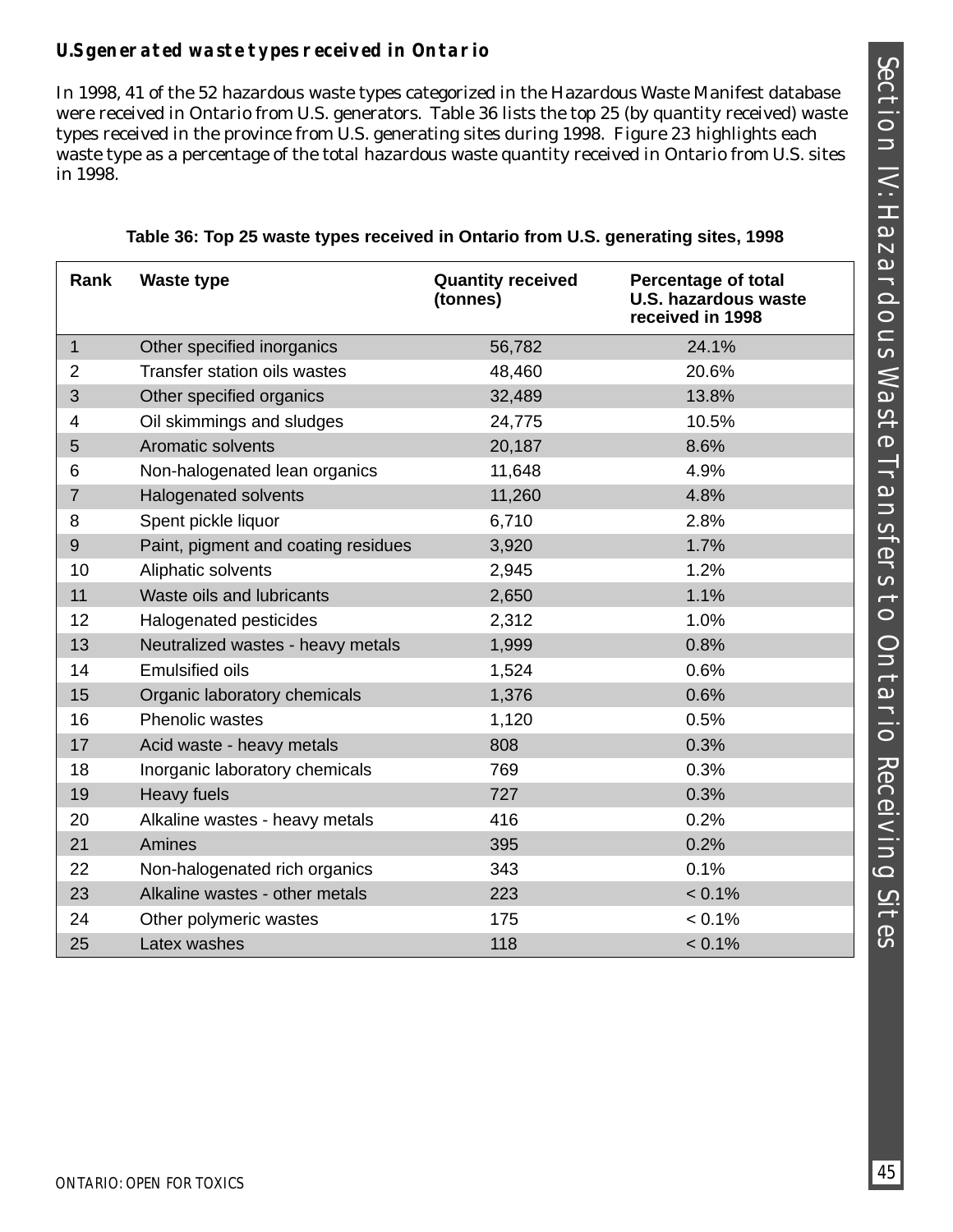### U.S. generated waste types received in Ontario

In 1998, 41 of the 52 hazardous waste types categorized in the Hazardous Waste Manifest database were received in Ontario from U.S. generators. Table 36 lists the top 25 (by quantity received) waste types received in the province from U.S. generating sites during 1998. Figure 23 highlights each waste type as a percentage of the total hazardous waste quantity received in Ontario from U.S. sites in 1998.

**Table 36: Top 25 waste types received in Ontario from U.S. generating sites, 1998**

| Rank | Waste type | Quantity received (tonnes) | Percentage of total U.S. hazardous waste received in 1998 |
|---|---|---|---|
| 1 | Other specified inorganics | 56,782 | 24.1% |
| 2 | Transfer station oils wastes | 48,460 | 20.6% |
| 3 | Other specified organics | 32,489 | 13.8% |
| 4 | Oil skimmings and sludges | 24,775 | 10.5% |
| 5 | Aromatic solvents | 20,187 | 8.6% |
| 6 | Non-halogenated lean organics | 11,648 | 4.9% |
| 7 | Halogenated solvents | 11,260 | 4.8% |
| 8 | Spent pickle liquor | 6,710 | 2.8% |
| 9 | Paint, pigment and coating residues | 3,920 | 1.7% |
| 10 | Aliphatic solvents | 2,945 | 1.2% |
| 11 | Waste oils and lubricants | 2,650 | 1.1% |
| 12 | Halogenated pesticides | 2,312 | 1.0% |
| 13 | Neutralized wastes - heavy metals | 1,999 | 0.8% |
| 14 | Emulsified oils | 1,524 | 0.6% |
| 15 | Organic laboratory chemicals | 1,376 | 0.6% |
| 16 | Phenolic wastes | 1,120 | 0.5% |
| 17 | Acid waste - heavy metals | 808 | 0.3% |
| 18 | Inorganic laboratory chemicals | 769 | 0.3% |
| 19 | Heavy fuels | 727 | 0.3% |
| 20 | Alkaline wastes - heavy metals | 416 | 0.2% |
| 21 | Amines | 395 | 0.2% |
| 22 | Non-halogenated rich organics | 343 | 0.1% |
| 23 | Alkaline wastes - other metals | 223 | < 0.1% |
| 24 | Other polymeric wastes | 175 | < 0.1% |
| 25 | Latex washes | 118 | < 0.1% |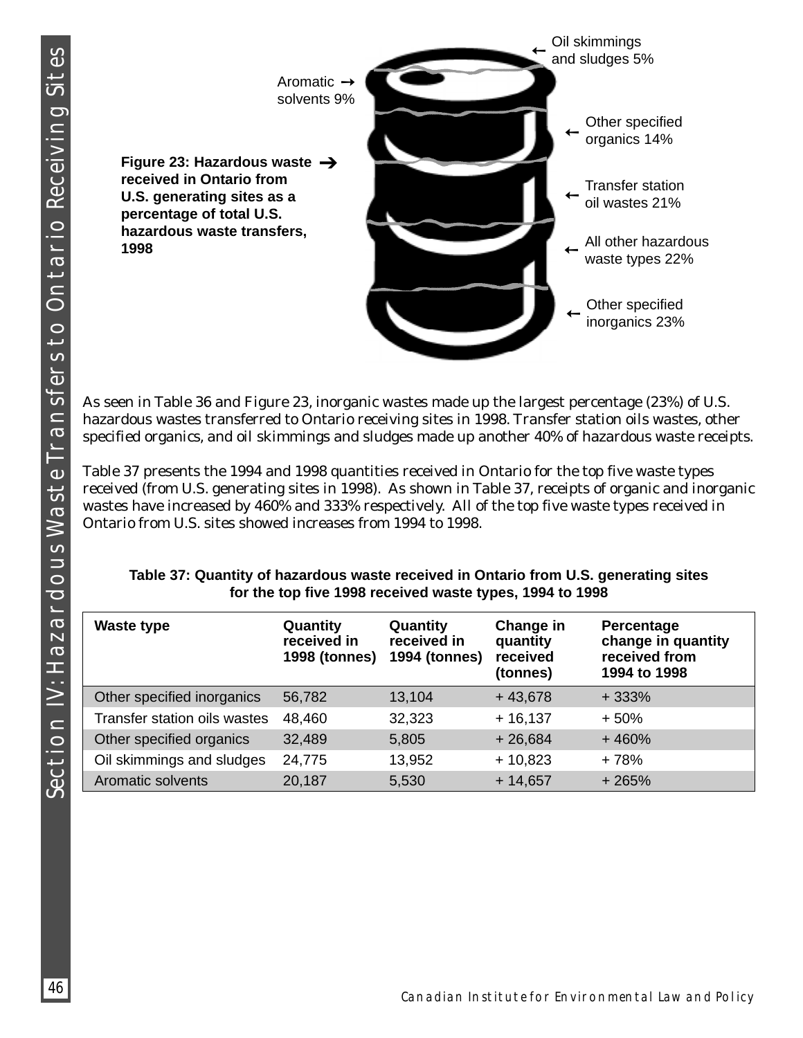**Figure 23: Hazardous waste received in Ontario from U.S. generating sites as a percentage of total U.S. hazardous waste transfers, 1998**

Oil skimmings and sludges 5%

Aromatic solvents 9%

Other specified organics 14%

Transfer station oil wastes 21%

All other hazardous waste types 22%

Other specified inorganics 23%

As seen in Table 36 and Figure 23, inorganic wastes made up the largest percentage (23%) of U.S. hazardous wastes transferred to Ontario receiving sites in 1998. Transfer station oils wastes, other specified organics, and oil skimmings and sludges made up another 40% of hazardous waste receipts.

Table 37 presents the 1994 and 1998 quantities received in Ontario for the top five waste types received (from U.S. generating sites in 1998). As shown in Table 37, receipts of organic and inorganic wastes have increased by 460% and 333% respectively. All of the top five waste types received in Ontario from U.S. sites showed increases from 1994 to 1998.

**Table 37: Quantity of hazardous waste received in Ontario from U.S. generating sites for the top five 1998 received waste types, 1994 to 1998**

| Waste type | Quantity received in 1998 (tonnes) | Quantity received in 1994 (tonnes) | Change in quantity received (tonnes) | Percentage change in quantity received from 1994 to 1998 |
|---|---|---|---|---|
| Other specified inorganics | 56,782 | 13,104 | + 43,678 | + 333% |
| Transfer station oils wastes | 48,460 | 32,323 | + 16,137 | + 50% |
| Other specified organics | 32,489 | 5,805 | + 26,684 | + 460% |
| Oil skimmings and sludges | 24,775 | 13,952 | + 10,823 | + 78% |
| Aromatic solvents | 20,187 | 5,530 | + 14,657 | + 265% |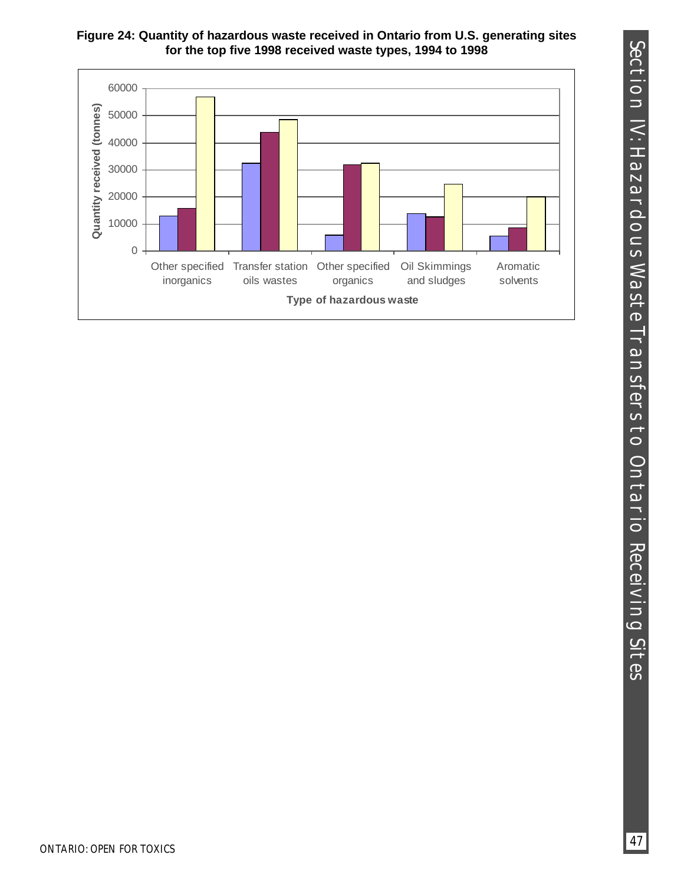**Figure 24: Quantity of hazardous waste received in Ontario from U.S. generating sites for the top five 1998 received waste types, 1994 to 1998**

Quantity received (tonnes)

60000
50000
40000
30000
20000
10000
0

Other specified inorganics | Transfer station oils wastes | Other specified organics | Oil Skimmings and sludges | Aromatic solvents

Type of hazardous waste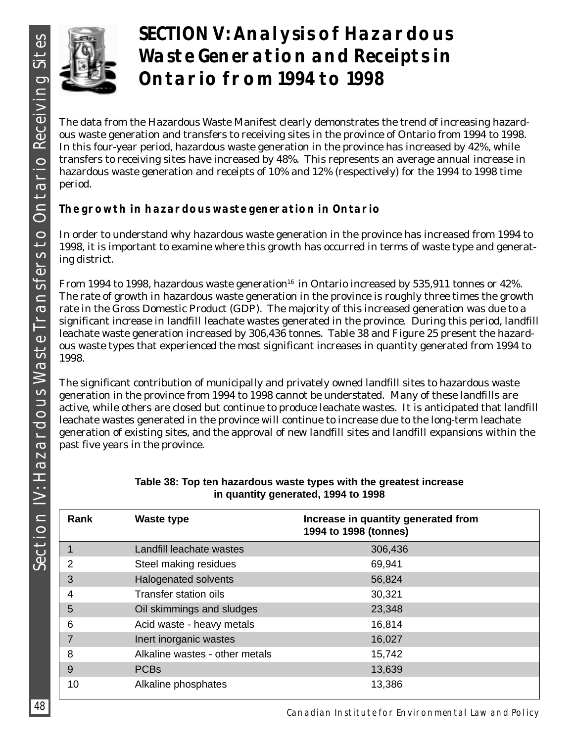# SECTION V: Analysis of Hazardous Waste Generation and Receipts in Ontario from 1994 to 1998

The data from the Hazardous Waste Manifest clearly demonstrates the trend of increasing hazardous waste generation and transfers to receiving sites in the province of Ontario from 1994 to 1998. In this four-year period, hazardous waste generation in the province has increased by 42%, while transfers to receiving sites have increased by 48%. This represents an average annual increase in hazardous waste generation and receipts of 10% and 12% (respectively) for the 1994 to 1998 time period.

## The growth in hazardous waste generation in Ontario

In order to understand why hazardous waste generation in the province has increased from 1994 to 1998, it is important to examine where this growth has occurred in terms of waste type and generating district.

From 1994 to 1998, hazardous waste generation[16] in Ontario increased by 535,911 tonnes or 42%. The rate of growth in hazardous waste generation in the province is roughly three times the growth rate in the Gross Domestic Product (GDP). The majority of this increased generation was due to a significant increase in landfill leachate wastes generated in the province. During this period, landfill leachate waste generation increased by 306,436 tonnes. Table 38 and Figure 25 present the hazardous waste types that experienced the most significant increases in quantity generated from 1994 to 1998.

The significant contribution of municipally and privately owned landfill sites to hazardous waste generation in the province from 1994 to 1998 cannot be understated. Many of these landfills are active, while others are closed but continue to produce leachate wastes. It is anticipated that landfill leachate wastes generated in the province will continue to increase due to the long-term leachate generation of existing sites, and the approval of new landfill sites and landfill expansions within the past five years in the province.

**Table 38: Top ten hazardous waste types with the greatest increase in quantity generated, 1994 to 1998**

| Rank | Waste type | Increase in quantity generated from 1994 to 1998 (tonnes) |
|---|---|---|
| 1 | Landfill leachate wastes | 306,436 |
| 2 | Steel making residues | 69,941 |
| 3 | Halogenated solvents | 56,824 |
| 4 | Transfer station oils | 30,321 |
| 5 | Oil skimmings and sludges | 23,348 |
| 6 | Acid waste - heavy metals | 16,814 |
| 7 | Inert inorganic wastes | 16,027 |
| 8 | Alkaline wastes - other metals | 15,742 |
| 9 | PCBs | 13,639 |
| 10 | Alkaline phosphates | 13,386 |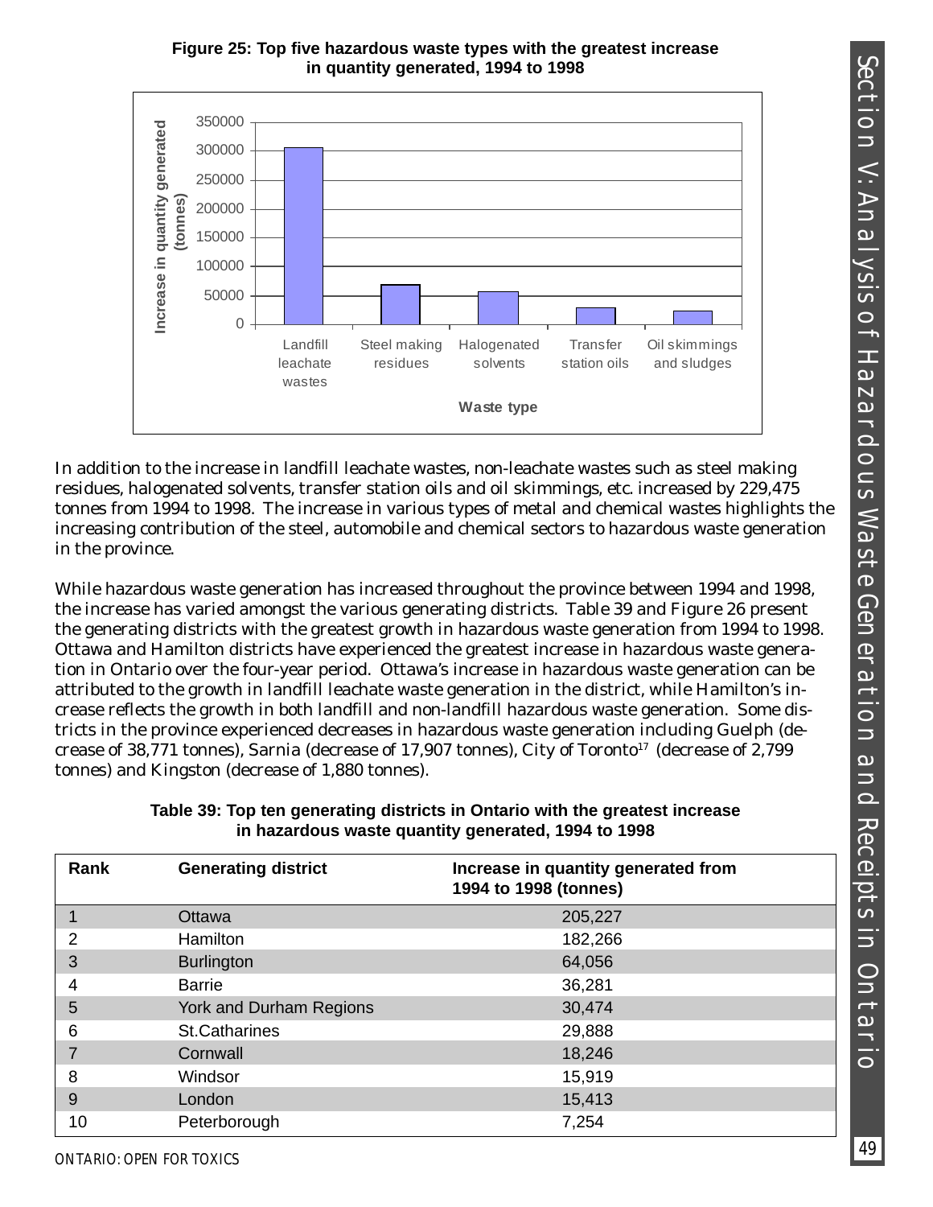**Figure 25: Top five hazardous waste types with the greatest increase in quantity generated, 1994 to 1998**

In addition to the increase in landfill leachate wastes, non-leachate wastes such as steel making residues, halogenated solvents, transfer station oils and oil skimmings, etc. increased by 229,475 tonnes from 1994 to 1998. The increase in various types of metal and chemical wastes highlights the increasing contribution of the steel, automobile and chemical sectors to hazardous waste generation in the province.

While hazardous waste generation has increased throughout the province between 1994 and 1998, the increase has varied amongst the various generating districts. Table 39 and Figure 26 present the generating districts with the greatest growth in hazardous waste generation from 1994 to 1998. Ottawa and Hamilton districts have experienced the greatest increase in hazardous waste generation in Ontario over the four-year period. Ottawa's increase in hazardous waste generation can be attributed to the growth in landfill leachate waste generation in the district, while Hamilton's increase reflects the growth in both landfill and non-landfill hazardous waste generation. Some districts in the province experienced decreases in hazardous waste generation including Guelph (decrease of 38,771 tonnes), Sarnia (decrease of 17,907 tonnes), City of Toronto[17] (decrease of 2,799 tonnes) and Kingston (decrease of 1,880 tonnes).

**Table 39: Top ten generating districts in Ontario with the greatest increase in hazardous waste quantity generated, 1994 to 1998**

| Rank | Generating district | Increase in quantity generated from 1994 to 1998 (tonnes) |
|---|---|---|
| 1 | Ottawa | 205,227 |
| 2 | Hamilton | 182,266 |
| 3 | Burlington | 64,056 |
| 4 | Barrie | 36,281 |
| 5 | York and Durham Regions | 30,474 |
| 6 | St.Catharines | 29,888 |
| 7 | Cornwall | 18,246 |
| 8 | Windsor | 15,919 |
| 9 | London | 15,413 |
| 10 | Peterborough | 7,254 |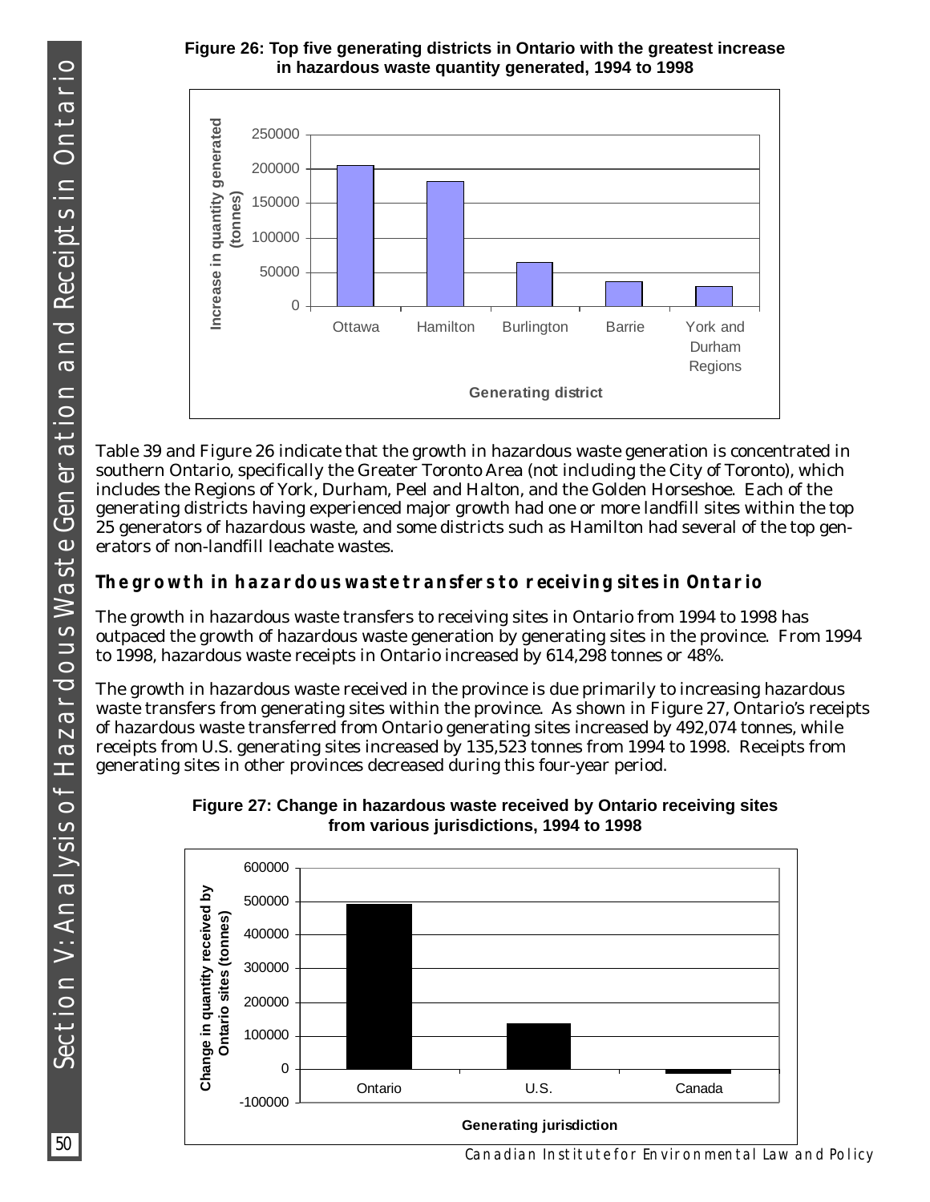**Figure 26: Top five generating districts in Ontario with the greatest increase in hazardous waste quantity generated, 1994 to 1998**

Table 39 and Figure 26 indicate that the growth in hazardous waste generation is concentrated in southern Ontario, specifically the Greater Toronto Area (not including the City of Toronto), which includes the Regions of York, Durham, Peel and Halton, and the Golden Horseshoe. Each of the generating districts having experienced major growth had one or more landfill sites within the top 25 generators of hazardous waste, and some districts such as Hamilton had several of the top generators of non-landfill leachate wastes.

### *The growth in hazardous waste transfers to receiving sites in Ontario*

The growth in hazardous waste transfers to receiving sites in Ontario from 1994 to 1998 has outpaced the growth of hazardous waste generation by generating sites in the province. From 1994 to 1998, hazardous waste receipts in Ontario increased by 614,298 tonnes or 48%.

The growth in hazardous waste received in the province is due primarily to increasing hazardous waste transfers from generating sites within the province. As shown in Figure 27, Ontario's receipts of hazardous waste transferred from Ontario generating sites increased by 492,074 tonnes, while receipts from U.S. generating sites increased by 135,523 tonnes from 1994 to 1998. Receipts from generating sites in other provinces decreased during this four-year period.

**Figure 27: Change in hazardous waste received by Ontario receiving sites from various jurisdictions, 1994 to 1998**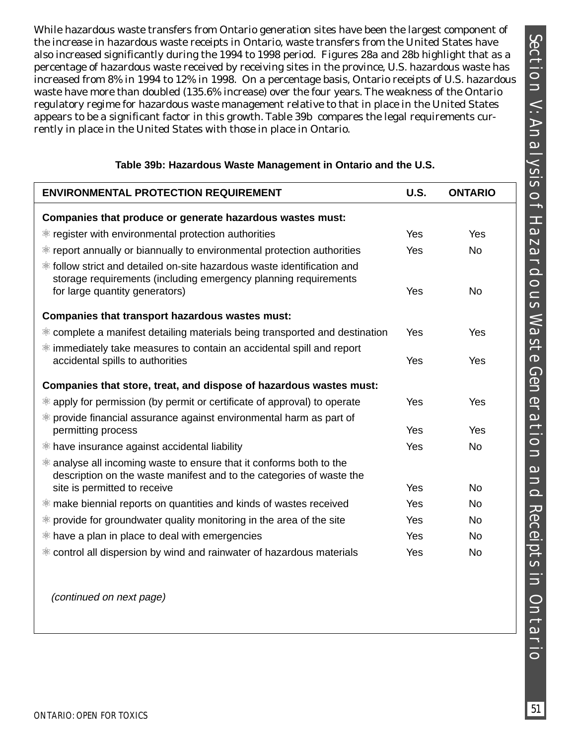While hazardous waste transfers from Ontario generation sites have been the largest component of the increase in hazardous waste receipts in Ontario, waste transfers from the United States have also increased significantly during the 1994 to 1998 period. Figures 28a and 28b highlight that as a percentage of hazardous waste received by receiving sites in the province, U.S. hazardous waste has increased from 8% in 1994 to 12% in 1998. On a percentage basis, Ontario receipts of U.S. hazardous waste have more than doubled (135.6% increase) over the four years. The weakness of the Ontario regulatory regime for hazardous waste management relative to that in place in the United States appears to be a significant factor in this growth. Table 39b compares the legal requirements currently in place in the United States with those in place in Ontario.

**Table 39b: Hazardous Waste Management in Ontario and the U.S.**

| ENVIRONMENTAL PROTECTION REQUIREMENT | U.S. | ONTARIO |
|---|---|---|
| **Companies that produce or generate hazardous wastes must:** | | |
| register with environmental protection authorities | Yes | Yes |
| report annually or biannually to environmental protection authorities | Yes | No |
| follow strict and detailed on-site hazardous waste identification and storage requirements (including emergency planning requirements for large quantity generators) | Yes | No |
| **Companies that transport hazardous wastes must:** | | |
| complete a manifest detailing materials being transported and destination | Yes | Yes |
| immediately take measures to contain an accidental spill and report accidental spills to authorities | Yes | Yes |
| **Companies that store, treat, and dispose of hazardous wastes must:** | | |
| apply for permission (by permit or certificate of approval) to operate | Yes | Yes |
| provide financial assurance against environmental harm as part of permitting process | Yes | Yes |
| have insurance against accidental liability | Yes | No |
| analyse all incoming waste to ensure that it conforms both to the description on the waste manifest and to the categories of waste the site is permitted to receive | Yes | No |
| make biennial reports on quantities and kinds of wastes received | Yes | No |
| provide for groundwater quality monitoring in the area of the site | Yes | No |
| have a plan in place to deal with emergencies | Yes | No |
| control all dispersion by wind and rainwater of hazardous materials | Yes | No |

*(continued on next page)*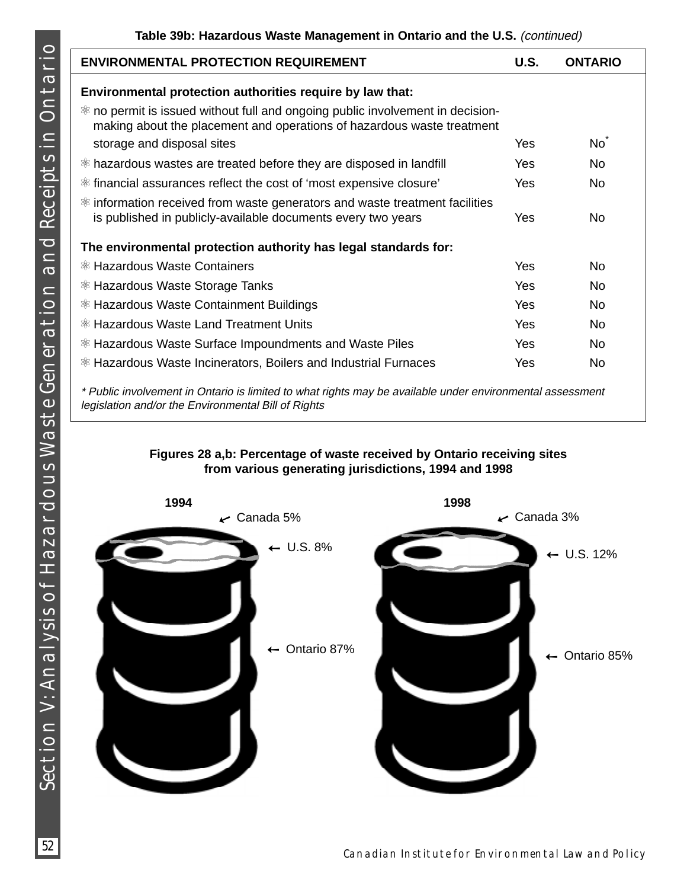**Table 39b: Hazardous Waste Management in Ontario and the U.S.** *(continued)*

| ENVIRONMENTAL PROTECTION REQUIREMENT | U.S. | ONTARIO |
|---|---|---|
| **Environmental protection authorities require by law that:** | | |
| ⚛ no permit is issued without full and ongoing public involvement in decision-making about the placement and operations of hazardous waste treatment storage and disposal sites | Yes | No* |
| ⚛ hazardous wastes are treated before they are disposed in landfill | Yes | No |
| ⚛ financial assurances reflect the cost of 'most expensive closure' | Yes | No |
| ⚛ information received from waste generators and waste treatment facilities is published in publicly-available documents every two years | Yes | No |
| **The environmental protection authority has legal standards for:** | | |
| ⚛ Hazardous Waste Containers | Yes | No |
| ⚛ Hazardous Waste Storage Tanks | Yes | No |
| ⚛ Hazardous Waste Containment Buildings | Yes | No |
| ⚛ Hazardous Waste Land Treatment Units | Yes | No |
| ⚛ Hazardous Waste Surface Impoundments and Waste Piles | Yes | No |
| ⚛ Hazardous Waste Incinerators, Boilers and Industrial Furnaces | Yes | No |

*\* Public involvement in Ontario is limited to what rights may be available under environmental assessment legislation and/or the Environmental Bill of Rights*

**Figures 28 a,b: Percentage of waste received by Ontario receiving sites from various generating jurisdictions, 1994 and 1998**

| | 1994 | 1998 |
|---|---|---|
| Canada | 5% | 3% |
| U.S. | 8% | 12% |
| Ontario | 87% | 85% |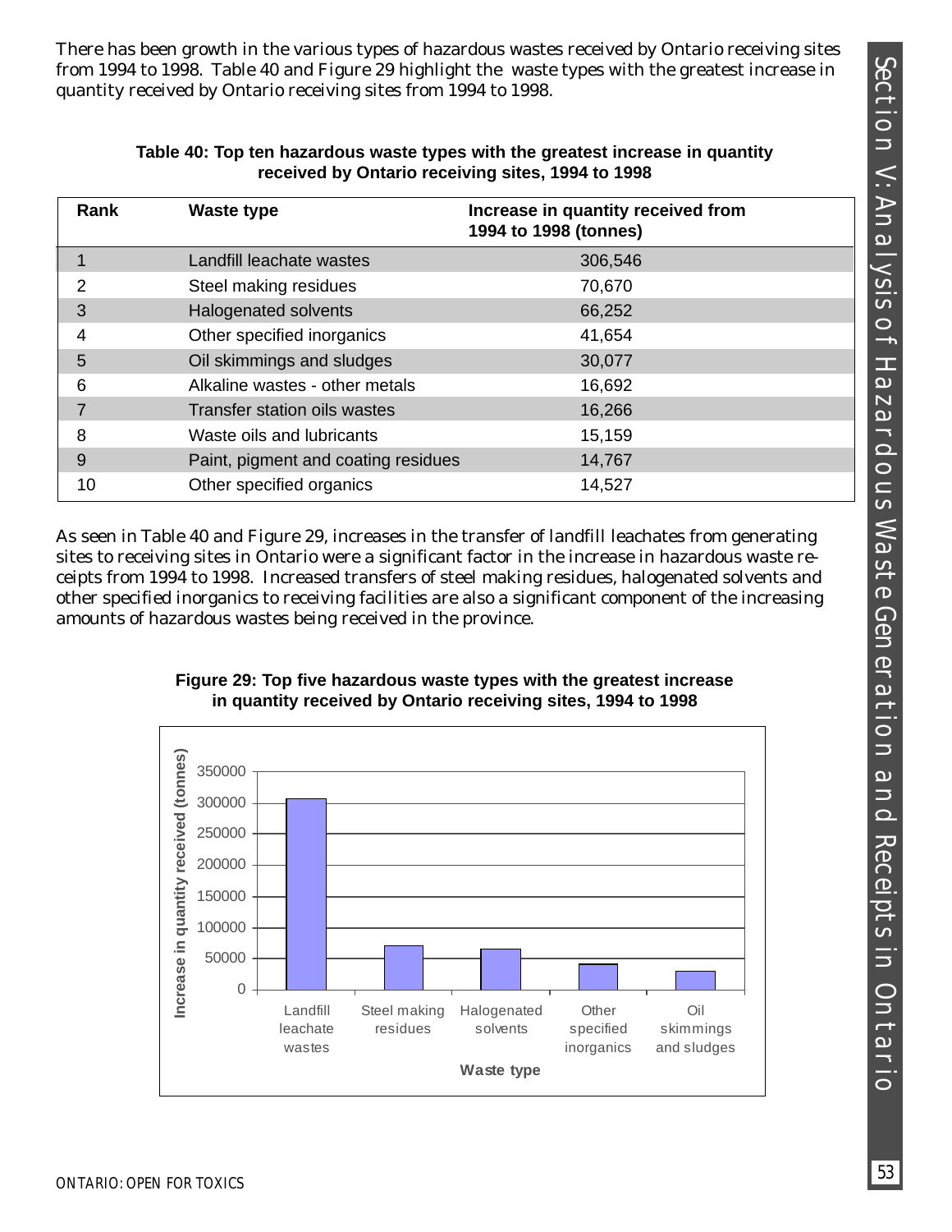There has been growth in the various types of hazardous wastes received by Ontario receiving sites from 1994 to 1998. Table 40 and Figure 29 highlight the waste types with the greatest increase in quantity received by Ontario receiving sites from 1994 to 1998.

**Table 40: Top ten hazardous waste types with the greatest increase in quantity received by Ontario receiving sites, 1994 to 1998**

| Rank | Waste type | Increase in quantity received from 1994 to 1998 (tonnes) |
|---|---|---|
| 1 | Landfill leachate wastes | 306,546 |
| 2 | Steel making residues | 70,670 |
| 3 | Halogenated solvents | 66,252 |
| 4 | Other specified inorganics | 41,654 |
| 5 | Oil skimmings and sludges | 30,077 |
| 6 | Alkaline wastes - other metals | 16,692 |
| 7 | Transfer station oils wastes | 16,266 |
| 8 | Waste oils and lubricants | 15,159 |
| 9 | Paint, pigment and coating residues | 14,767 |
| 10 | Other specified organics | 14,527 |

As seen in Table 40 and Figure 29, increases in the transfer of landfill leachates from generating sites to receiving sites in Ontario were a significant factor in the increase in hazardous waste receipts from 1994 to 1998. Increased transfers of steel making residues, halogenated solvents and other specified inorganics to receiving facilities are also a significant component of the increasing amounts of hazardous wastes being received in the province.

**Figure 29: Top five hazardous waste types with the greatest increase in quantity received by Ontario receiving sites, 1994 to 1998**

| Waste type | Increase in quantity received (tonnes) |
|---|---|
| Landfill leachate wastes | 306,546 |
| Steel making residues | 70,670 |
| Halogenated solvents | 66,252 |
| Other specified inorganics | 41,654 |
| Oil skimmings and sludges | 30,077 |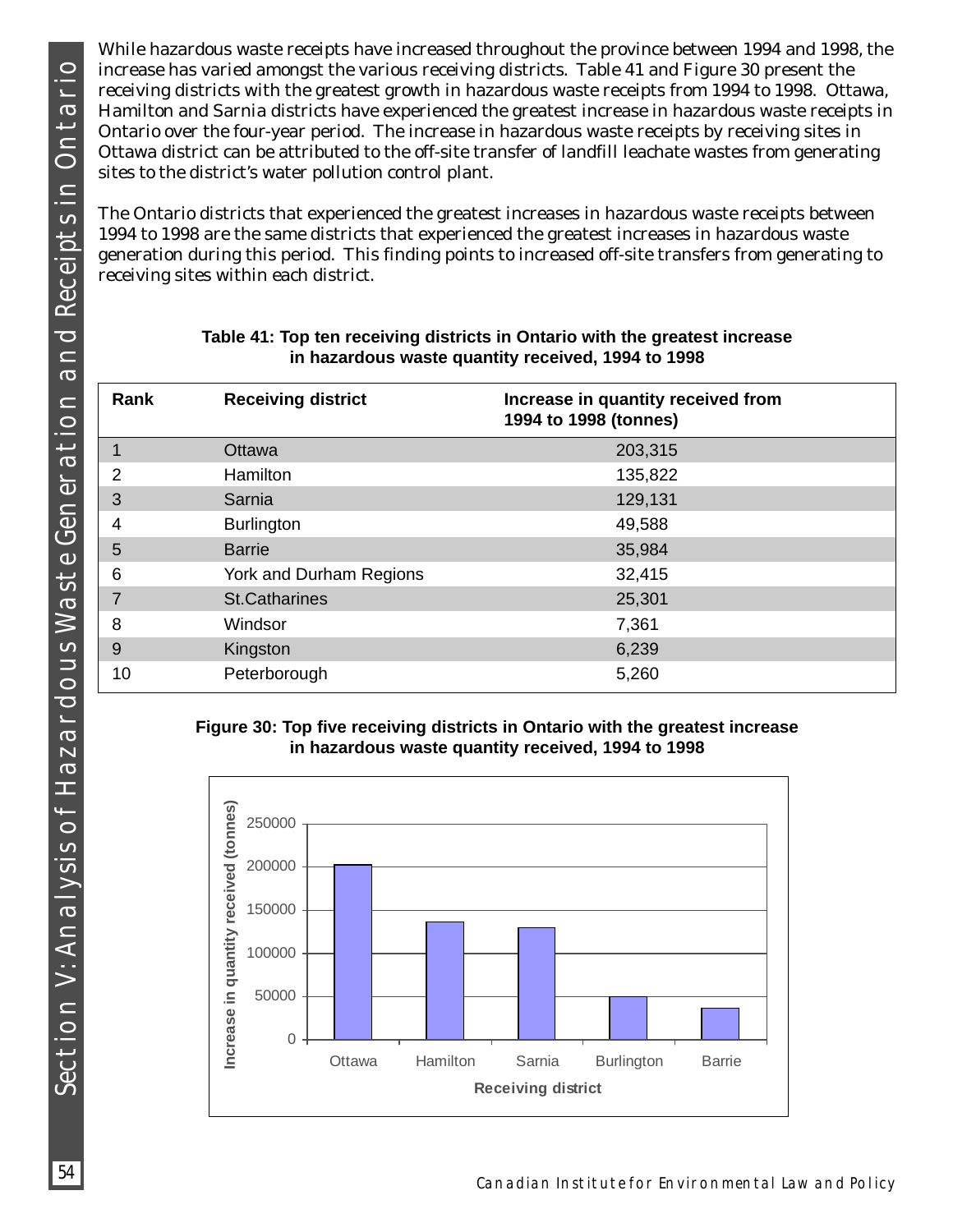While hazardous waste receipts have increased throughout the province between 1994 and 1998, the increase has varied amongst the various receiving districts. Table 41 and Figure 30 present the receiving districts with the greatest growth in hazardous waste receipts from 1994 to 1998. Ottawa, Hamilton and Sarnia districts have experienced the greatest increase in hazardous waste receipts in Ontario over the four-year period. The increase in hazardous waste receipts by receiving sites in Ottawa district can be attributed to the off-site transfer of landfill leachate wastes from generating sites to the district's water pollution control plant.

The Ontario districts that experienced the greatest increases in hazardous waste receipts between 1994 to 1998 are the same districts that experienced the greatest increases in hazardous waste generation during this period. This finding points to increased off-site transfers from generating to receiving sites within each district.

**Table 41: Top ten receiving districts in Ontario with the greatest increase in hazardous waste quantity received, 1994 to 1998**

| Rank | Receiving district | Increase in quantity received from 1994 to 1998 (tonnes) |
|---|---|---|
| 1 | Ottawa | 203,315 |
| 2 | Hamilton | 135,822 |
| 3 | Sarnia | 129,131 |
| 4 | Burlington | 49,588 |
| 5 | Barrie | 35,984 |
| 6 | York and Durham Regions | 32,415 |
| 7 | St.Catharines | 25,301 |
| 8 | Windsor | 7,361 |
| 9 | Kingston | 6,239 |
| 10 | Peterborough | 5,260 |

**Figure 30: Top five receiving districts in Ontario with the greatest increase in hazardous waste quantity received, 1994 to 1998**

| Receiving district | Increase in quantity received (tonnes) |
|---|---|
| Ottawa | 203,315 |
| Hamilton | 135,822 |
| Sarnia | 129,131 |
| Burlington | 49,588 |
| Barrie | 35,984 |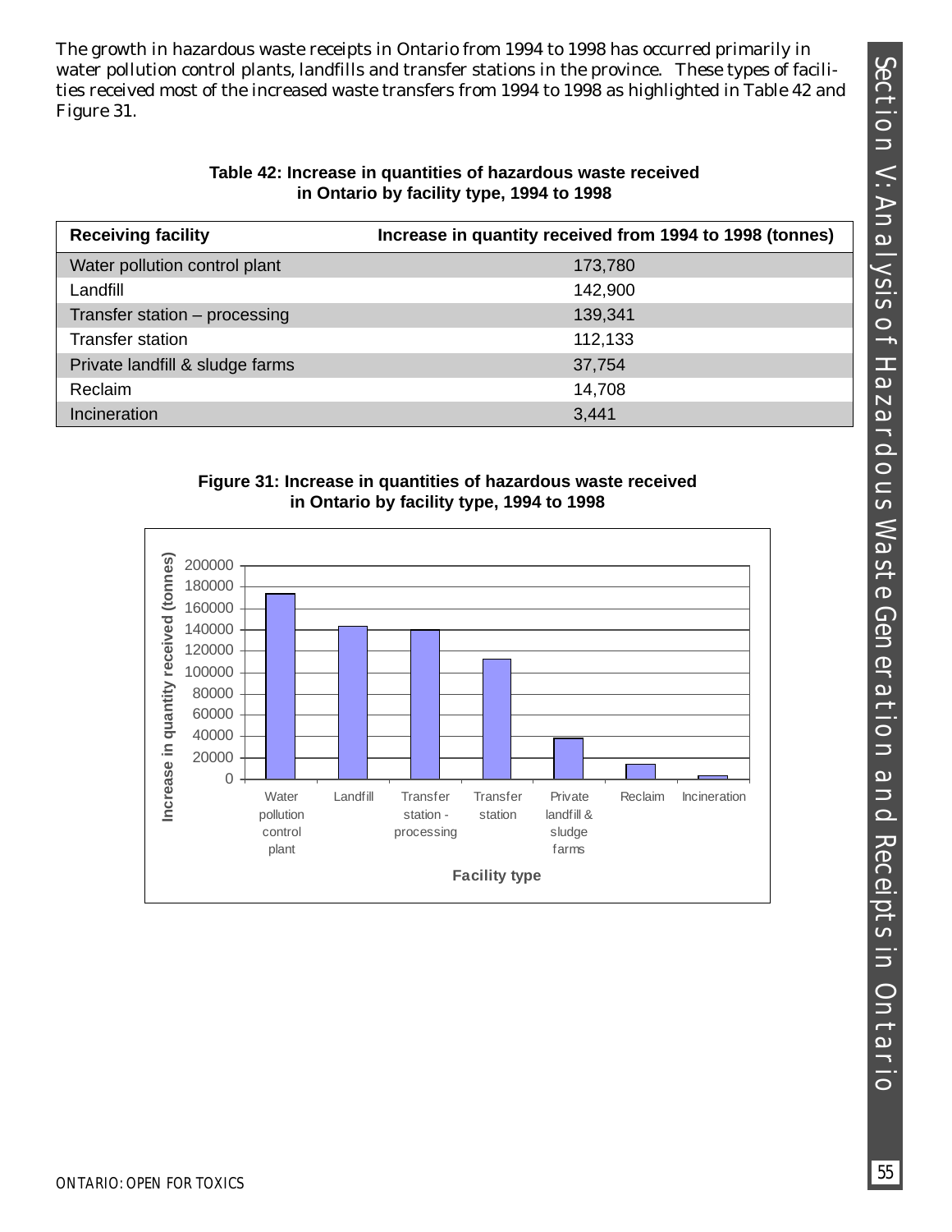The growth in hazardous waste receipts in Ontario from 1994 to 1998 has occurred primarily in water pollution control plants, landfills and transfer stations in the province. These types of facilities received most of the increased waste transfers from 1994 to 1998 as highlighted in Table 42 and Figure 31.

**Table 42: Increase in quantities of hazardous waste received in Ontario by facility type, 1994 to 1998**

| Receiving facility | Increase in quantity received from 1994 to 1998 (tonnes) |
|---|---|
| Water pollution control plant | 173,780 |
| Landfill | 142,900 |
| Transfer station – processing | 139,341 |
| Transfer station | 112,133 |
| Private landfill & sludge farms | 37,754 |
| Reclaim | 14,708 |
| Incineration | 3,441 |

**Figure 31: Increase in quantities of hazardous waste received in Ontario by facility type, 1994 to 1998**

Increase in quantity received (tonnes)

200000
180000
160000
140000
120000
100000
80000
60000
40000
20000
0

Water pollution control plant | Landfill | Transfer station - processing | Transfer station | Private landfill & sludge farms | Reclaim | Incineration

Facility type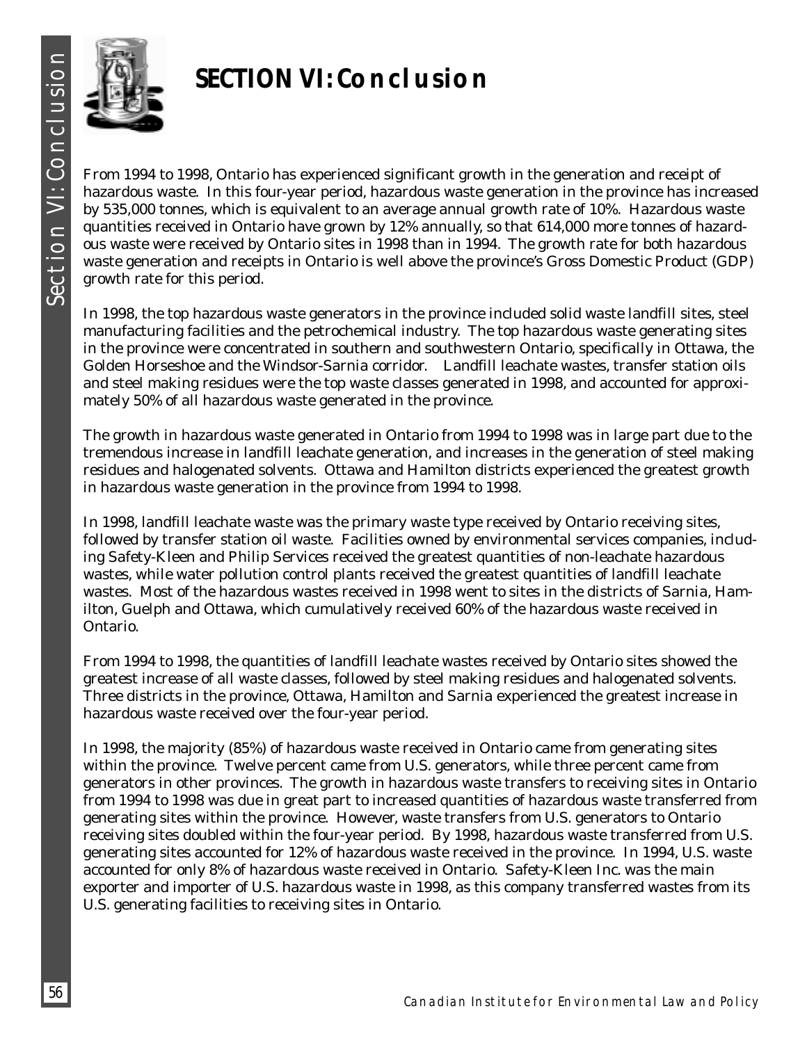# SECTION VI: Conclusion

From 1994 to 1998, Ontario has experienced significant growth in the generation and receipt of hazardous waste. In this four-year period, hazardous waste generation in the province has increased by 535,000 tonnes, which is equivalent to an average annual growth rate of 10%. Hazardous waste quantities received in Ontario have grown by 12% annually, so that 614,000 more tonnes of hazardous waste were received by Ontario sites in 1998 than in 1994. The growth rate for both hazardous waste generation and receipts in Ontario is well above the province's Gross Domestic Product (GDP) growth rate for this period.

In 1998, the top hazardous waste generators in the province included solid waste landfill sites, steel manufacturing facilities and the petrochemical industry. The top hazardous waste generating sites in the province were concentrated in southern and southwestern Ontario, specifically in Ottawa, the Golden Horseshoe and the Windsor-Sarnia corridor. Landfill leachate wastes, transfer station oils and steel making residues were the top waste classes generated in 1998, and accounted for approximately 50% of all hazardous waste generated in the province.

The growth in hazardous waste generated in Ontario from 1994 to 1998 was in large part due to the tremendous increase in landfill leachate generation, and increases in the generation of steel making residues and halogenated solvents. Ottawa and Hamilton districts experienced the greatest growth in hazardous waste generation in the province from 1994 to 1998.

In 1998, landfill leachate waste was the primary waste type received by Ontario receiving sites, followed by transfer station oil waste. Facilities owned by environmental services companies, including Safety-Kleen and Philip Services received the greatest quantities of non-leachate hazardous wastes, while water pollution control plants received the greatest quantities of landfill leachate wastes. Most of the hazardous wastes received in 1998 went to sites in the districts of Sarnia, Hamilton, Guelph and Ottawa, which cumulatively received 60% of the hazardous waste received in Ontario.

From 1994 to 1998, the quantities of landfill leachate wastes received by Ontario sites showed the greatest increase of all waste classes, followed by steel making residues and halogenated solvents. Three districts in the province, Ottawa, Hamilton and Sarnia experienced the greatest increase in hazardous waste received over the four-year period.

In 1998, the majority (85%) of hazardous waste received in Ontario came from generating sites within the province. Twelve percent came from U.S. generators, while three percent came from generators in other provinces. The growth in hazardous waste transfers to receiving sites in Ontario from 1994 to 1998 was due in great part to increased quantities of hazardous waste transferred from generating sites within the province. However, waste transfers from U.S. generators to Ontario receiving sites doubled within the four-year period. By 1998, hazardous waste transferred from U.S. generating sites accounted for 12% of hazardous waste received in the province. In 1994, U.S. waste accounted for only 8% of hazardous waste received in Ontario. Safety-Kleen Inc. was the main exporter and importer of U.S. hazardous waste in 1998, as this company transferred wastes from its U.S. generating facilities to receiving sites in Ontario.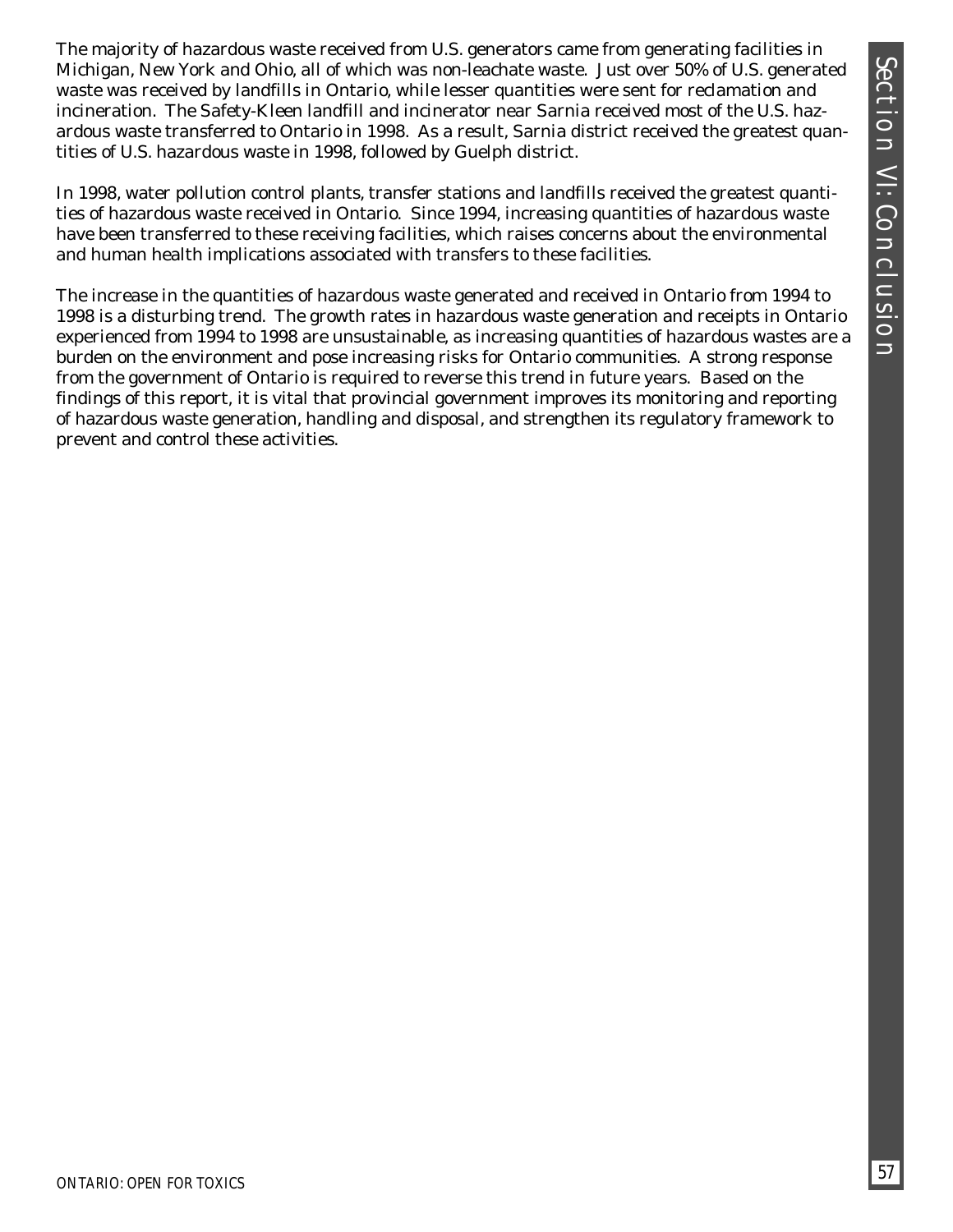The majority of hazardous waste received from U.S. generators came from generating facilities in Michigan, New York and Ohio, all of which was non-leachate waste. Just over 50% of U.S. generated waste was received by landfills in Ontario, while lesser quantities were sent for reclamation and incineration. The Safety-Kleen landfill and incinerator near Sarnia received most of the U.S. hazardous waste transferred to Ontario in 1998. As a result, Sarnia district received the greatest quantities of U.S. hazardous waste in 1998, followed by Guelph district.

In 1998, water pollution control plants, transfer stations and landfills received the greatest quantities of hazardous waste received in Ontario. Since 1994, increasing quantities of hazardous waste have been transferred to these receiving facilities, which raises concerns about the environmental and human health implications associated with transfers to these facilities.

The increase in the quantities of hazardous waste generated and received in Ontario from 1994 to 1998 is a disturbing trend. The growth rates in hazardous waste generation and receipts in Ontario experienced from 1994 to 1998 are unsustainable, as increasing quantities of hazardous wastes are a burden on the environment and pose increasing risks for Ontario communities. A strong response from the government of Ontario is required to reverse this trend in future years. Based on the findings of this report, it is vital that provincial government improves its monitoring and reporting of hazardous waste generation, handling and disposal, and strengthen its regulatory framework to prevent and control these activities.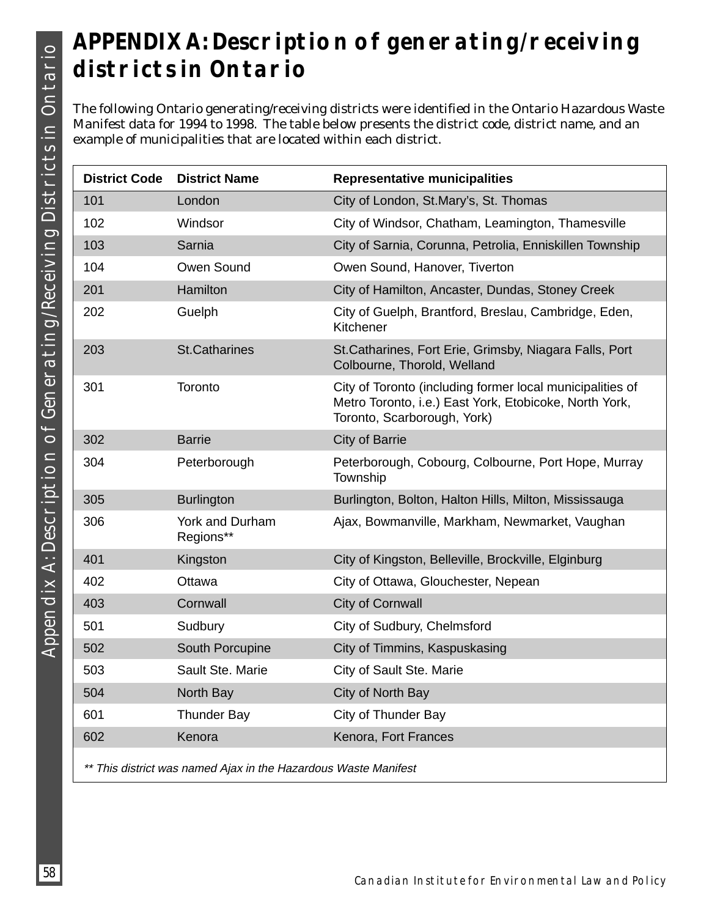# APPENDIX A: Description of generating/receiving districts in Ontario

The following Ontario generating/receiving districts were identified in the Ontario Hazardous Waste Manifest data for 1994 to 1998. The table below presents the district code, district name, and an example of municipalities that are located within each district.

| District Code | District Name | Representative municipalities |
|---|---|---|
| 101 | London | City of London, St.Mary's, St. Thomas |
| 102 | Windsor | City of Windsor, Chatham, Leamington, Thamesville |
| 103 | Sarnia | City of Sarnia, Corunna, Petrolia, Enniskillen Township |
| 104 | Owen Sound | Owen Sound, Hanover, Tiverton |
| 201 | Hamilton | City of Hamilton, Ancaster, Dundas, Stoney Creek |
| 202 | Guelph | City of Guelph, Brantford, Breslau, Cambridge, Eden, Kitchener |
| 203 | St.Catharines | St.Catharines, Fort Erie, Grimsby, Niagara Falls, Port Colbourne, Thorold, Welland |
| 301 | Toronto | City of Toronto (including former local municipalities of Metro Toronto, i.e.) East York, Etobicoke, North York, Toronto, Scarborough, York) |
| 302 | Barrie | City of Barrie |
| 304 | Peterborough | Peterborough, Cobourg, Colbourne, Port Hope, Murray Township |
| 305 | Burlington | Burlington, Bolton, Halton Hills, Milton, Mississauga |
| 306 | York and Durham Regions** | Ajax, Bowmanville, Markham, Newmarket, Vaughan |
| 401 | Kingston | City of Kingston, Belleville, Brockville, Elginburg |
| 402 | Ottawa | City of Ottawa, Glouchester, Nepean |
| 403 | Cornwall | City of Cornwall |
| 501 | Sudbury | City of Sudbury, Chelmsford |
| 502 | South Porcupine | City of Timmins, Kaspuskasing |
| 503 | Sault Ste. Marie | City of Sault Ste. Marie |
| 504 | North Bay | City of North Bay |
| 601 | Thunder Bay | City of Thunder Bay |
| 602 | Kenora | Kenora, Fort Frances |

*** This district was named Ajax in the Hazardous Waste Manifest*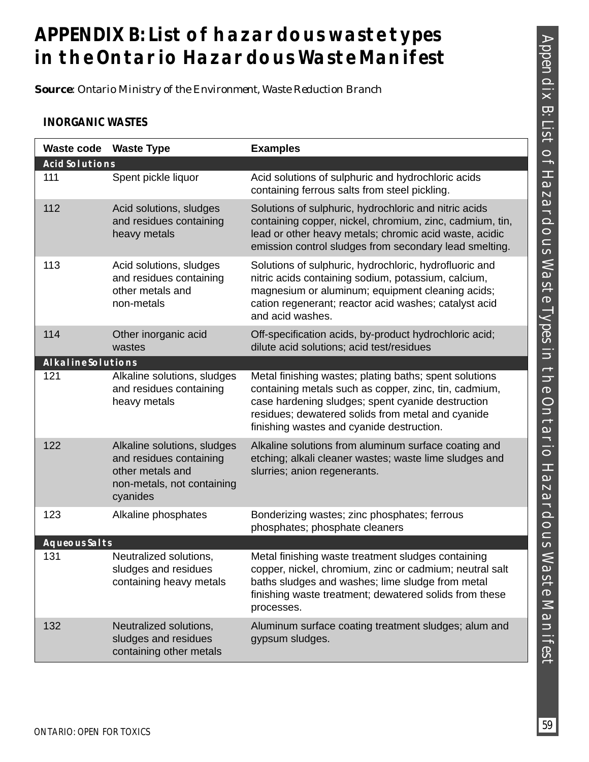# APPENDIX B: List of hazardous waste types in the Ontario Hazardous Waste Manifest

**Source**: Ontario Ministry of the Environment, Waste Reduction Branch

## INORGANIC WASTES

| Waste code | Waste Type | Examples |
|---|---|---|
| **Acid Solutions** | | |
| 111 | Spent pickle liquor | Acid solutions of sulphuric and hydrochloric acids containing ferrous salts from steel pickling. |
| 112 | Acid solutions, sludges and residues containing heavy metals | Solutions of sulphuric, hydrochloric and nitric acids containing copper, nickel, chromium, zinc, cadmium, tin, lead or other heavy metals; chromic acid waste, acidic emission control sludges from secondary lead smelting. |
| 113 | Acid solutions, sludges and residues containing other metals and non-metals | Solutions of sulphuric, hydrochloric, hydrofluoric and nitric acids containing sodium, potassium, calcium, magnesium or aluminum; equipment cleaning acids; cation regenerant; reactor acid washes; catalyst acid and acid washes. |
| 114 | Other inorganic acid wastes | Off-specification acids, by-product hydrochloric acid; dilute acid solutions; acid test/residues |
| **Alkaline Solutions** | | |
| 121 | Alkaline solutions, sludges and residues containing heavy metals | Metal finishing wastes; plating baths; spent solutions containing metals such as copper, zinc, tin, cadmium, case hardening sludges; spent cyanide destruction residues; dewatered solids from metal and cyanide finishing wastes and cyanide destruction. |
| 122 | Alkaline solutions, sludges and residues containing other metals and non-metals, not containing cyanides | Alkaline solutions from aluminum surface coating and etching; alkali cleaner wastes; waste lime sludges and slurries; anion regenerants. |
| 123 | Alkaline phosphates | Bonderizing wastes; zinc phosphates; ferrous phosphates; phosphate cleaners |
| **Aqueous Salts** | | |
| 131 | Neutralized solutions, sludges and residues containing heavy metals | Metal finishing waste treatment sludges containing copper, nickel, chromium, zinc or cadmium; neutral salt baths sludges and washes; lime sludge from metal finishing waste treatment; dewatered solids from these processes. |
| 132 | Neutralized solutions, sludges and residues containing other metals | Aluminum surface coating treatment sludges; alum and gypsum sludges. |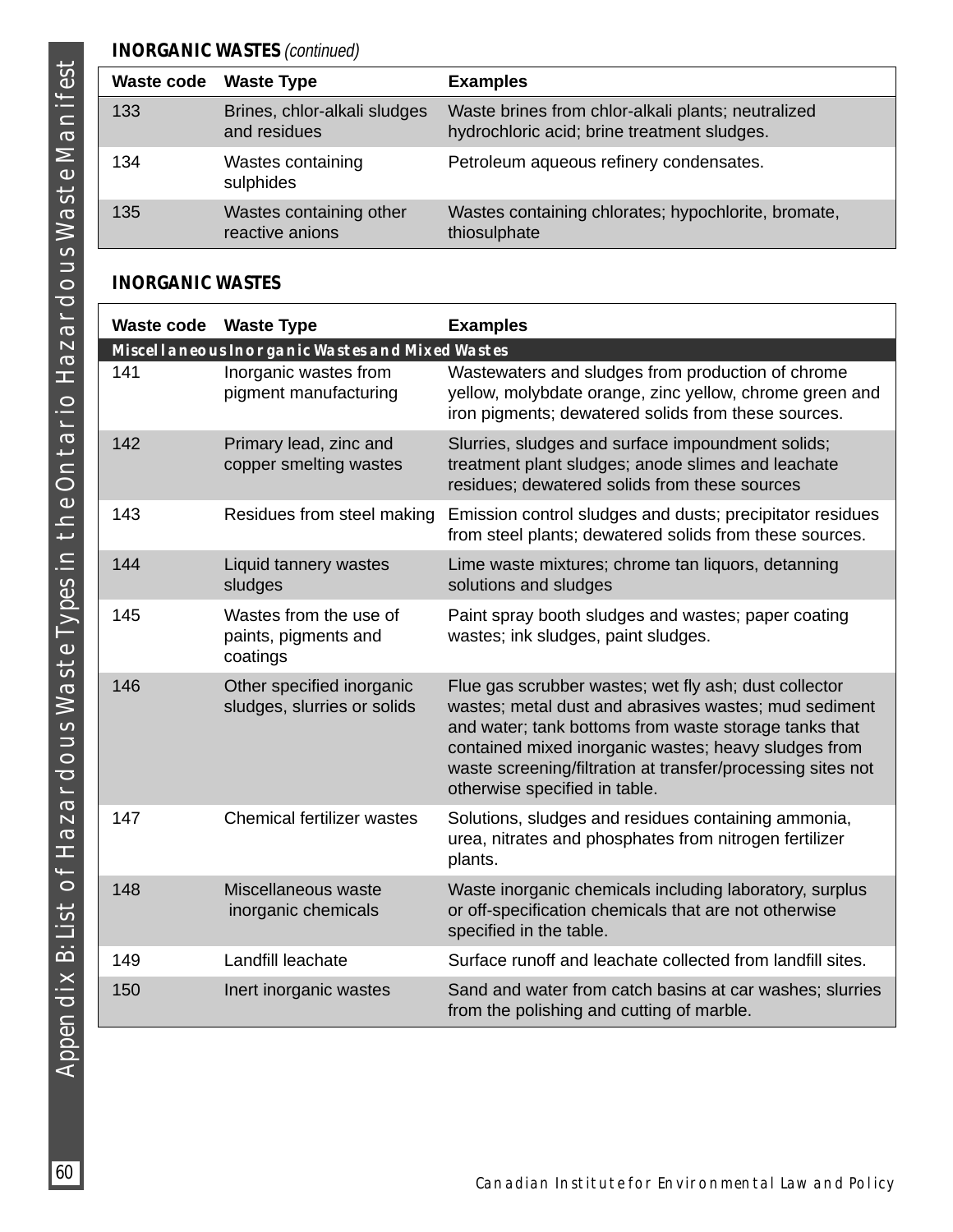**INORGANIC WASTES** *(continued)*

| Waste code | Waste Type | Examples |
|---|---|---|
| 133 | Brines, chlor-alkali sludges and residues | Waste brines from chlor-alkali plants; neutralized hydrochloric acid; brine treatment sludges. |
| 134 | Wastes containing sulphides | Petroleum aqueous refinery condensates. |
| 135 | Wastes containing other reactive anions | Wastes containing chlorates; hypochlorite, bromate, thiosulphate |

**INORGANIC WASTES**

| Waste code | Waste Type | Examples |
|---|---|---|
| ***Miscellaneous Inorganic Wastes and Mixed Wastes*** | | |
| 141 | Inorganic wastes from pigment manufacturing | Wastewaters and sludges from production of chrome yellow, molybdate orange, zinc yellow, chrome green and iron pigments; dewatered solids from these sources. |
| 142 | Primary lead, zinc and copper smelting wastes | Slurries, sludges and surface impoundment solids; treatment plant sludges; anode slimes and leachate residues; dewatered solids from these sources |
| 143 | Residues from steel making | Emission control sludges and dusts; precipitator residues from steel plants; dewatered solids from these sources. |
| 144 | Liquid tannery wastes sludges | Lime waste mixtures; chrome tan liquors, detanning solutions and sludges |
| 145 | Wastes from the use of paints, pigments and coatings | Paint spray booth sludges and wastes; paper coating wastes; ink sludges, paint sludges. |
| 146 | Other specified inorganic sludges, slurries or solids | Flue gas scrubber wastes; wet fly ash; dust collector wastes; metal dust and abrasives wastes; mud sediment and water; tank bottoms from waste storage tanks that contained mixed inorganic wastes; heavy sludges from waste screening/filtration at transfer/processing sites not otherwise specified in table. |
| 147 | Chemical fertilizer wastes | Solutions, sludges and residues containing ammonia, urea, nitrates and phosphates from nitrogen fertilizer plants. |
| 148 | Miscellaneous waste inorganic chemicals | Waste inorganic chemicals including laboratory, surplus or off-specification chemicals that are not otherwise specified in the table. |
| 149 | Landfill leachate | Surface runoff and leachate collected from landfill sites. |
| 150 | Inert inorganic wastes | Sand and water from catch basins at car washes; slurries from the polishing and cutting of marble. |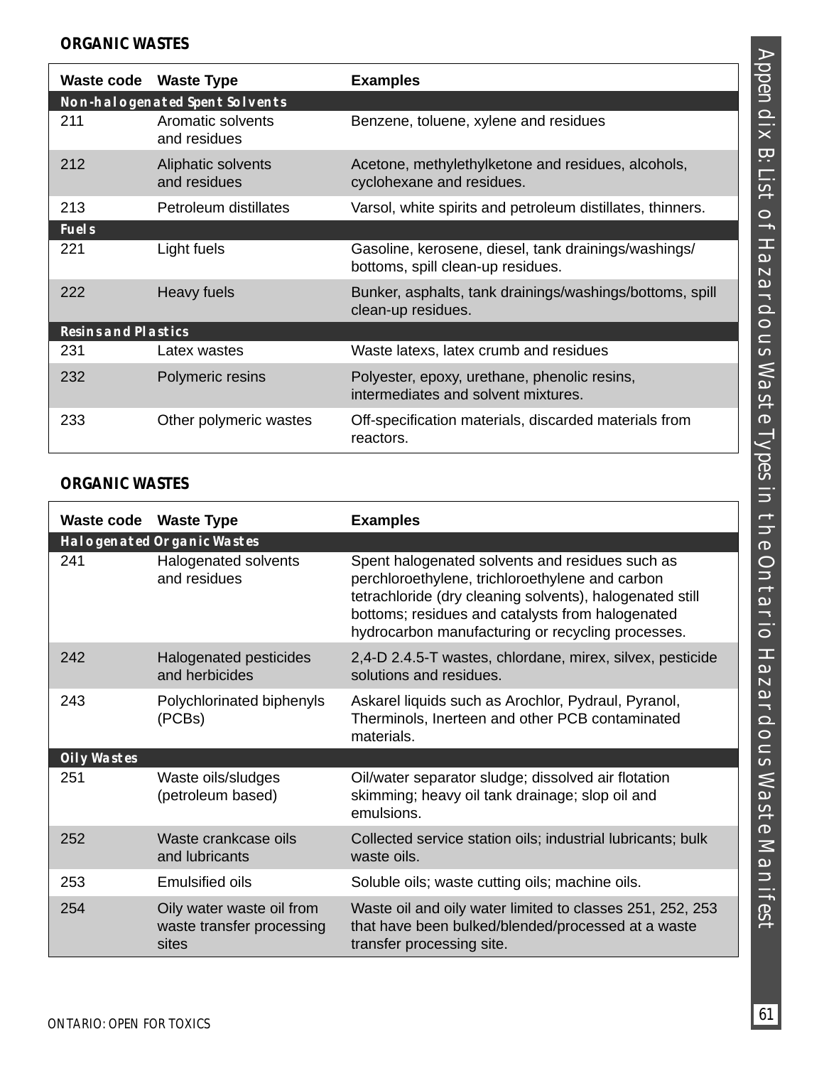## ORGANIC WASTES

| Waste code | Waste Type | Examples |
|---|---|---|
| **Non-halogenated Spent Solvents** | | |
| 211 | Aromatic solvents and residues | Benzene, toluene, xylene and residues |
| 212 | Aliphatic solvents and residues | Acetone, methylethylketone and residues, alcohols, cyclohexane and residues. |
| 213 | Petroleum distillates | Varsol, white spirits and petroleum distillates, thinners. |
| **Fuels** | | |
| 221 | Light fuels | Gasoline, kerosene, diesel, tank drainings/washings/ bottoms, spill clean-up residues. |
| 222 | Heavy fuels | Bunker, asphalts, tank drainings/washings/bottoms, spill clean-up residues. |
| **Resins and Plastics** | | |
| 231 | Latex wastes | Waste latexs, latex crumb and residues |
| 232 | Polymeric resins | Polyester, epoxy, urethane, phenolic resins, intermediates and solvent mixtures. |
| 233 | Other polymeric wastes | Off-specification materials, discarded materials from reactors. |

## ORGANIC WASTES

| Waste code | Waste Type | Examples |
|---|---|---|
| **Halogenated Organic Wastes** | | |
| 241 | Halogenated solvents and residues | Spent halogenated solvents and residues such as perchloroethylene, trichloroethylene and carbon tetrachloride (dry cleaning solvents), halogenated still bottoms; residues and catalysts from halogenated hydrocarbon manufacturing or recycling processes. |
| 242 | Halogenated pesticides and herbicides | 2,4-D 2.4.5-T wastes, chlordane, mirex, silvex, pesticide solutions and residues. |
| 243 | Polychlorinated biphenyls (PCBs) | Askarel liquids such as Arochlor, Pydraul, Pyranol, Therminols, Inerteen and other PCB contaminated materials. |
| **Oily Wastes** | | |
| 251 | Waste oils/sludges (petroleum based) | Oil/water separator sludge; dissolved air flotation skimming; heavy oil tank drainage; slop oil and emulsions. |
| 252 | Waste crankcase oils and lubricants | Collected service station oils; industrial lubricants; bulk waste oils. |
| 253 | Emulsified oils | Soluble oils; waste cutting oils; machine oils. |
| 254 | Oily water waste oil from waste transfer processing sites | Waste oil and oily water limited to classes 251, 252, 253 that have been bulked/blended/processed at a waste transfer processing site. |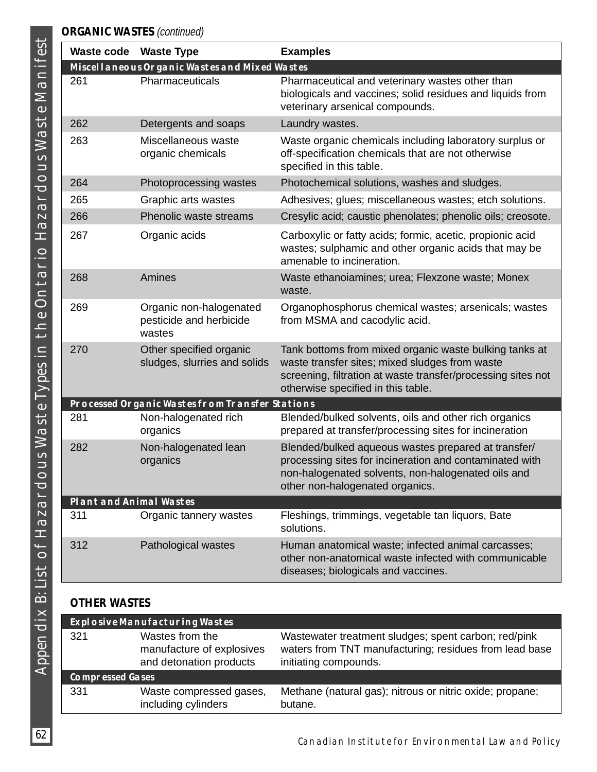**ORGANIC WASTES** *(continued)*

| Waste code | Waste Type | Examples |
|---|---|---|
| **Miscellaneous Organic Wastes and Mixed Wastes** | | |
| 261 | Pharmaceuticals | Pharmaceutical and veterinary wastes other than biologicals and vaccines; solid residues and liquids from veterinary arsenical compounds. |
| 262 | Detergents and soaps | Laundry wastes. |
| 263 | Miscellaneous waste organic chemicals | Waste organic chemicals including laboratory surplus or off-specification chemicals that are not otherwise specified in this table. |
| 264 | Photoprocessing wastes | Photochemical solutions, washes and sludges. |
| 265 | Graphic arts wastes | Adhesives; glues; miscellaneous wastes; etch solutions. |
| 266 | Phenolic waste streams | Cresylic acid; caustic phenolates; phenolic oils; creosote. |
| 267 | Organic acids | Carboxylic or fatty acids; formic, acetic, propionic acid wastes; sulphamic and other organic acids that may be amenable to incineration. |
| 268 | Amines | Waste ethanoiamines; urea; Flexzone waste; Monex waste. |
| 269 | Organic non-halogenated pesticide and herbicide wastes | Organophosphorus chemical wastes; arsenicals; wastes from MSMA and cacodylic acid. |
| 270 | Other specified organic sludges, slurries and solids | Tank bottoms from mixed organic waste bulking tanks at waste transfer sites; mixed sludges from waste screening, filtration at waste transfer/processing sites not otherwise specified in this table. |
| **Processed Organic Wastes from Transfer Stations** | | |
| 281 | Non-halogenated rich organics | Blended/bulked solvents, oils and other rich organics prepared at transfer/processing sites for incineration |
| 282 | Non-halogenated lean organics | Blended/bulked aqueous wastes prepared at transfer/ processing sites for incineration and contaminated with non-halogenated solvents, non-halogenated oils and other non-halogenated organics. |
| **Plant and Animal Wastes** | | |
| 311 | Organic tannery wastes | Fleshings, trimmings, vegetable tan liquors, Bate solutions. |
| 312 | Pathological wastes | Human anatomical waste; infected animal carcasses; other non-anatomical waste infected with communicable diseases; biologicals and vaccines. |

**OTHER WASTES**

| Waste code | Waste Type | Examples |
|---|---|---|
| **Explosive Manufacturing Wastes** | | |
| 321 | Wastes from the manufacture of explosives and detonation products | Wastewater treatment sludges; spent carbon; red/pink waters from TNT manufacturing; residues from lead base initiating compounds. |
| **Compressed Gases** | | |
| 331 | Waste compressed gases, including cylinders | Methane (natural gas); nitrous or nitric oxide; propane; butane. |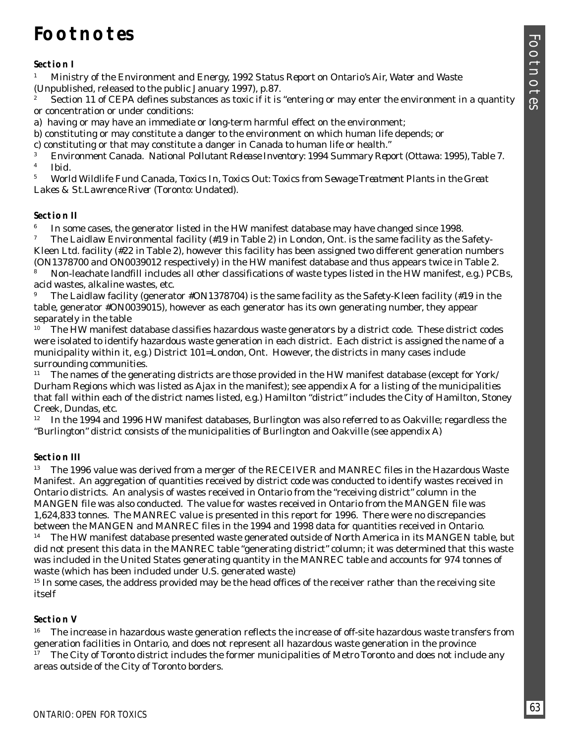# Footnotes

### Section I

[1] Ministry of the Environment and Energy, *1992 Status Report on Ontario's Air, Water and Waste* (Unpublished, released to the public January 1997), p.87.

[2] Section 11 of CEPA defines substances as toxic if it is "entering or may enter the environment in a quantity or concentration or under conditions:

a) having or may have an immediate or long-term harmful effect on the environment;

b) constituting or may constitute a danger to the environment on which human life depends; or

c) constituting or that may constitute a danger in Canada to human life or health."

[3] Environment Canada. *National Pollutant Release Inventory: 1994 Summary Report* (Ottawa: 1995), Table 7.

[4] *Ibid.*

[5] World Wildlife Fund Canada, *Toxics In, Toxics Out: Toxics from Sewage Treatment Plants in the Great Lakes & St.Lawrence River* (Toronto: Undated).

### Section II

[6] In some cases, the generator listed in the HW manifest database may have changed since 1998.

[7] The Laidlaw Environmental facility (#19 in Table 2) in London, Ont. is the same facility as the Safety-Kleen Ltd. facility (#22 in Table 2), however this facility has been assigned two different generation numbers (ON1378700 and ON0039012 respectively) in the HW manifest database and thus appears twice in Table 2.

[8] Non-leachate landfill includes all other classifications of waste types listed in the HW manifest, e.g.) PCBs, acid wastes, alkaline wastes, etc.

[9] The Laidlaw facility (generator #ON1378704) is the same facility as the Safety-Kleen facility (#19 in the table, generator #ON0039015), however as each generator has its own generating number, they appear separately in the table

[10] The HW manifest database classifies hazardous waste generators by a district code. These district codes were isolated to identify hazardous waste generation in each district. Each district is assigned the name of a municipality within it, e.g.) District 101=London, Ont. However, the districts in many cases include surrounding communities.

[11] The names of the generating districts are those provided in the HW manifest database (except for York/Durham Regions which was listed as Ajax in the manifest); see appendix A for a listing of the municipalities that fall within each of the district names listed, e.g.) Hamilton "district" includes the City of Hamilton, Stoney Creek, Dundas, etc.

[12] In the 1994 and 1996 HW manifest databases, Burlington was also referred to as Oakville; regardless the "Burlington" district consists of the municipalities of Burlington and Oakville (see appendix A)

### Section III

[13] The 1996 value was derived from a merger of the RECEIVER and MANREC files in the Hazardous Waste Manifest. An aggregation of quantities received by district code was conducted to identify wastes received in Ontario districts. An analysis of wastes received in Ontario from the "receiving district" column in the MANGEN file was also conducted. The value for wastes received in Ontario from the MANGEN file was 1,624,833 tonnes. The MANREC value is presented in this report for 1996. There were no discrepancies between the MANGEN and MANREC files in the 1994 and 1998 data for quantities received in Ontario.

[14] The HW manifest database presented waste generated outside of North America in its MANGEN table, but did not present this data in the MANREC table "generating district" column; it was determined that this waste was included in the United States generating quantity in the MANREC table and accounts for 974 tonnes of waste (which has been included under U.S. generated waste)

[15] In some cases, the address provided may be the head offices of the receiver rather than the receiving site itself

### Section V

[16] The increase in hazardous waste generation reflects the increase of off-site hazardous waste transfers from generation facilities in Ontario, and does not represent all hazardous waste generation in the province

[17] The City of Toronto district includes the former municipalities of Metro Toronto and does not include any areas outside of the City of Toronto borders.